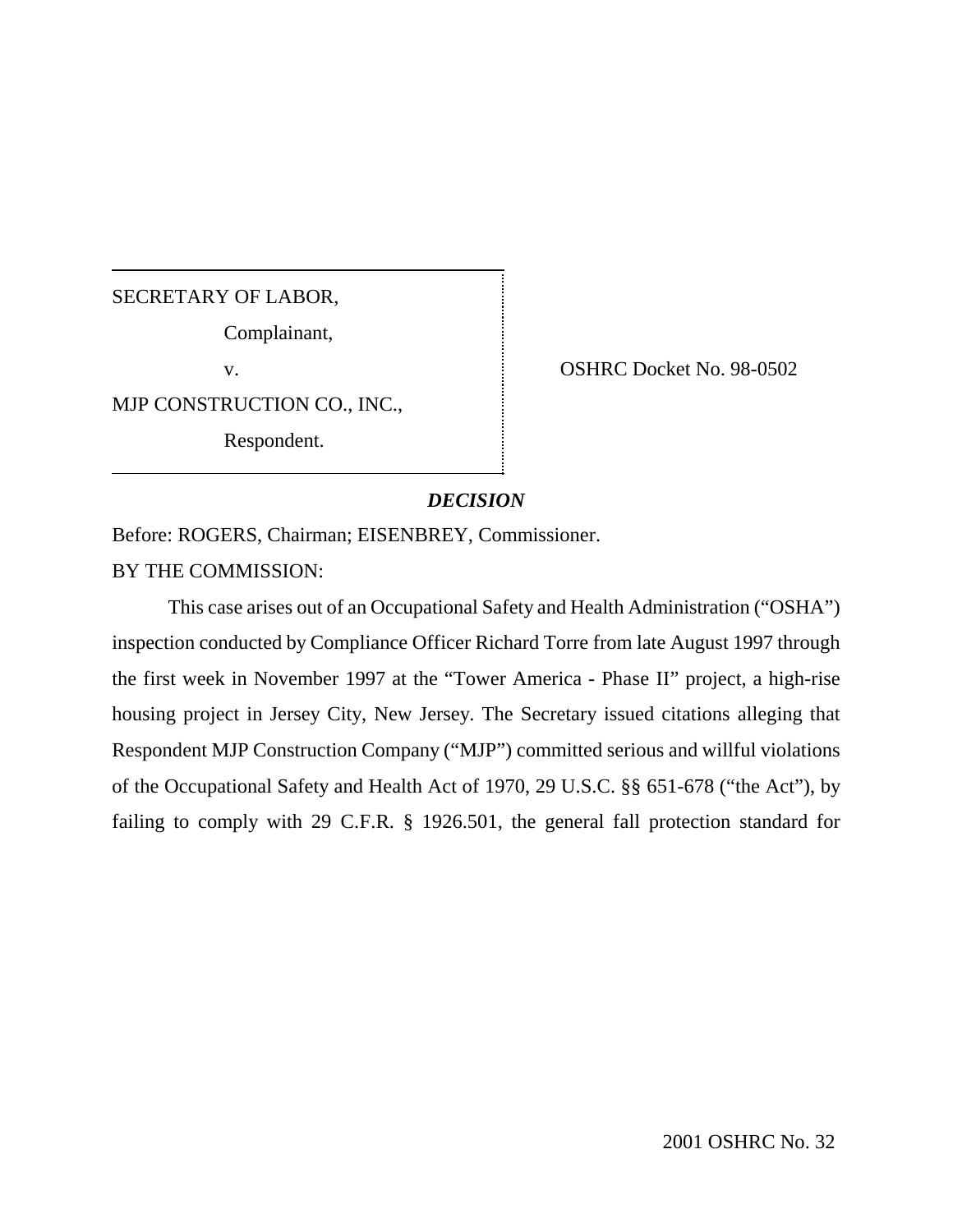SECRETARY OF LABOR,

Complainant,

v.

MJP CONSTRUCTION CO., INC.,

Respondent.

OSHRC Docket No. 98-0502

***DECISION***

Before: ROGERS, Chairman; EISENBREY, Commissioner.

BY THE COMMISSION:

This case arises out of an Occupational Safety and Health Administration ("OSHA") inspection conducted by Compliance Officer Richard Torre from late August 1997 through the first week in November 1997 at the "Tower America - Phase II" project, a high-rise housing project in Jersey City, New Jersey. The Secretary issued citations alleging that Respondent MJP Construction Company ("MJP") committed serious and willful violations of the Occupational Safety and Health Act of 1970, 29 U.S.C. §§ 651-678 ("the Act"), by failing to comply with 29 C.F.R. § 1926.501, the general fall protection standard for

2001 OSHRC No. 32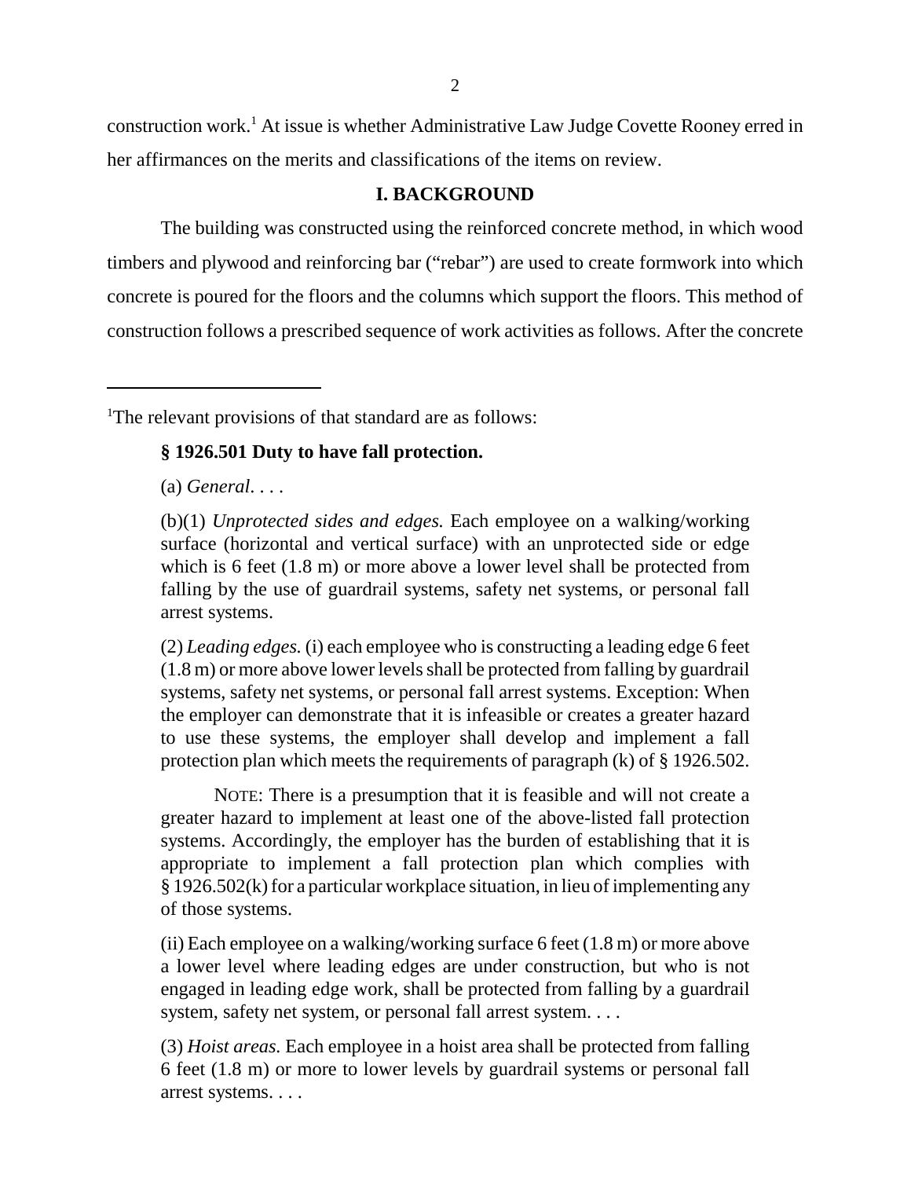construction work.[1] At issue is whether Administrative Law Judge Covette Rooney erred in her affirmances on the merits and classifications of the items on review.

## I. BACKGROUND

The building was constructed using the reinforced concrete method, in which wood timbers and plywood and reinforcing bar ("rebar") are used to create formwork into which concrete is poured for the floors and the columns which support the floors. This method of construction follows a prescribed sequence of work activities as follows. After the concrete

---

[1]The relevant provisions of that standard are as follows:

> **§ 1926.501 Duty to have fall protection.**
>
> (a) *General*. . . .
>
> (b)(1) *Unprotected sides and edges.* Each employee on a walking/working surface (horizontal and vertical surface) with an unprotected side or edge which is 6 feet (1.8 m) or more above a lower level shall be protected from falling by the use of guardrail systems, safety net systems, or personal fall arrest systems.
>
> (2) *Leading edges.* (i) each employee who is constructing a leading edge 6 feet (1.8 m) or more above lower levels shall be protected from falling by guardrail systems, safety net systems, or personal fall arrest systems. Exception: When the employer can demonstrate that it is infeasible or creates a greater hazard to use these systems, the employer shall develop and implement a fall protection plan which meets the requirements of paragraph (k) of § 1926.502.
>
> NOTE: There is a presumption that it is feasible and will not create a greater hazard to implement at least one of the above-listed fall protection systems. Accordingly, the employer has the burden of establishing that it is appropriate to implement a fall protection plan which complies with § 1926.502(k) for a particular workplace situation, in lieu of implementing any of those systems.
>
> (ii) Each employee on a walking/working surface 6 feet (1.8 m) or more above a lower level where leading edges are under construction, but who is not engaged in leading edge work, shall be protected from falling by a guardrail system, safety net system, or personal fall arrest system. . . .
>
> (3) *Hoist areas.* Each employee in a hoist area shall be protected from falling 6 feet (1.8 m) or more to lower levels by guardrail systems or personal fall arrest systems. . . .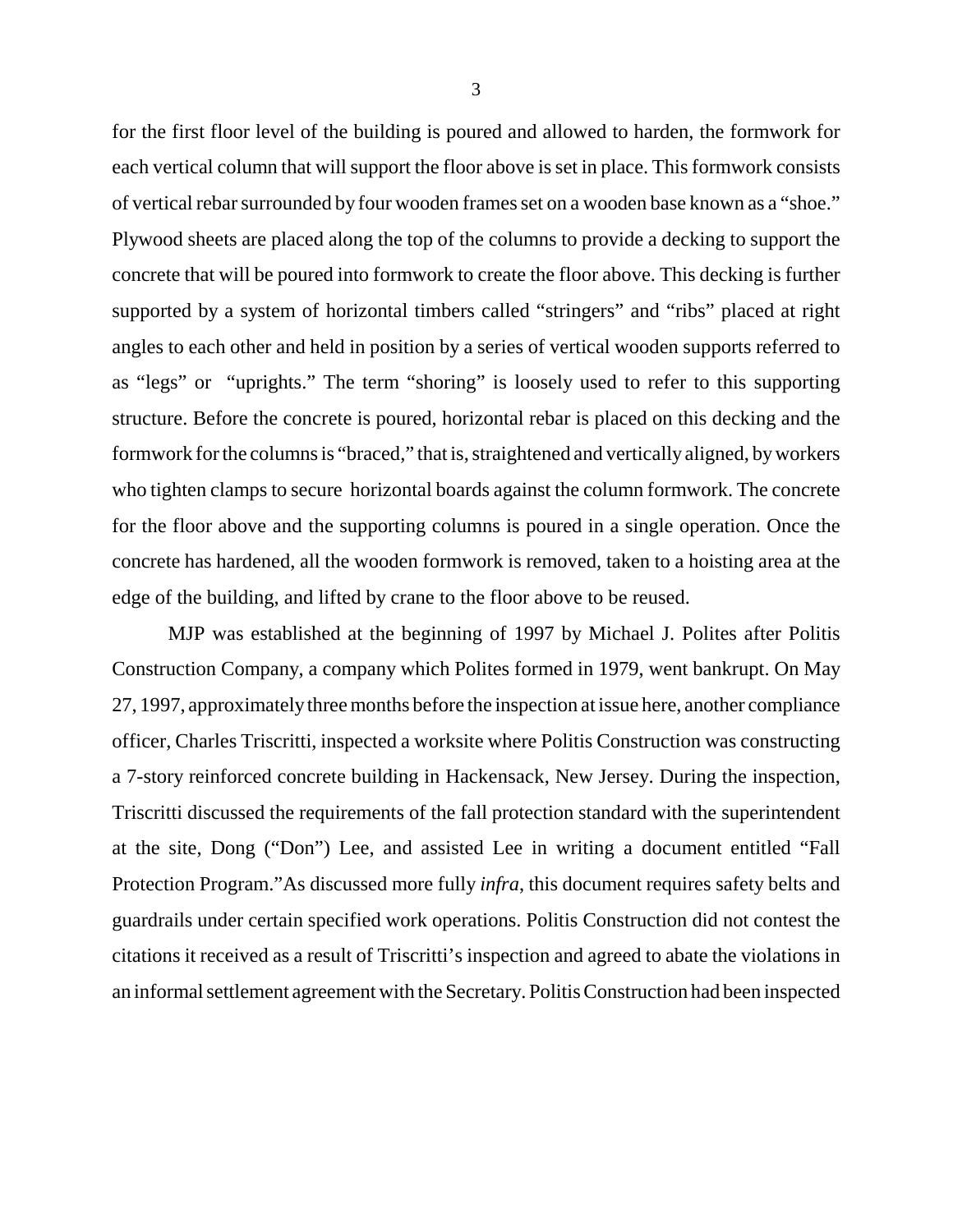for the first floor level of the building is poured and allowed to harden, the formwork for each vertical column that will support the floor above is set in place. This formwork consists of vertical rebar surrounded by four wooden frames set on a wooden base known as a "shoe." Plywood sheets are placed along the top of the columns to provide a decking to support the concrete that will be poured into formwork to create the floor above. This decking is further supported by a system of horizontal timbers called "stringers" and "ribs" placed at right angles to each other and held in position by a series of vertical wooden supports referred to as "legs" or "uprights." The term "shoring" is loosely used to refer to this supporting structure. Before the concrete is poured, horizontal rebar is placed on this decking and the formwork for the columns is "braced," that is, straightened and vertically aligned, by workers who tighten clamps to secure horizontal boards against the column formwork. The concrete for the floor above and the supporting columns is poured in a single operation. Once the concrete has hardened, all the wooden formwork is removed, taken to a hoisting area at the edge of the building, and lifted by crane to the floor above to be reused.

MJP was established at the beginning of 1997 by Michael J. Polites after Politis Construction Company, a company which Polites formed in 1979, went bankrupt. On May 27, 1997, approximately three months before the inspection at issue here, another compliance officer, Charles Triscritti, inspected a worksite where Politis Construction was constructing a 7-story reinforced concrete building in Hackensack, New Jersey. During the inspection, Triscritti discussed the requirements of the fall protection standard with the superintendent at the site, Dong ("Don") Lee, and assisted Lee in writing a document entitled "Fall Protection Program."As discussed more fully *infra*, this document requires safety belts and guardrails under certain specified work operations. Politis Construction did not contest the citations it received as a result of Triscritti's inspection and agreed to abate the violations in an informal settlement agreement with the Secretary. Politis Construction had been inspected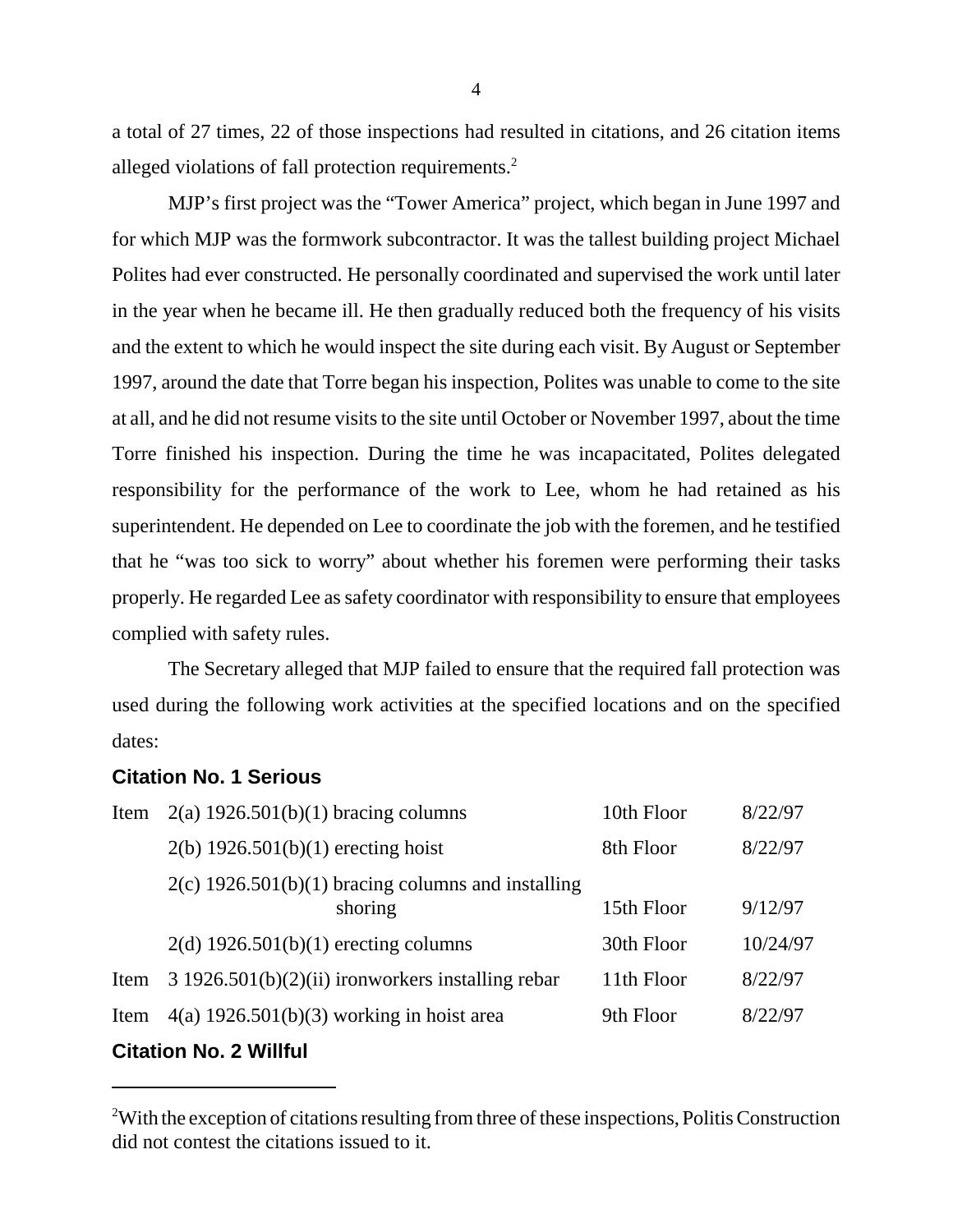a total of 27 times, 22 of those inspections had resulted in citations, and 26 citation items alleged violations of fall protection requirements.[2]

MJP's first project was the "Tower America" project, which began in June 1997 and for which MJP was the formwork subcontractor. It was the tallest building project Michael Polites had ever constructed. He personally coordinated and supervised the work until later in the year when he became ill. He then gradually reduced both the frequency of his visits and the extent to which he would inspect the site during each visit. By August or September 1997, around the date that Torre began his inspection, Polites was unable to come to the site at all, and he did not resume visits to the site until October or November 1997, about the time Torre finished his inspection. During the time he was incapacitated, Polites delegated responsibility for the performance of the work to Lee, whom he had retained as his superintendent. He depended on Lee to coordinate the job with the foremen, and he testified that he "was too sick to worry" about whether his foremen were performing their tasks properly. He regarded Lee as safety coordinator with responsibility to ensure that employees complied with safety rules.

The Secretary alleged that MJP failed to ensure that the required fall protection was used during the following work activities at the specified locations and on the specified dates:

**Citation No. 1 Serious**

| | | | |
|---|---|---|---|
| Item | 2(a) 1926.501(b)(1) bracing columns | 10th Floor | 8/22/97 |
| | 2(b) 1926.501(b)(1) erecting hoist | 8th Floor | 8/22/97 |
| | 2(c) 1926.501(b)(1) bracing columns and installing shoring | 15th Floor | 9/12/97 |
| | 2(d) 1926.501(b)(1) erecting columns | 30th Floor | 10/24/97 |
| Item | 3 1926.501(b)(2)(ii) ironworkers installing rebar | 11th Floor | 8/22/97 |
| Item | 4(a) 1926.501(b)(3) working in hoist area | 9th Floor | 8/22/97 |

**Citation No. 2 Willful**

[2] With the exception of citations resulting from three of these inspections, Politis Construction did not contest the citations issued to it.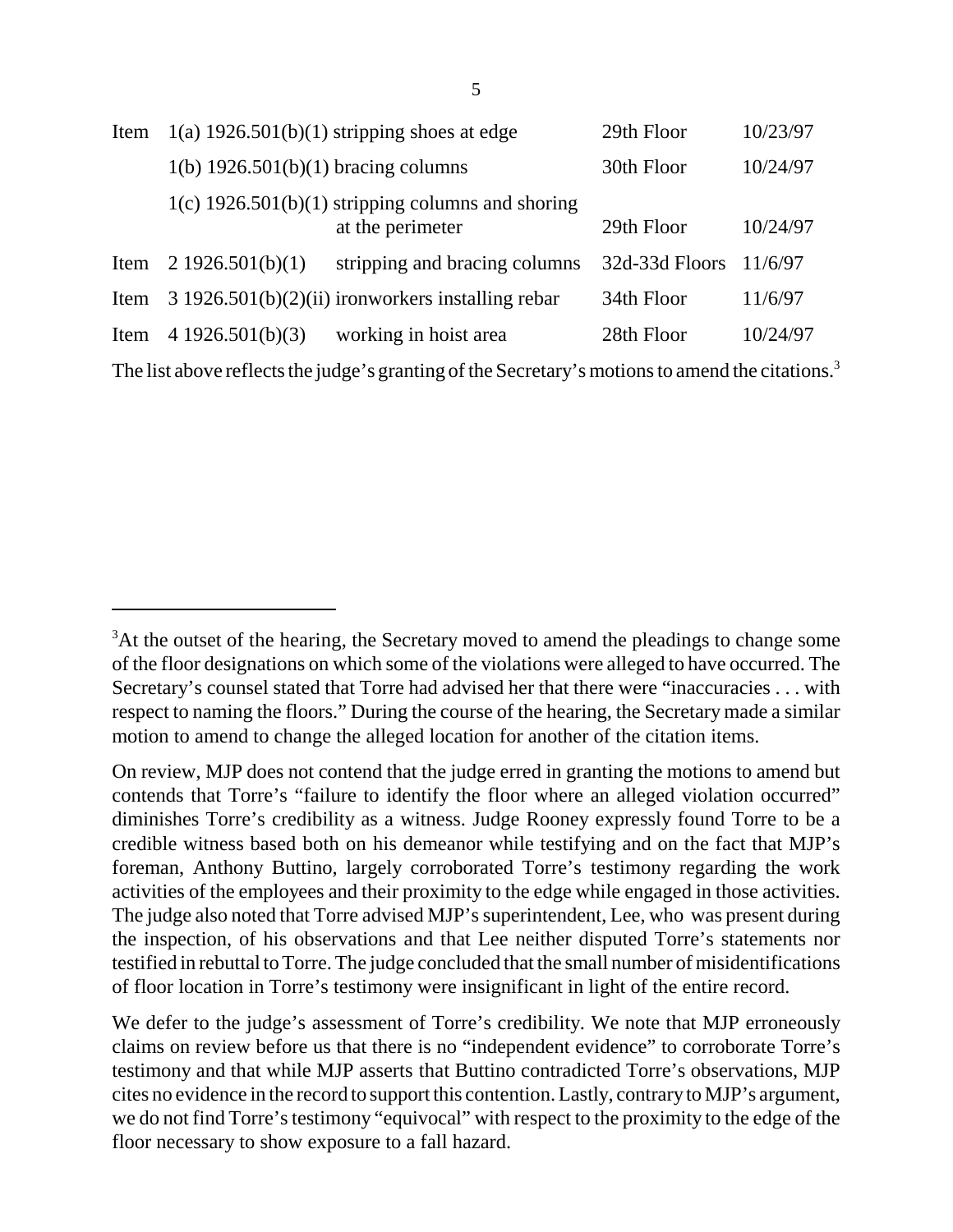| | | | | |
|---|---|---|---|---|
| Item | 1(a) 1926.501(b)(1) | stripping shoes at edge | 29th Floor | 10/23/97 |
| | 1(b) 1926.501(b)(1) | bracing columns | 30th Floor | 10/24/97 |
| | 1(c) 1926.501(b)(1) | stripping columns and shoring at the perimeter | 29th Floor | 10/24/97 |
| Item | 2 1926.501(b)(1) | stripping and bracing columns | 32d-33d Floors | 11/6/97 |
| Item | 3 1926.501(b)(2)(ii) | ironworkers installing rebar | 34th Floor | 11/6/97 |
| Item | 4 1926.501(b)(3) | working in hoist area | 28th Floor | 10/24/97 |

The list above reflects the judge's granting of the Secretary's motions to amend the citations.[3]

---

[3]At the outset of the hearing, the Secretary moved to amend the pleadings to change some of the floor designations on which some of the violations were alleged to have occurred. The Secretary's counsel stated that Torre had advised her that there were "inaccuracies . . . with respect to naming the floors." During the course of the hearing, the Secretary made a similar motion to amend to change the alleged location for another of the citation items.

On review, MJP does not contend that the judge erred in granting the motions to amend but contends that Torre's "failure to identify the floor where an alleged violation occurred" diminishes Torre's credibility as a witness. Judge Rooney expressly found Torre to be a credible witness based both on his demeanor while testifying and on the fact that MJP's foreman, Anthony Buttino, largely corroborated Torre's testimony regarding the work activities of the employees and their proximity to the edge while engaged in those activities. The judge also noted that Torre advised MJP's superintendent, Lee, who was present during the inspection, of his observations and that Lee neither disputed Torre's statements nor testified in rebuttal to Torre. The judge concluded that the small number of misidentifications of floor location in Torre's testimony were insignificant in light of the entire record.

We defer to the judge's assessment of Torre's credibility. We note that MJP erroneously claims on review before us that there is no "independent evidence" to corroborate Torre's testimony and that while MJP asserts that Buttino contradicted Torre's observations, MJP cites no evidence in the record to support this contention. Lastly, contrary to MJP's argument, we do not find Torre's testimony "equivocal" with respect to the proximity to the edge of the floor necessary to show exposure to a fall hazard.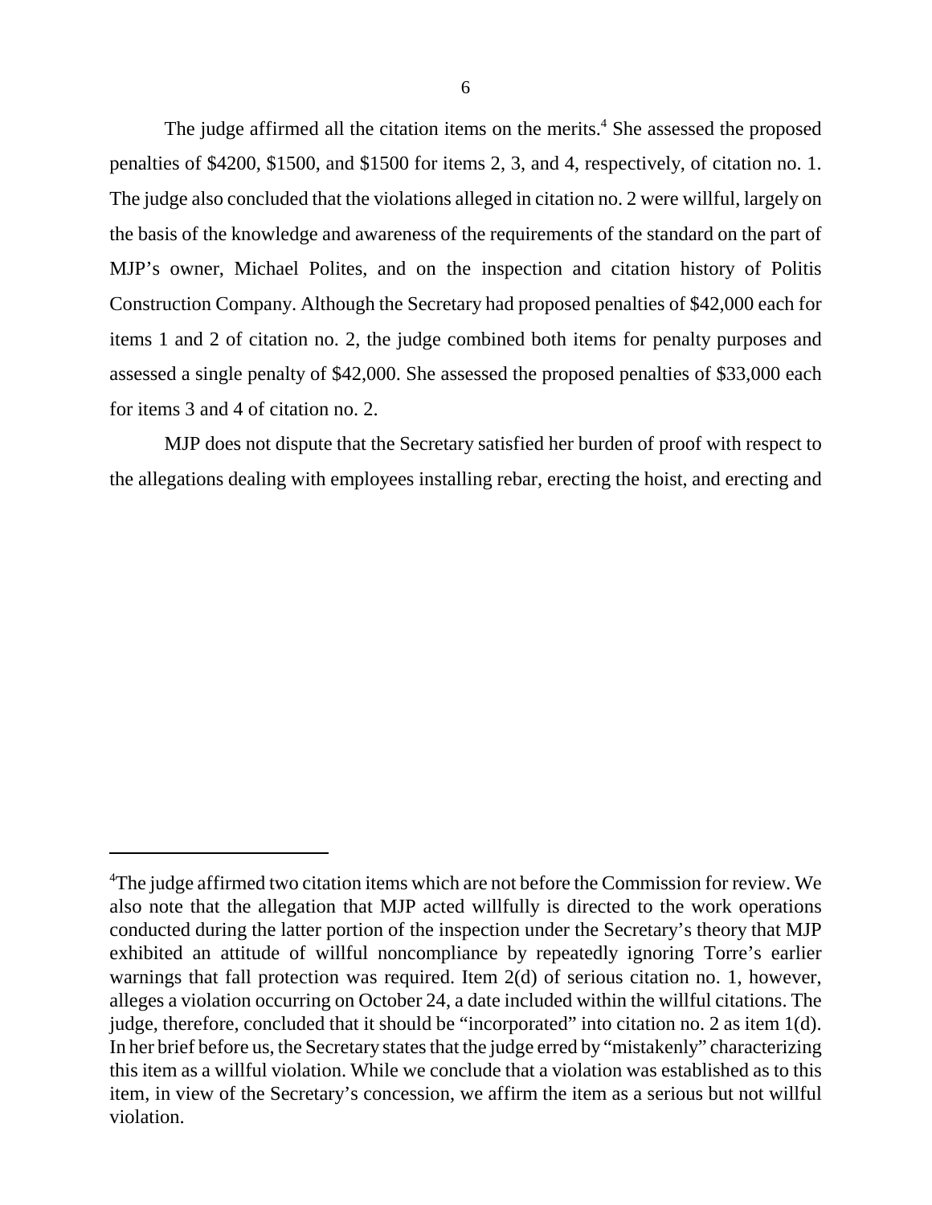The judge affirmed all the citation items on the merits.[4] She assessed the proposed penalties of $4200, $1500, and $1500 for items 2, 3, and 4, respectively, of citation no. 1. The judge also concluded that the violations alleged in citation no. 2 were willful, largely on the basis of the knowledge and awareness of the requirements of the standard on the part of MJP's owner, Michael Polites, and on the inspection and citation history of Politis Construction Company. Although the Secretary had proposed penalties of $42,000 each for items 1 and 2 of citation no. 2, the judge combined both items for penalty purposes and assessed a single penalty of $42,000. She assessed the proposed penalties of $33,000 each for items 3 and 4 of citation no. 2.

MJP does not dispute that the Secretary satisfied her burden of proof with respect to the allegations dealing with employees installing rebar, erecting the hoist, and erecting and

---

[4]The judge affirmed two citation items which are not before the Commission for review. We also note that the allegation that MJP acted willfully is directed to the work operations conducted during the latter portion of the inspection under the Secretary's theory that MJP exhibited an attitude of willful noncompliance by repeatedly ignoring Torre's earlier warnings that fall protection was required. Item 2(d) of serious citation no. 1, however, alleges a violation occurring on October 24, a date included within the willful citations. The judge, therefore, concluded that it should be "incorporated" into citation no. 2 as item 1(d). In her brief before us, the Secretary states that the judge erred by "mistakenly" characterizing this item as a willful violation. While we conclude that a violation was established as to this item, in view of the Secretary's concession, we affirm the item as a serious but not willful violation.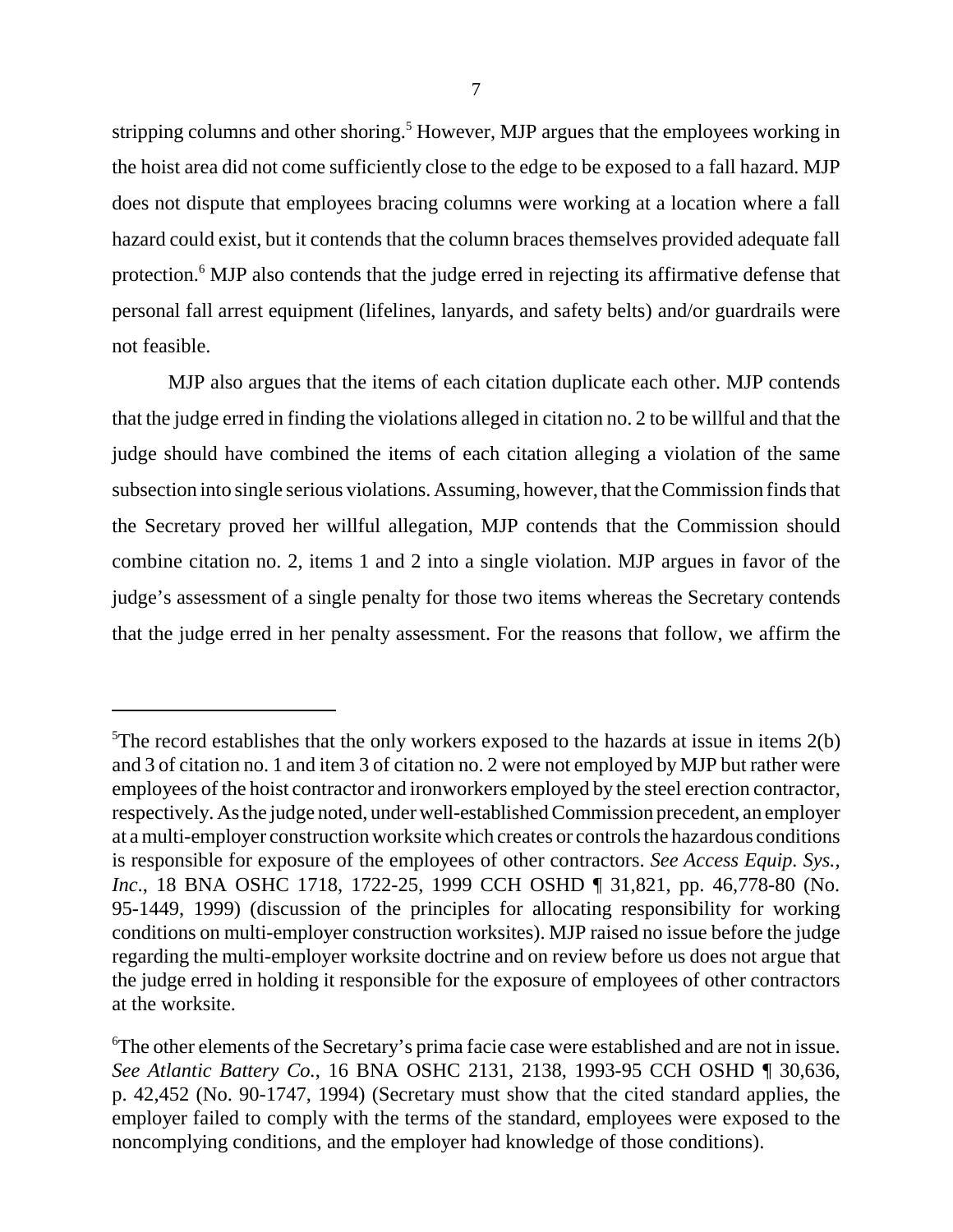stripping columns and other shoring.[5] However, MJP argues that the employees working in the hoist area did not come sufficiently close to the edge to be exposed to a fall hazard. MJP does not dispute that employees bracing columns were working at a location where a fall hazard could exist, but it contends that the column braces themselves provided adequate fall protection.[6] MJP also contends that the judge erred in rejecting its affirmative defense that personal fall arrest equipment (lifelines, lanyards, and safety belts) and/or guardrails were not feasible.

MJP also argues that the items of each citation duplicate each other. MJP contends that the judge erred in finding the violations alleged in citation no. 2 to be willful and that the judge should have combined the items of each citation alleging a violation of the same subsection into single serious violations. Assuming, however, that the Commission finds that the Secretary proved her willful allegation, MJP contends that the Commission should combine citation no. 2, items 1 and 2 into a single violation. MJP argues in favor of the judge's assessment of a single penalty for those two items whereas the Secretary contends that the judge erred in her penalty assessment. For the reasons that follow, we affirm the

---

[5]The record establishes that the only workers exposed to the hazards at issue in items 2(b) and 3 of citation no. 1 and item 3 of citation no. 2 were not employed by MJP but rather were employees of the hoist contractor and ironworkers employed by the steel erection contractor, respectively. As the judge noted, under well-established Commission precedent, an employer at a multi-employer construction worksite which creates or controls the hazardous conditions is responsible for exposure of the employees of other contractors. *See Access Equip. Sys., Inc*., 18 BNA OSHC 1718, 1722-25, 1999 CCH OSHD ¶ 31,821, pp. 46,778-80 (No. 95-1449, 1999) (discussion of the principles for allocating responsibility for working conditions on multi-employer construction worksites). MJP raised no issue before the judge regarding the multi-employer worksite doctrine and on review before us does not argue that the judge erred in holding it responsible for the exposure of employees of other contractors at the worksite.

[6]The other elements of the Secretary's prima facie case were established and are not in issue. *See Atlantic Battery Co.*, 16 BNA OSHC 2131, 2138, 1993-95 CCH OSHD ¶ 30,636, p. 42,452 (No. 90-1747, 1994) (Secretary must show that the cited standard applies, the employer failed to comply with the terms of the standard, employees were exposed to the noncomplying conditions, and the employer had knowledge of those conditions).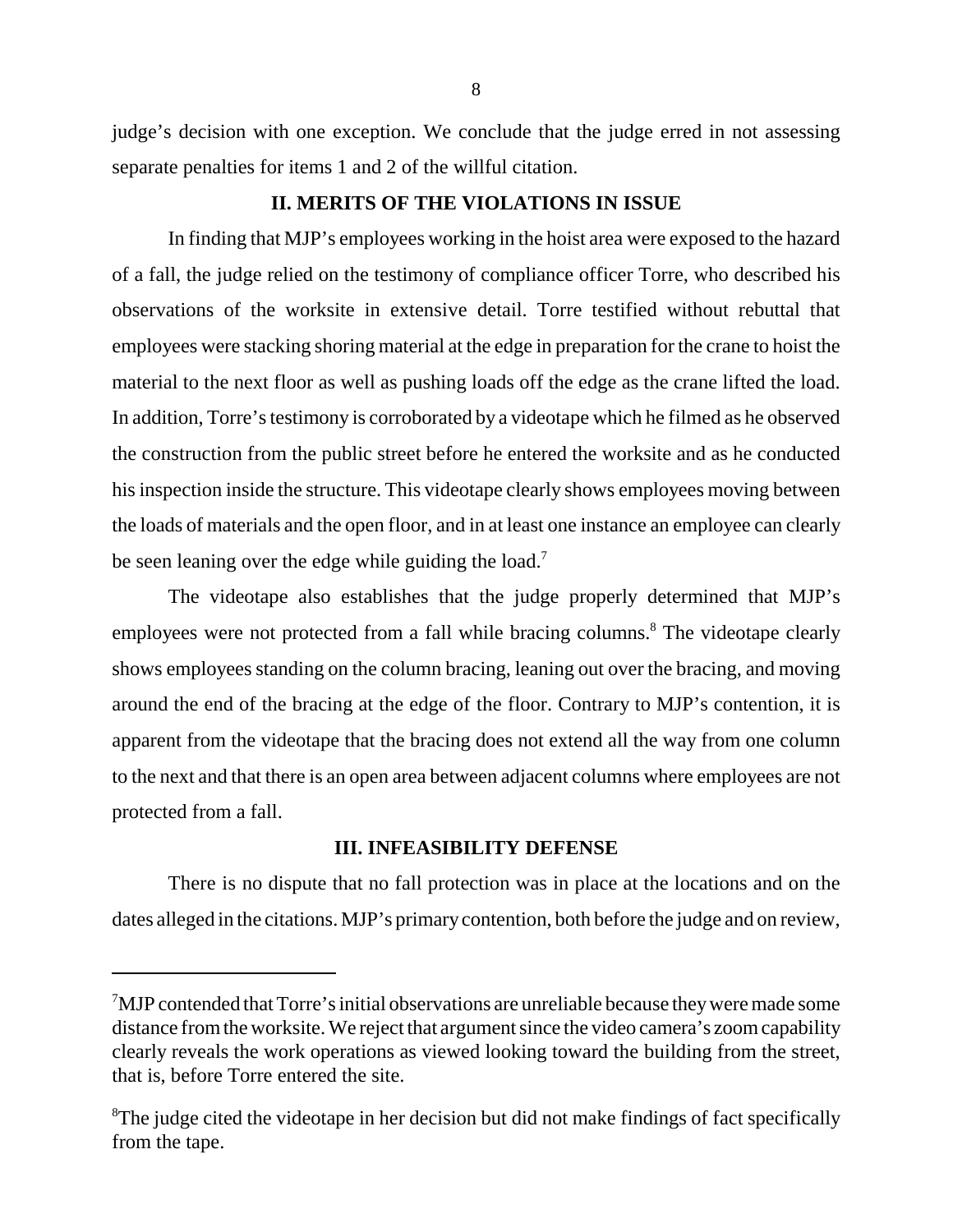judge's decision with one exception. We conclude that the judge erred in not assessing separate penalties for items 1 and 2 of the willful citation.

## II. MERITS OF THE VIOLATIONS IN ISSUE

In finding that MJP's employees working in the hoist area were exposed to the hazard of a fall, the judge relied on the testimony of compliance officer Torre, who described his observations of the worksite in extensive detail. Torre testified without rebuttal that employees were stacking shoring material at the edge in preparation for the crane to hoist the material to the next floor as well as pushing loads off the edge as the crane lifted the load. In addition, Torre's testimony is corroborated by a videotape which he filmed as he observed the construction from the public street before he entered the worksite and as he conducted his inspection inside the structure. This videotape clearly shows employees moving between the loads of materials and the open floor, and in at least one instance an employee can clearly be seen leaning over the edge while guiding the load.[7]

The videotape also establishes that the judge properly determined that MJP's employees were not protected from a fall while bracing columns.[8] The videotape clearly shows employees standing on the column bracing, leaning out over the bracing, and moving around the end of the bracing at the edge of the floor. Contrary to MJP's contention, it is apparent from the videotape that the bracing does not extend all the way from one column to the next and that there is an open area between adjacent columns where employees are not protected from a fall.

## III. INFEASIBILITY DEFENSE

There is no dispute that no fall protection was in place at the locations and on the dates alleged in the citations. MJP's primary contention, both before the judge and on review,

---

[7]MJP contended that Torre's initial observations are unreliable because they were made some distance from the worksite. We reject that argument since the video camera's zoom capability clearly reveals the work operations as viewed looking toward the building from the street, that is, before Torre entered the site.

[8]The judge cited the videotape in her decision but did not make findings of fact specifically from the tape.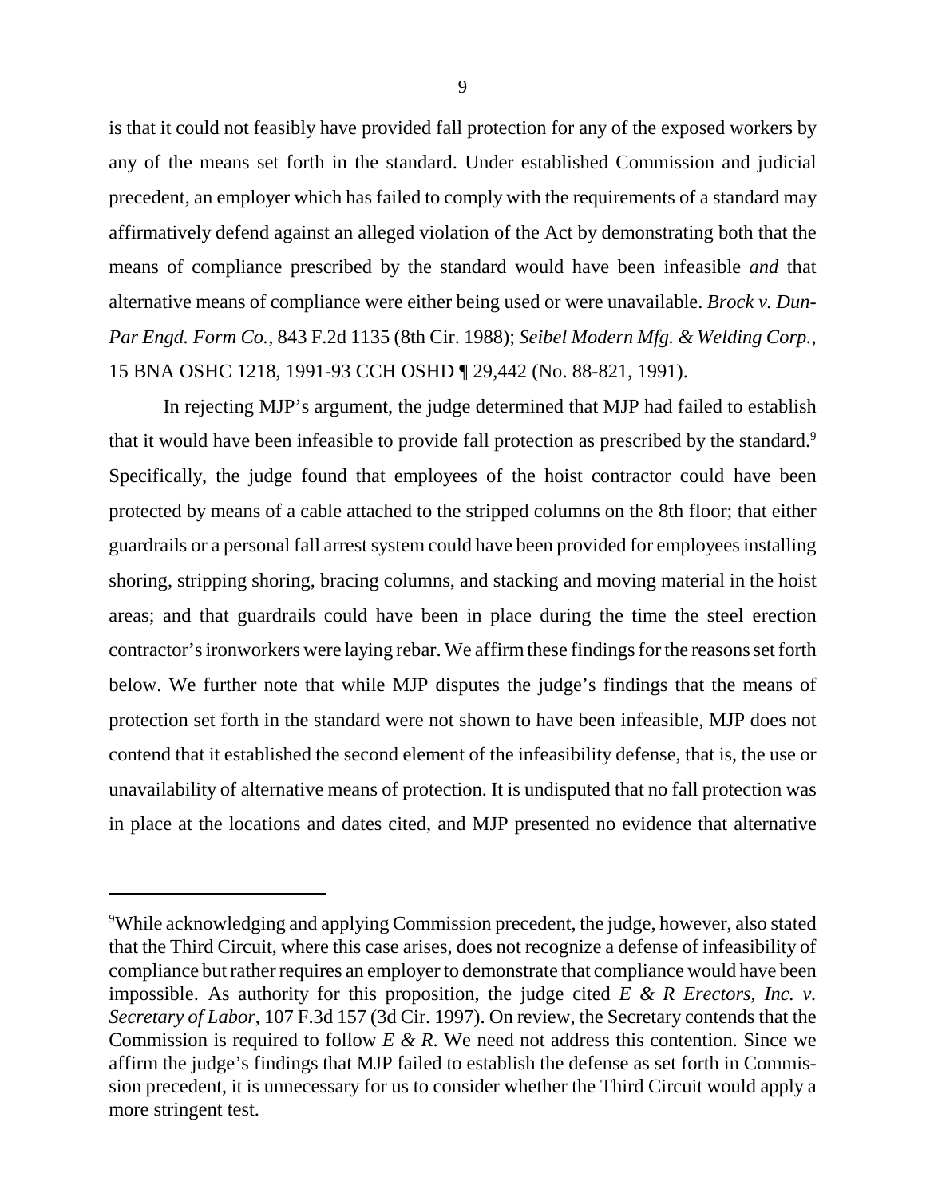is that it could not feasibly have provided fall protection for any of the exposed workers by any of the means set forth in the standard. Under established Commission and judicial precedent, an employer which has failed to comply with the requirements of a standard may affirmatively defend against an alleged violation of the Act by demonstrating both that the means of compliance prescribed by the standard would have been infeasible *and* that alternative means of compliance were either being used or were unavailable. *Brock v. Dun-Par Engd. Form Co.*, 843 F.2d 1135 (8th Cir. 1988); *Seibel Modern Mfg. & Welding Corp.*, 15 BNA OSHC 1218, 1991-93 CCH OSHD ¶ 29,442 (No. 88-821, 1991).

In rejecting MJP's argument, the judge determined that MJP had failed to establish that it would have been infeasible to provide fall protection as prescribed by the standard.[9] Specifically, the judge found that employees of the hoist contractor could have been protected by means of a cable attached to the stripped columns on the 8th floor; that either guardrails or a personal fall arrest system could have been provided for employees installing shoring, stripping shoring, bracing columns, and stacking and moving material in the hoist areas; and that guardrails could have been in place during the time the steel erection contractor's ironworkers were laying rebar. We affirm these findings for the reasons set forth below. We further note that while MJP disputes the judge's findings that the means of protection set forth in the standard were not shown to have been infeasible, MJP does not contend that it established the second element of the infeasibility defense, that is, the use or unavailability of alternative means of protection. It is undisputed that no fall protection was in place at the locations and dates cited, and MJP presented no evidence that alternative

---

[9]While acknowledging and applying Commission precedent, the judge, however, also stated that the Third Circuit, where this case arises, does not recognize a defense of infeasibility of compliance but rather requires an employer to demonstrate that compliance would have been impossible. As authority for this proposition, the judge cited *E & R Erectors, Inc. v. Secretary of Labor*, 107 F.3d 157 (3d Cir. 1997). On review, the Secretary contends that the Commission is required to follow *E & R*. We need not address this contention. Since we affirm the judge's findings that MJP failed to establish the defense as set forth in Commission precedent, it is unnecessary for us to consider whether the Third Circuit would apply a more stringent test.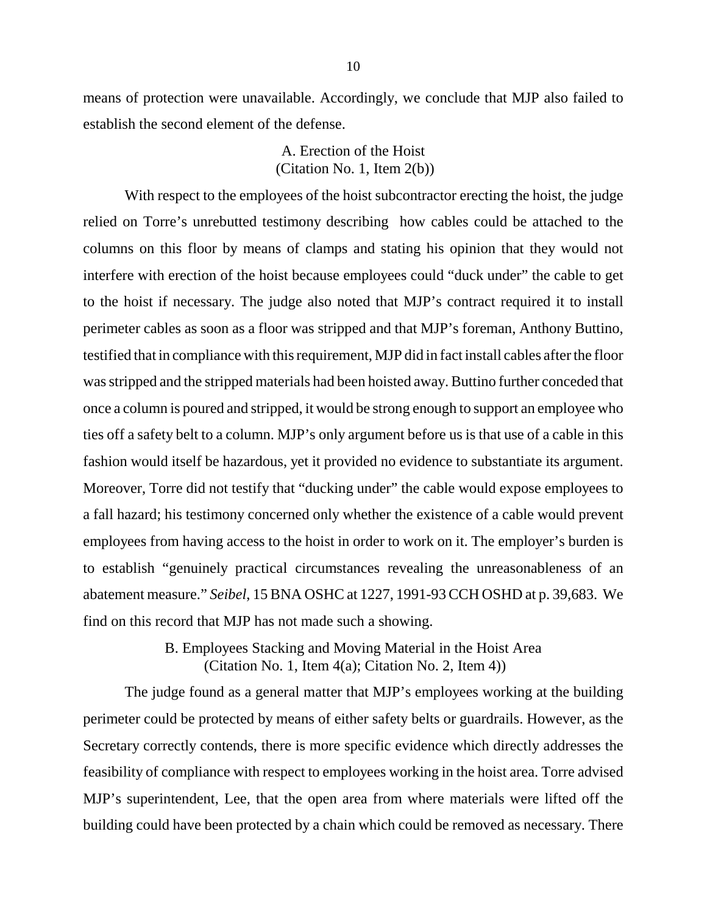means of protection were unavailable. Accordingly, we conclude that MJP also failed to establish the second element of the defense.

### A. Erection of the Hoist (Citation No. 1, Item 2(b))

With respect to the employees of the hoist subcontractor erecting the hoist, the judge relied on Torre's unrebutted testimony describing how cables could be attached to the columns on this floor by means of clamps and stating his opinion that they would not interfere with erection of the hoist because employees could "duck under" the cable to get to the hoist if necessary. The judge also noted that MJP's contract required it to install perimeter cables as soon as a floor was stripped and that MJP's foreman, Anthony Buttino, testified that in compliance with this requirement, MJP did in fact install cables after the floor was stripped and the stripped materials had been hoisted away. Buttino further conceded that once a column is poured and stripped, it would be strong enough to support an employee who ties off a safety belt to a column. MJP's only argument before us is that use of a cable in this fashion would itself be hazardous, yet it provided no evidence to substantiate its argument. Moreover, Torre did not testify that "ducking under" the cable would expose employees to a fall hazard; his testimony concerned only whether the existence of a cable would prevent employees from having access to the hoist in order to work on it. The employer's burden is to establish "genuinely practical circumstances revealing the unreasonableness of an abatement measure." *Seibel*, 15 BNA OSHC at 1227, 1991-93 CCH OSHD at p. 39,683. We find on this record that MJP has not made such a showing.

### B. Employees Stacking and Moving Material in the Hoist Area (Citation No. 1, Item 4(a); Citation No. 2, Item 4))

The judge found as a general matter that MJP's employees working at the building perimeter could be protected by means of either safety belts or guardrails. However, as the Secretary correctly contends, there is more specific evidence which directly addresses the feasibility of compliance with respect to employees working in the hoist area. Torre advised MJP's superintendent, Lee, that the open area from where materials were lifted off the building could have been protected by a chain which could be removed as necessary. There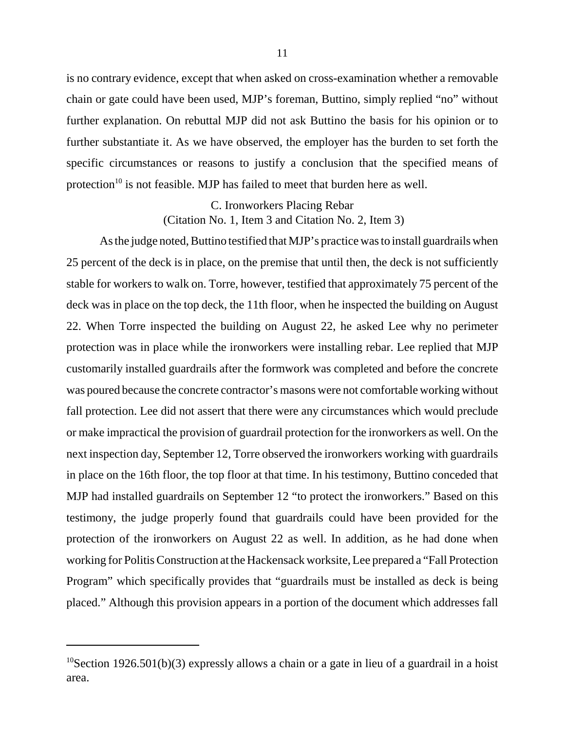is no contrary evidence, except that when asked on cross-examination whether a removable chain or gate could have been used, MJP's foreman, Buttino, simply replied "no" without further explanation. On rebuttal MJP did not ask Buttino the basis for his opinion or to further substantiate it. As we have observed, the employer has the burden to set forth the specific circumstances or reasons to justify a conclusion that the specified means of protection[10] is not feasible. MJP has failed to meet that burden here as well.

### C. Ironworkers Placing Rebar
(Citation No. 1, Item 3 and Citation No. 2, Item 3)

As the judge noted, Buttino testified that MJP's practice was to install guardrails when 25 percent of the deck is in place, on the premise that until then, the deck is not sufficiently stable for workers to walk on. Torre, however, testified that approximately 75 percent of the deck was in place on the top deck, the 11th floor, when he inspected the building on August 22. When Torre inspected the building on August 22, he asked Lee why no perimeter protection was in place while the ironworkers were installing rebar. Lee replied that MJP customarily installed guardrails after the formwork was completed and before the concrete was poured because the concrete contractor's masons were not comfortable working without fall protection. Lee did not assert that there were any circumstances which would preclude or make impractical the provision of guardrail protection for the ironworkers as well. On the next inspection day, September 12, Torre observed the ironworkers working with guardrails in place on the 16th floor, the top floor at that time. In his testimony, Buttino conceded that MJP had installed guardrails on September 12 "to protect the ironworkers." Based on this testimony, the judge properly found that guardrails could have been provided for the protection of the ironworkers on August 22 as well. In addition, as he had done when working for Politis Construction at the Hackensack worksite, Lee prepared a "Fall Protection Program" which specifically provides that "guardrails must be installed as deck is being placed." Although this provision appears in a portion of the document which addresses fall

---

[10] Section 1926.501(b)(3) expressly allows a chain or a gate in lieu of a guardrail in a hoist area.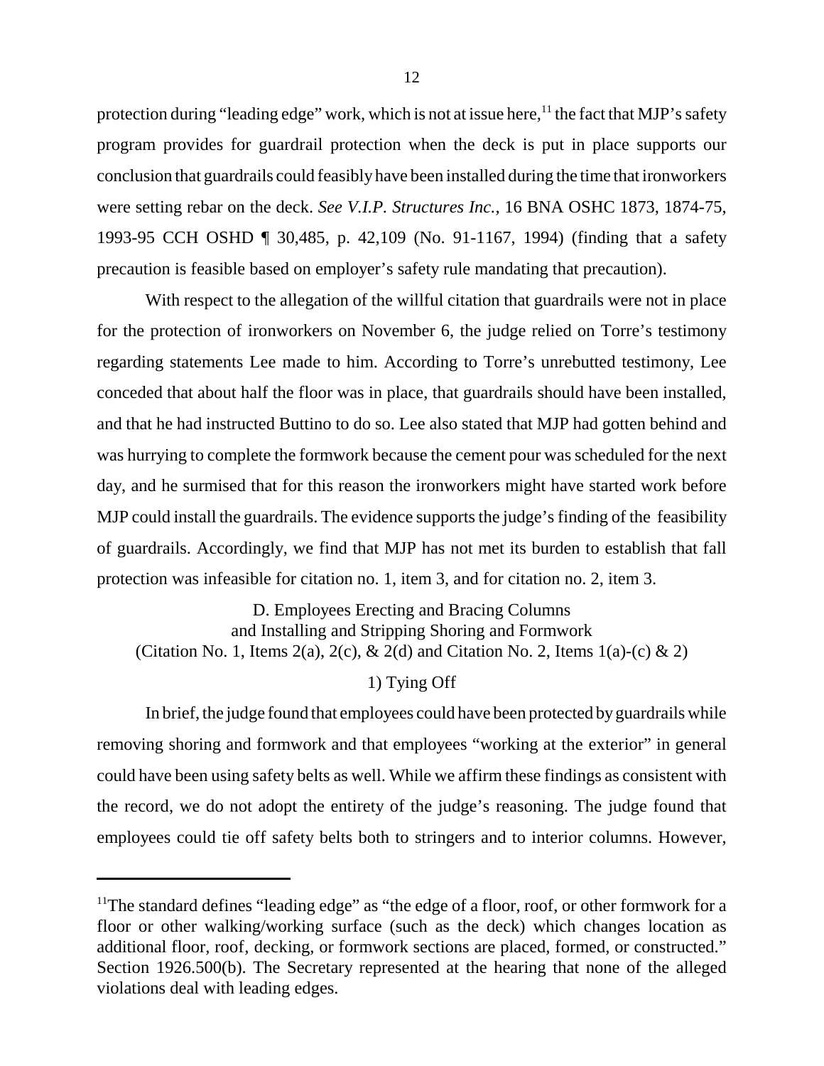protection during "leading edge" work, which is not at issue here,[11] the fact that MJP's safety program provides for guardrail protection when the deck is put in place supports our conclusion that guardrails could feasibly have been installed during the time that ironworkers were setting rebar on the deck. *See V.I.P. Structures Inc.*, 16 BNA OSHC 1873, 1874-75, 1993-95 CCH OSHD ¶ 30,485, p. 42,109 (No. 91-1167, 1994) (finding that a safety precaution is feasible based on employer's safety rule mandating that precaution).

With respect to the allegation of the willful citation that guardrails were not in place for the protection of ironworkers on November 6, the judge relied on Torre's testimony regarding statements Lee made to him. According to Torre's unrebutted testimony, Lee conceded that about half the floor was in place, that guardrails should have been installed, and that he had instructed Buttino to do so. Lee also stated that MJP had gotten behind and was hurrying to complete the formwork because the cement pour was scheduled for the next day, and he surmised that for this reason the ironworkers might have started work before MJP could install the guardrails. The evidence supports the judge's finding of the feasibility of guardrails. Accordingly, we find that MJP has not met its burden to establish that fall protection was infeasible for citation no. 1, item 3, and for citation no. 2, item 3.

D. Employees Erecting and Bracing Columns
and Installing and Stripping Shoring and Formwork
(Citation No. 1, Items 2(a), 2(c), & 2(d) and Citation No. 2, Items 1(a)-(c) & 2)

1) Tying Off

In brief, the judge found that employees could have been protected by guardrails while removing shoring and formwork and that employees "working at the exterior" in general could have been using safety belts as well. While we affirm these findings as consistent with the record, we do not adopt the entirety of the judge's reasoning. The judge found that employees could tie off safety belts both to stringers and to interior columns. However,

---

[11]The standard defines "leading edge" as "the edge of a floor, roof, or other formwork for a floor or other walking/working surface (such as the deck) which changes location as additional floor, roof, decking, or formwork sections are placed, formed, or constructed." Section 1926.500(b). The Secretary represented at the hearing that none of the alleged violations deal with leading edges.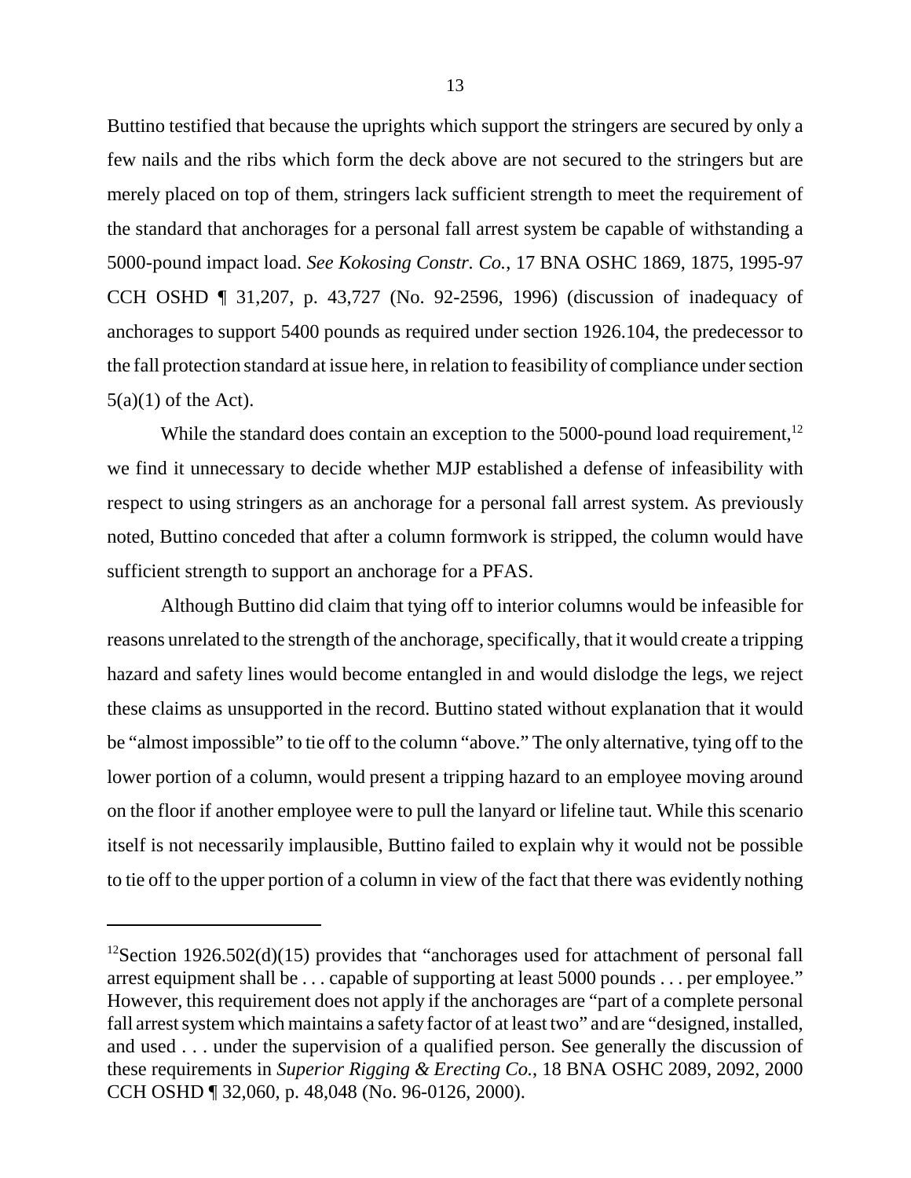Buttino testified that because the uprights which support the stringers are secured by only a few nails and the ribs which form the deck above are not secured to the stringers but are merely placed on top of them, stringers lack sufficient strength to meet the requirement of the standard that anchorages for a personal fall arrest system be capable of withstanding a 5000-pound impact load. *See Kokosing Constr. Co.*, 17 BNA OSHC 1869, 1875, 1995-97 CCH OSHD ¶ 31,207, p. 43,727 (No. 92-2596, 1996) (discussion of inadequacy of anchorages to support 5400 pounds as required under section 1926.104, the predecessor to the fall protection standard at issue here, in relation to feasibility of compliance under section 5(a)(1) of the Act).

While the standard does contain an exception to the 5000-pound load requirement,[12] we find it unnecessary to decide whether MJP established a defense of infeasibility with respect to using stringers as an anchorage for a personal fall arrest system. As previously noted, Buttino conceded that after a column formwork is stripped, the column would have sufficient strength to support an anchorage for a PFAS.

Although Buttino did claim that tying off to interior columns would be infeasible for reasons unrelated to the strength of the anchorage, specifically, that it would create a tripping hazard and safety lines would become entangled in and would dislodge the legs, we reject these claims as unsupported in the record. Buttino stated without explanation that it would be "almost impossible" to tie off to the column "above." The only alternative, tying off to the lower portion of a column, would present a tripping hazard to an employee moving around on the floor if another employee were to pull the lanyard or lifeline taut. While this scenario itself is not necessarily implausible, Buttino failed to explain why it would not be possible to tie off to the upper portion of a column in view of the fact that there was evidently nothing

---

[12] Section 1926.502(d)(15) provides that "anchorages used for attachment of personal fall arrest equipment shall be . . . capable of supporting at least 5000 pounds . . . per employee." However, this requirement does not apply if the anchorages are "part of a complete personal fall arrest system which maintains a safety factor of at least two" and are "designed, installed, and used . . . under the supervision of a qualified person. See generally the discussion of these requirements in *Superior Rigging & Erecting Co.*, 18 BNA OSHC 2089, 2092, 2000 CCH OSHD ¶ 32,060, p. 48,048 (No. 96-0126, 2000).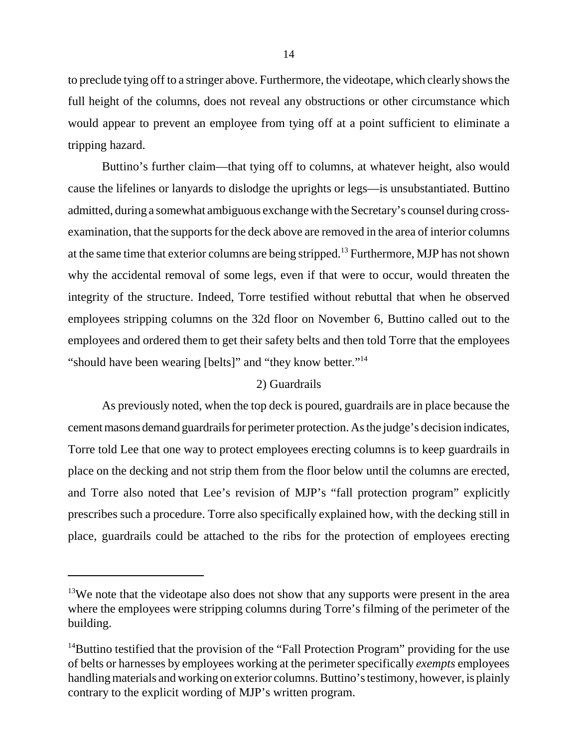to preclude tying off to a stringer above. Furthermore, the videotape, which clearly shows the full height of the columns, does not reveal any obstructions or other circumstance which would appear to prevent an employee from tying off at a point sufficient to eliminate a tripping hazard.

Buttino's further claim—that tying off to columns, at whatever height, also would cause the lifelines or lanyards to dislodge the uprights or legs—is unsubstantiated. Buttino admitted, during a somewhat ambiguous exchange with the Secretary's counsel during cross-examination, that the supports for the deck above are removed in the area of interior columns at the same time that exterior columns are being stripped.[13] Furthermore, MJP has not shown why the accidental removal of some legs, even if that were to occur, would threaten the integrity of the structure. Indeed, Torre testified without rebuttal that when he observed employees stripping columns on the 32d floor on November 6, Buttino called out to the employees and ordered them to get their safety belts and then told Torre that the employees "should have been wearing [belts]" and "they know better."[14]

2) Guardrails

As previously noted, when the top deck is poured, guardrails are in place because the cement masons demand guardrails for perimeter protection. As the judge's decision indicates, Torre told Lee that one way to protect employees erecting columns is to keep guardrails in place on the decking and not strip them from the floor below until the columns are erected, and Torre also noted that Lee's revision of MJP's "fall protection program" explicitly prescribes such a procedure. Torre also specifically explained how, with the decking still in place, guardrails could be attached to the ribs for the protection of employees erecting

---

[13]We note that the videotape also does not show that any supports were present in the area where the employees were stripping columns during Torre's filming of the perimeter of the building.

[14]Buttino testified that the provision of the "Fall Protection Program" providing for the use of belts or harnesses by employees working at the perimeter specifically *exempts* employees handling materials and working on exterior columns. Buttino's testimony, however, is plainly contrary to the explicit wording of MJP's written program.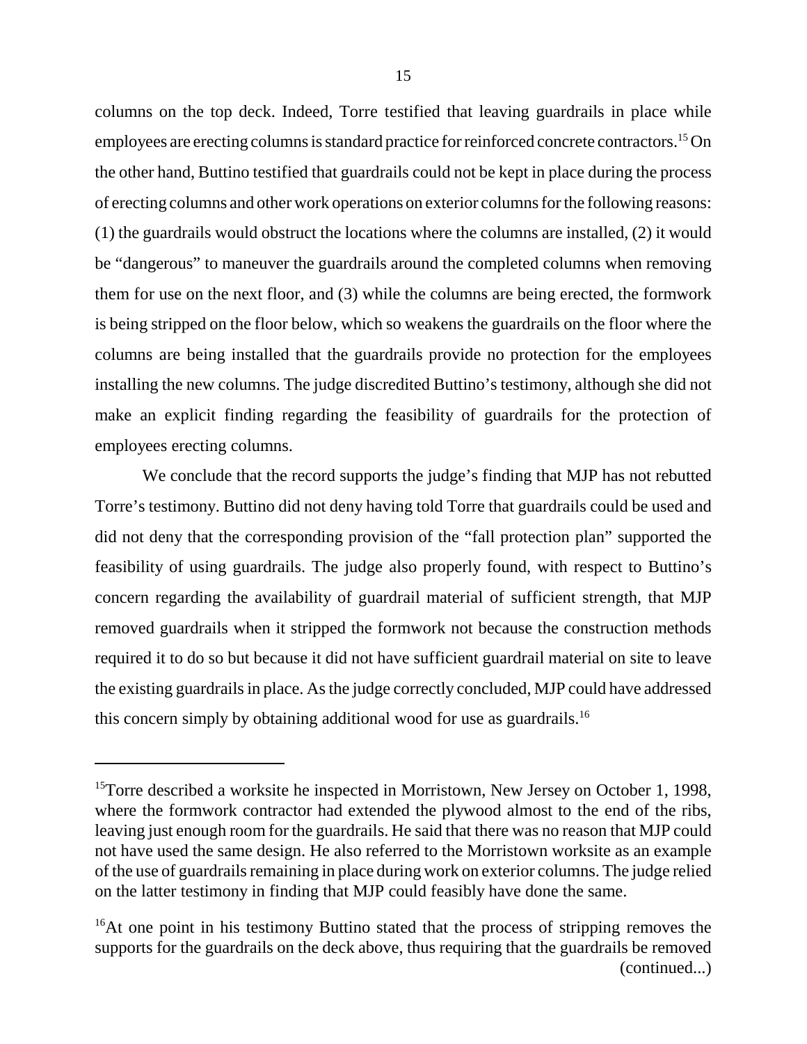columns on the top deck. Indeed, Torre testified that leaving guardrails in place while employees are erecting columns is standard practice for reinforced concrete contractors.[15] On the other hand, Buttino testified that guardrails could not be kept in place during the process of erecting columns and other work operations on exterior columns for the following reasons: (1) the guardrails would obstruct the locations where the columns are installed, (2) it would be "dangerous" to maneuver the guardrails around the completed columns when removing them for use on the next floor, and (3) while the columns are being erected, the formwork is being stripped on the floor below, which so weakens the guardrails on the floor where the columns are being installed that the guardrails provide no protection for the employees installing the new columns. The judge discredited Buttino's testimony, although she did not make an explicit finding regarding the feasibility of guardrails for the protection of employees erecting columns.

We conclude that the record supports the judge's finding that MJP has not rebutted Torre's testimony. Buttino did not deny having told Torre that guardrails could be used and did not deny that the corresponding provision of the "fall protection plan" supported the feasibility of using guardrails. The judge also properly found, with respect to Buttino's concern regarding the availability of guardrail material of sufficient strength, that MJP removed guardrails when it stripped the formwork not because the construction methods required it to do so but because it did not have sufficient guardrail material on site to leave the existing guardrails in place. As the judge correctly concluded, MJP could have addressed this concern simply by obtaining additional wood for use as guardrails.[16]

---

[15]Torre described a worksite he inspected in Morristown, New Jersey on October 1, 1998, where the formwork contractor had extended the plywood almost to the end of the ribs, leaving just enough room for the guardrails. He said that there was no reason that MJP could not have used the same design. He also referred to the Morristown worksite as an example of the use of guardrails remaining in place during work on exterior columns. The judge relied on the latter testimony in finding that MJP could feasibly have done the same.

[16]At one point in his testimony Buttino stated that the process of stripping removes the supports for the guardrails on the deck above, thus requiring that the guardrails be removed (continued...)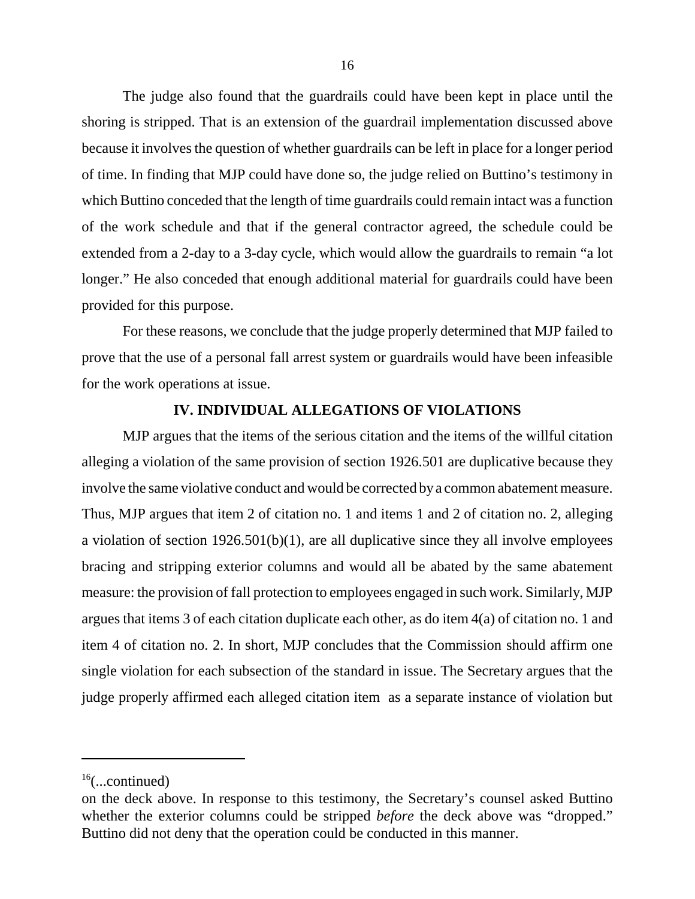The judge also found that the guardrails could have been kept in place until the shoring is stripped. That is an extension of the guardrail implementation discussed above because it involves the question of whether guardrails can be left in place for a longer period of time. In finding that MJP could have done so, the judge relied on Buttino's testimony in which Buttino conceded that the length of time guardrails could remain intact was a function of the work schedule and that if the general contractor agreed, the schedule could be extended from a 2-day to a 3-day cycle, which would allow the guardrails to remain "a lot longer." He also conceded that enough additional material for guardrails could have been provided for this purpose.

For these reasons, we conclude that the judge properly determined that MJP failed to prove that the use of a personal fall arrest system or guardrails would have been infeasible for the work operations at issue.

## IV. INDIVIDUAL ALLEGATIONS OF VIOLATIONS

MJP argues that the items of the serious citation and the items of the willful citation alleging a violation of the same provision of section 1926.501 are duplicative because they involve the same violative conduct and would be corrected by a common abatement measure. Thus, MJP argues that item 2 of citation no. 1 and items 1 and 2 of citation no. 2, alleging a violation of section 1926.501(b)(1), are all duplicative since they all involve employees bracing and stripping exterior columns and would all be abated by the same abatement measure: the provision of fall protection to employees engaged in such work. Similarly, MJP argues that items 3 of each citation duplicate each other, as do item 4(a) of citation no. 1 and item 4 of citation no. 2. In short, MJP concludes that the Commission should affirm one single violation for each subsection of the standard in issue. The Secretary argues that the judge properly affirmed each alleged citation item as a separate instance of violation but

---

[16](...continued)

on the deck above. In response to this testimony, the Secretary's counsel asked Buttino whether the exterior columns could be stripped *before* the deck above was "dropped." Buttino did not deny that the operation could be conducted in this manner.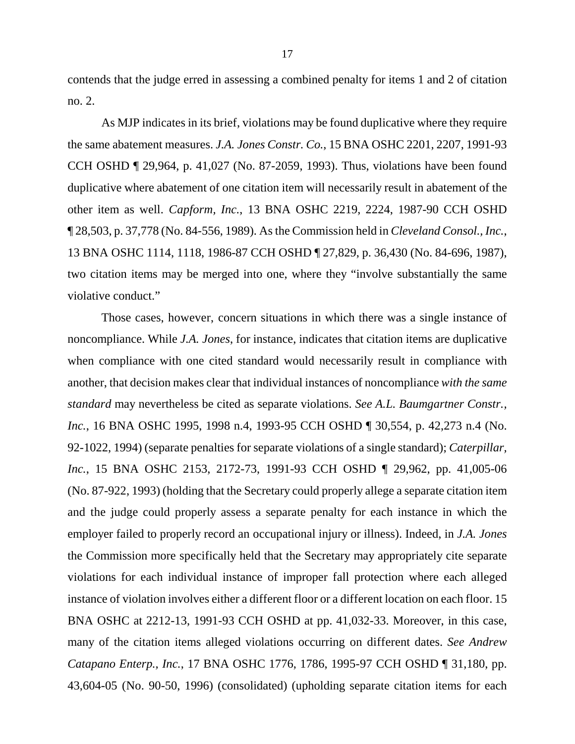contends that the judge erred in assessing a combined penalty for items 1 and 2 of citation no. 2.

As MJP indicates in its brief, violations may be found duplicative where they require the same abatement measures. *J.A. Jones Constr. Co.*, 15 BNA OSHC 2201, 2207, 1991-93 CCH OSHD ¶ 29,964, p. 41,027 (No. 87-2059, 1993). Thus, violations have been found duplicative where abatement of one citation item will necessarily result in abatement of the other item as well. *Capform, Inc.*, 13 BNA OSHC 2219, 2224, 1987-90 CCH OSHD ¶ 28,503, p. 37,778 (No. 84-556, 1989). As the Commission held in *Cleveland Consol., Inc.*, 13 BNA OSHC 1114, 1118, 1986-87 CCH OSHD ¶ 27,829, p. 36,430 (No. 84-696, 1987), two citation items may be merged into one, where they "involve substantially the same violative conduct."

Those cases, however, concern situations in which there was a single instance of noncompliance. While *J.A. Jones*, for instance, indicates that citation items are duplicative when compliance with one cited standard would necessarily result in compliance with another, that decision makes clear that individual instances of noncompliance *with the same standard* may nevertheless be cited as separate violations. *See A.L. Baumgartner Constr., Inc.*, 16 BNA OSHC 1995, 1998 n.4, 1993-95 CCH OSHD ¶ 30,554, p. 42,273 n.4 (No. 92-1022, 1994) (separate penalties for separate violations of a single standard); *Caterpillar, Inc.*, 15 BNA OSHC 2153, 2172-73, 1991-93 CCH OSHD ¶ 29,962, pp. 41,005-06 (No. 87-922, 1993) (holding that the Secretary could properly allege a separate citation item and the judge could properly assess a separate penalty for each instance in which the employer failed to properly record an occupational injury or illness). Indeed, in *J.A. Jones* the Commission more specifically held that the Secretary may appropriately cite separate violations for each individual instance of improper fall protection where each alleged instance of violation involves either a different floor or a different location on each floor. 15 BNA OSHC at 2212-13, 1991-93 CCH OSHD at pp. 41,032-33. Moreover, in this case, many of the citation items alleged violations occurring on different dates. *See Andrew Catapano Enterp., Inc.*, 17 BNA OSHC 1776, 1786, 1995-97 CCH OSHD ¶ 31,180, pp. 43,604-05 (No. 90-50, 1996) (consolidated) (upholding separate citation items for each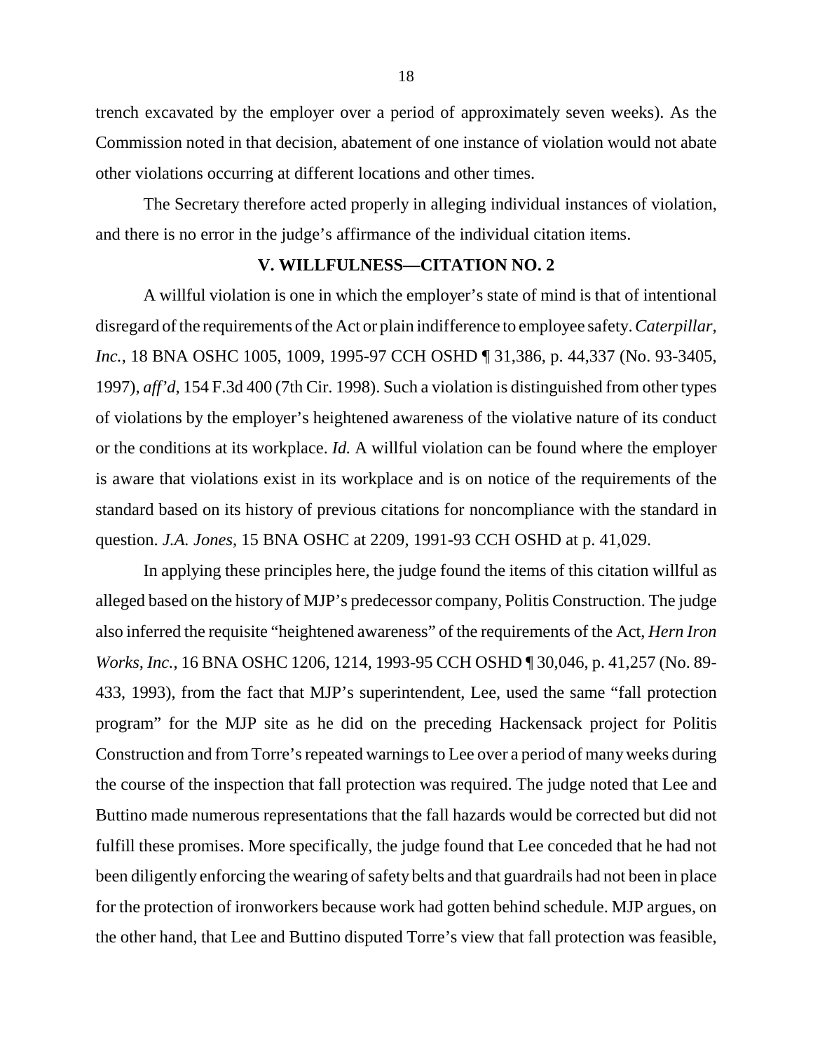trench excavated by the employer over a period of approximately seven weeks). As the Commission noted in that decision, abatement of one instance of violation would not abate other violations occurring at different locations and other times.

The Secretary therefore acted properly in alleging individual instances of violation, and there is no error in the judge's affirmance of the individual citation items.

## V. WILLFULNESS—CITATION NO. 2

A willful violation is one in which the employer's state of mind is that of intentional disregard of the requirements of the Act or plain indifference to employee safety. *Caterpillar, Inc.*, 18 BNA OSHC 1005, 1009, 1995-97 CCH OSHD ¶ 31,386, p. 44,337 (No. 93-3405, 1997), *aff'd*, 154 F.3d 400 (7th Cir. 1998). Such a violation is distinguished from other types of violations by the employer's heightened awareness of the violative nature of its conduct or the conditions at its workplace. *Id.* A willful violation can be found where the employer is aware that violations exist in its workplace and is on notice of the requirements of the standard based on its history of previous citations for noncompliance with the standard in question. *J.A. Jones*, 15 BNA OSHC at 2209, 1991-93 CCH OSHD at p. 41,029.

In applying these principles here, the judge found the items of this citation willful as alleged based on the history of MJP's predecessor company, Politis Construction. The judge also inferred the requisite "heightened awareness" of the requirements of the Act, *Hern Iron Works, Inc.*, 16 BNA OSHC 1206, 1214, 1993-95 CCH OSHD ¶ 30,046, p. 41,257 (No. 89-433, 1993), from the fact that MJP's superintendent, Lee, used the same "fall protection program" for the MJP site as he did on the preceding Hackensack project for Politis Construction and from Torre's repeated warnings to Lee over a period of many weeks during the course of the inspection that fall protection was required. The judge noted that Lee and Buttino made numerous representations that the fall hazards would be corrected but did not fulfill these promises. More specifically, the judge found that Lee conceded that he had not been diligently enforcing the wearing of safety belts and that guardrails had not been in place for the protection of ironworkers because work had gotten behind schedule. MJP argues, on the other hand, that Lee and Buttino disputed Torre's view that fall protection was feasible,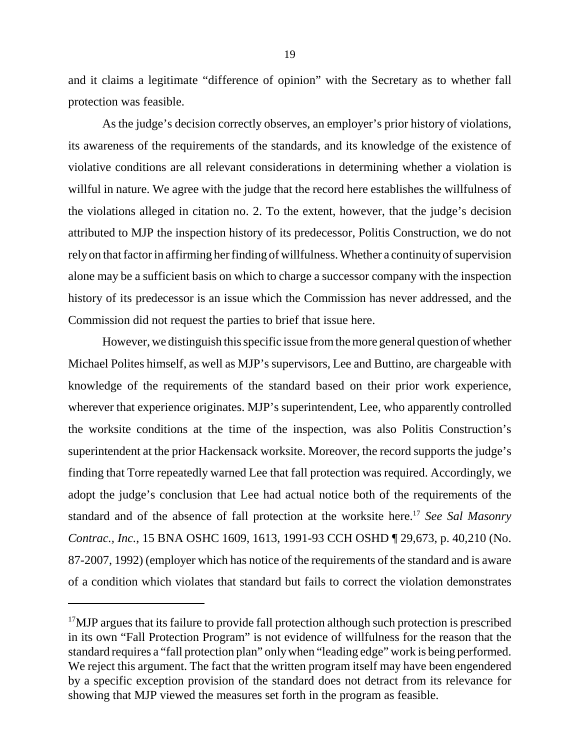and it claims a legitimate "difference of opinion" with the Secretary as to whether fall protection was feasible.

As the judge's decision correctly observes, an employer's prior history of violations, its awareness of the requirements of the standards, and its knowledge of the existence of violative conditions are all relevant considerations in determining whether a violation is willful in nature. We agree with the judge that the record here establishes the willfulness of the violations alleged in citation no. 2. To the extent, however, that the judge's decision attributed to MJP the inspection history of its predecessor, Politis Construction, we do not rely on that factor in affirming her finding of willfulness. Whether a continuity of supervision alone may be a sufficient basis on which to charge a successor company with the inspection history of its predecessor is an issue which the Commission has never addressed, and the Commission did not request the parties to brief that issue here.

However, we distinguish this specific issue from the more general question of whether Michael Polites himself, as well as MJP's supervisors, Lee and Buttino, are chargeable with knowledge of the requirements of the standard based on their prior work experience, wherever that experience originates. MJP's superintendent, Lee, who apparently controlled the worksite conditions at the time of the inspection, was also Politis Construction's superintendent at the prior Hackensack worksite. Moreover, the record supports the judge's finding that Torre repeatedly warned Lee that fall protection was required. Accordingly, we adopt the judge's conclusion that Lee had actual notice both of the requirements of the standard and of the absence of fall protection at the worksite here.[17] *See Sal Masonry Contrac., Inc.*, 15 BNA OSHC 1609, 1613, 1991-93 CCH OSHD ¶ 29,673, p. 40,210 (No. 87-2007, 1992) (employer which has notice of the requirements of the standard and is aware of a condition which violates that standard but fails to correct the violation demonstrates

---

[17]MJP argues that its failure to provide fall protection although such protection is prescribed in its own "Fall Protection Program" is not evidence of willfulness for the reason that the standard requires a "fall protection plan" only when "leading edge" work is being performed. We reject this argument. The fact that the written program itself may have been engendered by a specific exception provision of the standard does not detract from its relevance for showing that MJP viewed the measures set forth in the program as feasible.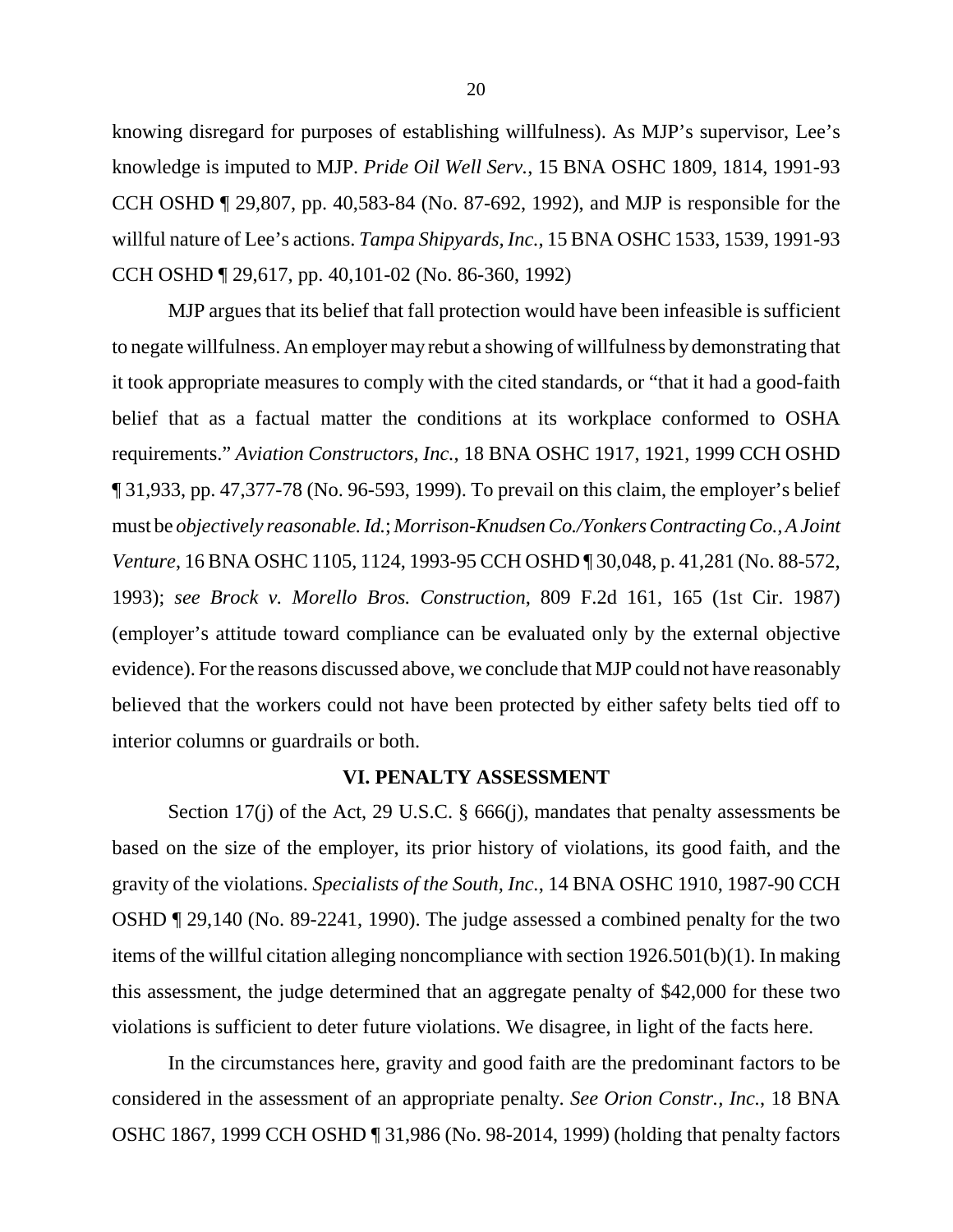knowing disregard for purposes of establishing willfulness). As MJP's supervisor, Lee's knowledge is imputed to MJP. *Pride Oil Well Serv.*, 15 BNA OSHC 1809, 1814, 1991-93 CCH OSHD ¶ 29,807, pp. 40,583-84 (No. 87-692, 1992), and MJP is responsible for the willful nature of Lee's actions. *Tampa Shipyards, Inc.*, 15 BNA OSHC 1533, 1539, 1991-93 CCH OSHD ¶ 29,617, pp. 40,101-02 (No. 86-360, 1992)

MJP argues that its belief that fall protection would have been infeasible is sufficient to negate willfulness. An employer may rebut a showing of willfulness by demonstrating that it took appropriate measures to comply with the cited standards, or "that it had a good-faith belief that as a factual matter the conditions at its workplace conformed to OSHA requirements." *Aviation Constructors, Inc.*, 18 BNA OSHC 1917, 1921, 1999 CCH OSHD ¶ 31,933, pp. 47,377-78 (No. 96-593, 1999). To prevail on this claim, the employer's belief must be *objectively reasonable. Id.*; *Morrison-Knudsen Co./Yonkers Contracting Co., A Joint Venture*, 16 BNA OSHC 1105, 1124, 1993-95 CCH OSHD ¶ 30,048, p. 41,281 (No. 88-572, 1993); *see Brock v. Morello Bros. Construction*, 809 F.2d 161, 165 (1st Cir. 1987) (employer's attitude toward compliance can be evaluated only by the external objective evidence). For the reasons discussed above, we conclude that MJP could not have reasonably believed that the workers could not have been protected by either safety belts tied off to interior columns or guardrails or both.

## VI. PENALTY ASSESSMENT

Section 17(j) of the Act, 29 U.S.C. § 666(j), mandates that penalty assessments be based on the size of the employer, its prior history of violations, its good faith, and the gravity of the violations. *Specialists of the South, Inc.*, 14 BNA OSHC 1910, 1987-90 CCH OSHD ¶ 29,140 (No. 89-2241, 1990). The judge assessed a combined penalty for the two items of the willful citation alleging noncompliance with section 1926.501(b)(1). In making this assessment, the judge determined that an aggregate penalty of $42,000 for these two violations is sufficient to deter future violations. We disagree, in light of the facts here.

In the circumstances here, gravity and good faith are the predominant factors to be considered in the assessment of an appropriate penalty. *See Orion Constr., Inc.*, 18 BNA OSHC 1867, 1999 CCH OSHD ¶ 31,986 (No. 98-2014, 1999) (holding that penalty factors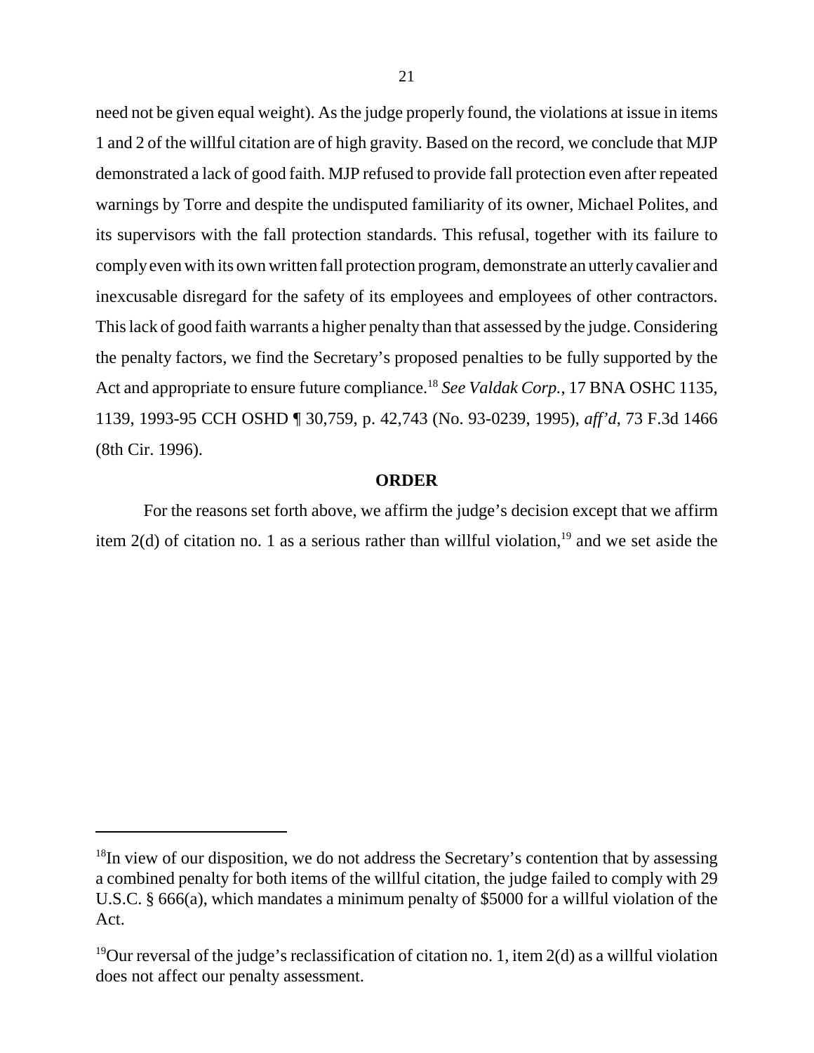need not be given equal weight). As the judge properly found, the violations at issue in items 1 and 2 of the willful citation are of high gravity. Based on the record, we conclude that MJP demonstrated a lack of good faith. MJP refused to provide fall protection even after repeated warnings by Torre and despite the undisputed familiarity of its owner, Michael Polites, and its supervisors with the fall protection standards. This refusal, together with its failure to comply even with its own written fall protection program, demonstrate an utterly cavalier and inexcusable disregard for the safety of its employees and employees of other contractors. This lack of good faith warrants a higher penalty than that assessed by the judge. Considering the penalty factors, we find the Secretary's proposed penalties to be fully supported by the Act and appropriate to ensure future compliance.[18] *See Valdak Corp.*, 17 BNA OSHC 1135, 1139, 1993-95 CCH OSHD ¶ 30,759, p. 42,743 (No. 93-0239, 1995), *aff'd*, 73 F.3d 1466 (8th Cir. 1996).

**ORDER**

For the reasons set forth above, we affirm the judge's decision except that we affirm item 2(d) of citation no. 1 as a serious rather than willful violation,[19] and we set aside the

---

[18]In view of our disposition, we do not address the Secretary's contention that by assessing a combined penalty for both items of the willful citation, the judge failed to comply with 29 U.S.C. § 666(a), which mandates a minimum penalty of $5000 for a willful violation of the Act.

[19]Our reversal of the judge's reclassification of citation no. 1, item 2(d) as a willful violation does not affect our penalty assessment.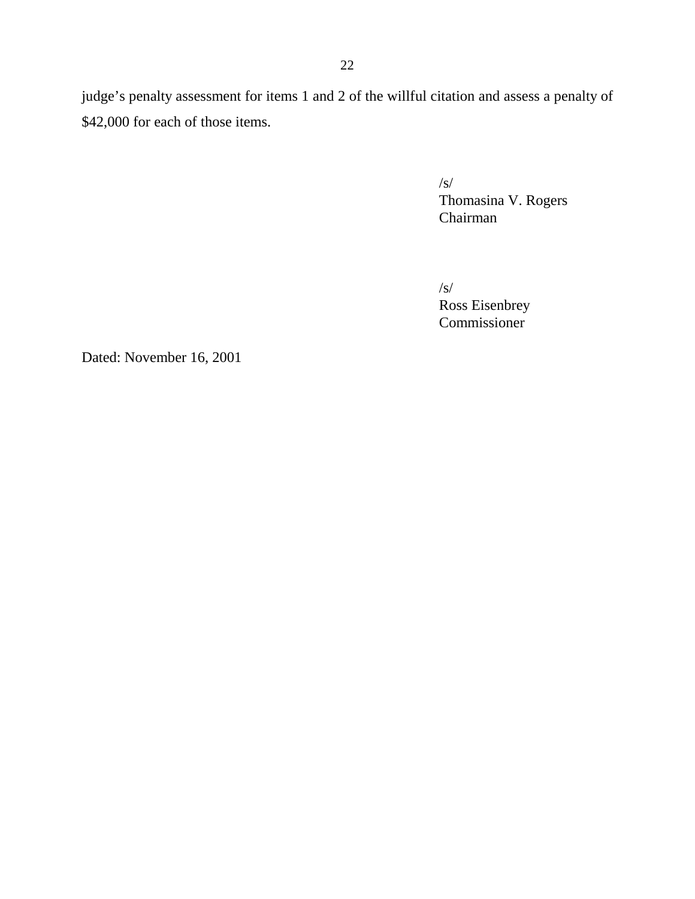judge's penalty assessment for items 1 and 2 of the willful citation and assess a penalty of $42,000 for each of those items.

/s/
Thomasina V. Rogers
Chairman

/s/
Ross Eisenbrey
Commissioner

Dated: November 16, 2001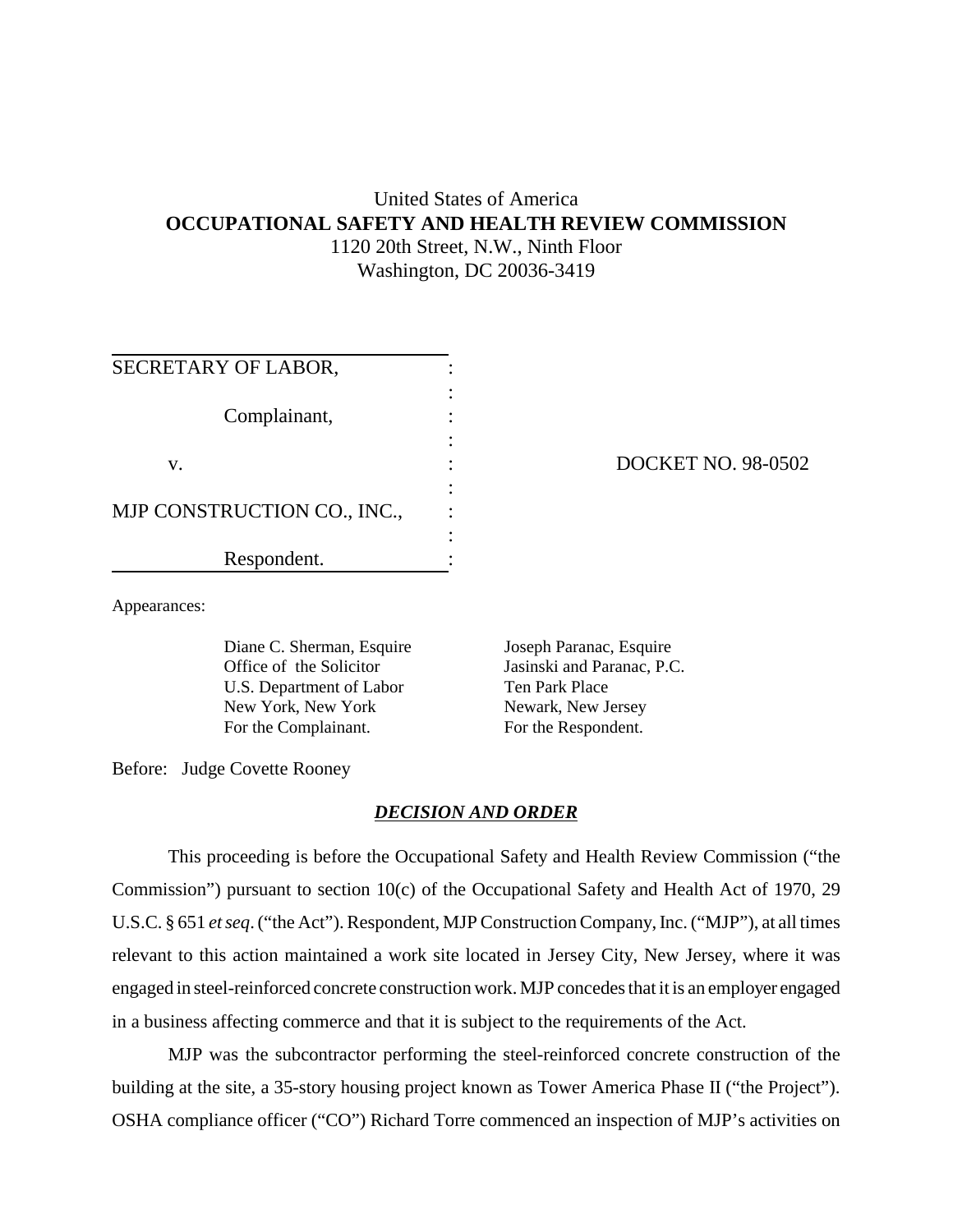United States of America

**OCCUPATIONAL SAFETY AND HEALTH REVIEW COMMISSION**

1120 20th Street, N.W., Ninth Floor

Washington, DC 20036-3419

| | | |
|---|---|---|
| SECRETARY OF LABOR, | : | |
| | : | |
| Complainant, | : | |
| | : | |
| v. | : | DOCKET NO. 98-0502 |
| | : | |
| MJP CONSTRUCTION CO., INC., | : | |
| | : | |
| Respondent. | : | |

Appearances:

| | |
|---|---|
| Diane C. Sherman, Esquire | Joseph Paranac, Esquire |
| Office of the Solicitor | Jasinski and Paranac, P.C. |
| U.S. Department of Labor | Ten Park Place |
| New York, New York | Newark, New Jersey |
| For the Complainant. | For the Respondent. |

Before: Judge Covette Rooney

## ***DECISION AND ORDER***

This proceeding is before the Occupational Safety and Health Review Commission ("the Commission") pursuant to section 10(c) of the Occupational Safety and Health Act of 1970, 29 U.S.C. § 651 *et seq*. ("the Act"). Respondent, MJP Construction Company, Inc. ("MJP"), at all times relevant to this action maintained a work site located in Jersey City, New Jersey, where it was engaged in steel-reinforced concrete construction work. MJP concedes that it is an employer engaged in a business affecting commerce and that it is subject to the requirements of the Act.

MJP was the subcontractor performing the steel-reinforced concrete construction of the building at the site, a 35-story housing project known as Tower America Phase II ("the Project"). OSHA compliance officer ("CO") Richard Torre commenced an inspection of MJP's activities on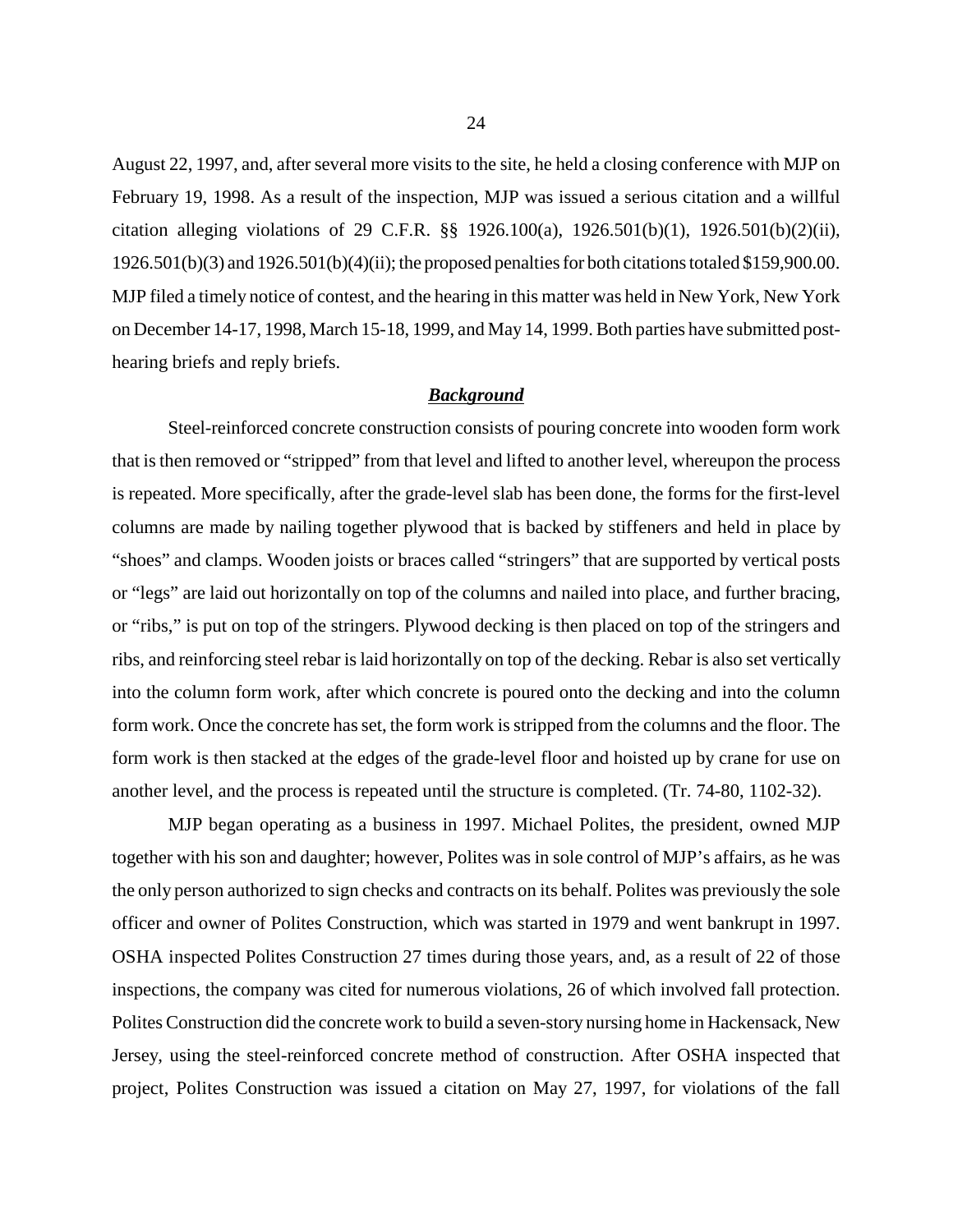August 22, 1997, and, after several more visits to the site, he held a closing conference with MJP on February 19, 1998. As a result of the inspection, MJP was issued a serious citation and a willful citation alleging violations of 29 C.F.R. §§ 1926.100(a), 1926.501(b)(1), 1926.501(b)(2)(ii), 1926.501(b)(3) and 1926.501(b)(4)(ii); the proposed penalties for both citations totaled $159,900.00. MJP filed a timely notice of contest, and the hearing in this matter was held in New York, New York on December 14-17, 1998, March 15-18, 1999, and May 14, 1999. Both parties have submitted post-hearing briefs and reply briefs.

## ***Background***

Steel-reinforced concrete construction consists of pouring concrete into wooden form work that is then removed or "stripped" from that level and lifted to another level, whereupon the process is repeated. More specifically, after the grade-level slab has been done, the forms for the first-level columns are made by nailing together plywood that is backed by stiffeners and held in place by "shoes" and clamps. Wooden joists or braces called "stringers" that are supported by vertical posts or "legs" are laid out horizontally on top of the columns and nailed into place, and further bracing, or "ribs," is put on top of the stringers. Plywood decking is then placed on top of the stringers and ribs, and reinforcing steel rebar is laid horizontally on top of the decking. Rebar is also set vertically into the column form work, after which concrete is poured onto the decking and into the column form work. Once the concrete has set, the form work is stripped from the columns and the floor. The form work is then stacked at the edges of the grade-level floor and hoisted up by crane for use on another level, and the process is repeated until the structure is completed. (Tr. 74-80, 1102-32).

MJP began operating as a business in 1997. Michael Polites, the president, owned MJP together with his son and daughter; however, Polites was in sole control of MJP's affairs, as he was the only person authorized to sign checks and contracts on its behalf. Polites was previously the sole officer and owner of Polites Construction, which was started in 1979 and went bankrupt in 1997. OSHA inspected Polites Construction 27 times during those years, and, as a result of 22 of those inspections, the company was cited for numerous violations, 26 of which involved fall protection. Polites Construction did the concrete work to build a seven-story nursing home in Hackensack, New Jersey, using the steel-reinforced concrete method of construction. After OSHA inspected that project, Polites Construction was issued a citation on May 27, 1997, for violations of the fall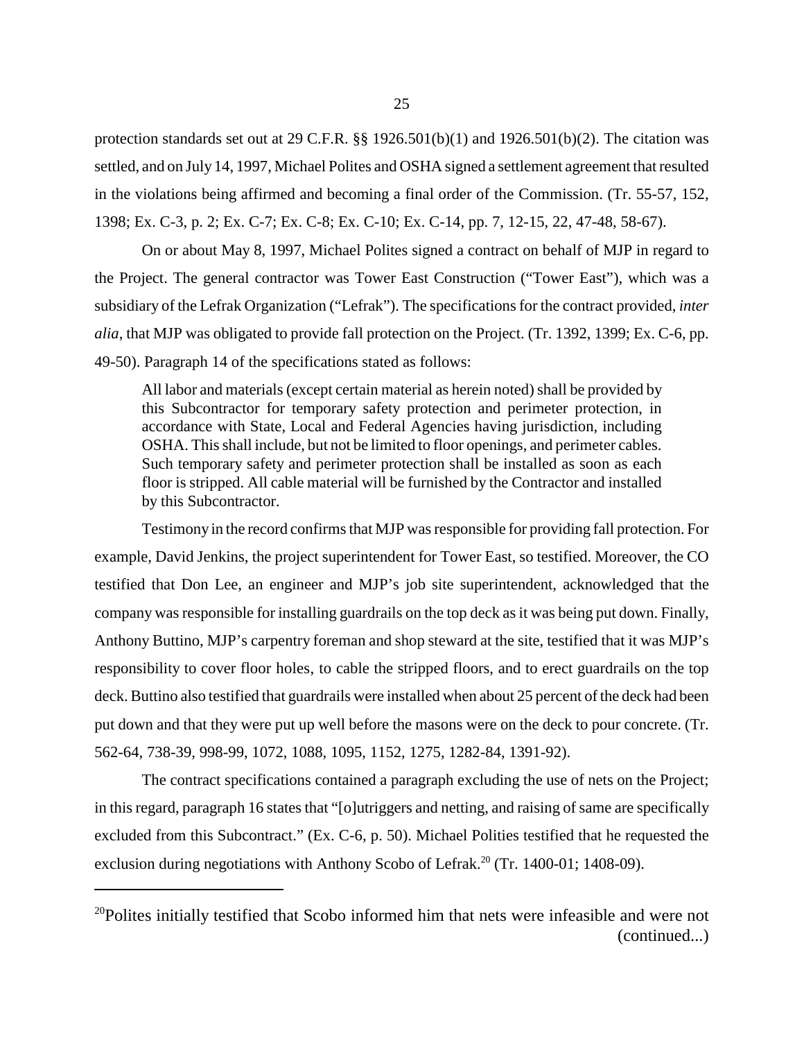protection standards set out at 29 C.F.R. §§ 1926.501(b)(1) and 1926.501(b)(2). The citation was settled, and on July 14, 1997, Michael Polites and OSHA signed a settlement agreement that resulted in the violations being affirmed and becoming a final order of the Commission. (Tr. 55-57, 152, 1398; Ex. C-3, p. 2; Ex. C-7; Ex. C-8; Ex. C-10; Ex. C-14, pp. 7, 12-15, 22, 47-48, 58-67).

On or about May 8, 1997, Michael Polites signed a contract on behalf of MJP in regard to the Project. The general contractor was Tower East Construction ("Tower East"), which was a subsidiary of the Lefrak Organization ("Lefrak"). The specifications for the contract provided, *inter alia*, that MJP was obligated to provide fall protection on the Project. (Tr. 1392, 1399; Ex. C-6, pp. 49-50). Paragraph 14 of the specifications stated as follows:

> All labor and materials (except certain material as herein noted) shall be provided by this Subcontractor for temporary safety protection and perimeter protection, in accordance with State, Local and Federal Agencies having jurisdiction, including OSHA. This shall include, but not be limited to floor openings, and perimeter cables. Such temporary safety and perimeter protection shall be installed as soon as each floor is stripped. All cable material will be furnished by the Contractor and installed by this Subcontractor.

Testimony in the record confirms that MJP was responsible for providing fall protection. For example, David Jenkins, the project superintendent for Tower East, so testified. Moreover, the CO testified that Don Lee, an engineer and MJP's job site superintendent, acknowledged that the company was responsible for installing guardrails on the top deck as it was being put down. Finally, Anthony Buttino, MJP's carpentry foreman and shop steward at the site, testified that it was MJP's responsibility to cover floor holes, to cable the stripped floors, and to erect guardrails on the top deck. Buttino also testified that guardrails were installed when about 25 percent of the deck had been put down and that they were put up well before the masons were on the deck to pour concrete. (Tr. 562-64, 738-39, 998-99, 1072, 1088, 1095, 1152, 1275, 1282-84, 1391-92).

The contract specifications contained a paragraph excluding the use of nets on the Project; in this regard, paragraph 16 states that "[o]utriggers and netting, and raising of same are specifically excluded from this Subcontract." (Ex. C-6, p. 50). Michael Polities testified that he requested the exclusion during negotiations with Anthony Scobo of Lefrak.[20] (Tr. 1400-01; 1408-09).

---

[20]Polites initially testified that Scobo informed him that nets were infeasible and were not (continued...)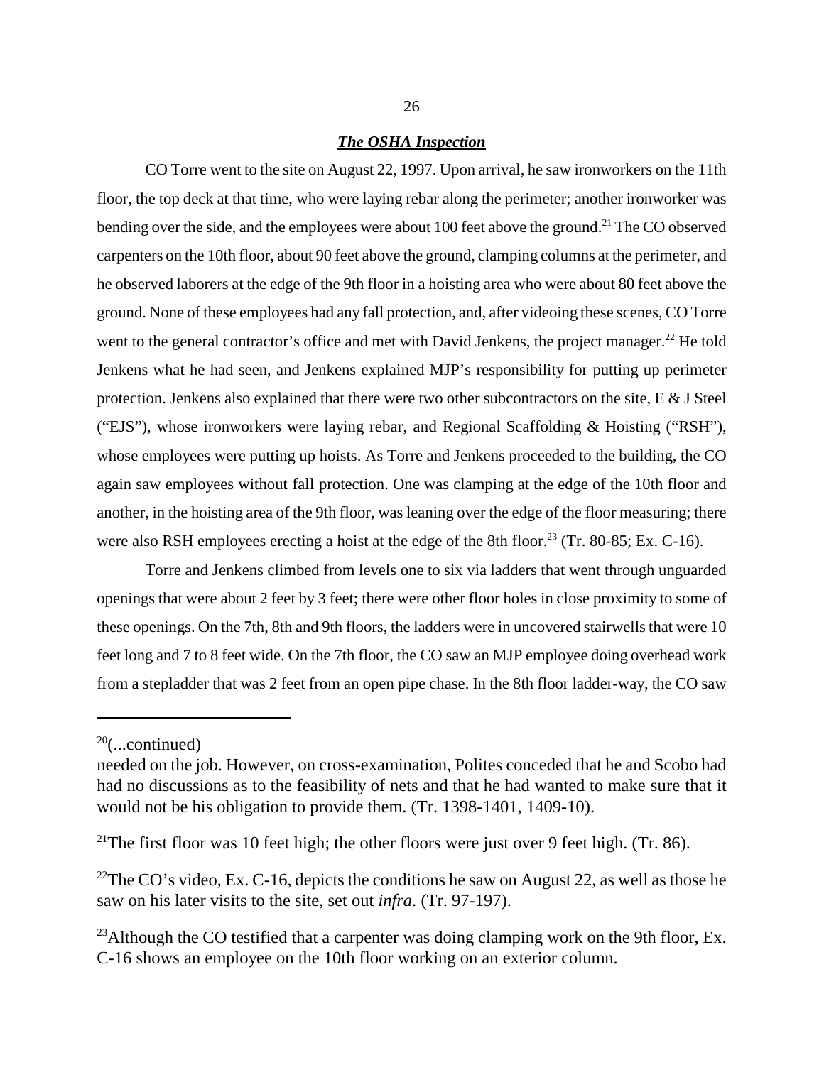***The OSHA Inspection***

CO Torre went to the site on August 22, 1997. Upon arrival, he saw ironworkers on the 11th floor, the top deck at that time, who were laying rebar along the perimeter; another ironworker was bending over the side, and the employees were about 100 feet above the ground.[21] The CO observed carpenters on the 10th floor, about 90 feet above the ground, clamping columns at the perimeter, and he observed laborers at the edge of the 9th floor in a hoisting area who were about 80 feet above the ground. None of these employees had any fall protection, and, after videoing these scenes, CO Torre went to the general contractor's office and met with David Jenkens, the project manager.[22] He told Jenkens what he had seen, and Jenkens explained MJP's responsibility for putting up perimeter protection. Jenkens also explained that there were two other subcontractors on the site, E & J Steel ("EJS"), whose ironworkers were laying rebar, and Regional Scaffolding & Hoisting ("RSH"), whose employees were putting up hoists. As Torre and Jenkens proceeded to the building, the CO again saw employees without fall protection. One was clamping at the edge of the 10th floor and another, in the hoisting area of the 9th floor, was leaning over the edge of the floor measuring; there were also RSH employees erecting a hoist at the edge of the 8th floor.[23] (Tr. 80-85; Ex. C-16).

Torre and Jenkens climbed from levels one to six via ladders that went through unguarded openings that were about 2 feet by 3 feet; there were other floor holes in close proximity to some of these openings. On the 7th, 8th and 9th floors, the ladders were in uncovered stairwells that were 10 feet long and 7 to 8 feet wide. On the 7th floor, the CO saw an MJP employee doing overhead work from a stepladder that was 2 feet from an open pipe chase. In the 8th floor ladder-way, the CO saw

---

[20](...continued)

needed on the job. However, on cross-examination, Polites conceded that he and Scobo had had no discussions as to the feasibility of nets and that he had wanted to make sure that it would not be his obligation to provide them. (Tr. 1398-1401, 1409-10).

[21]The first floor was 10 feet high; the other floors were just over 9 feet high. (Tr. 86).

[22]The CO's video, Ex. C-16, depicts the conditions he saw on August 22, as well as those he saw on his later visits to the site, set out *infra*. (Tr. 97-197).

[23]Although the CO testified that a carpenter was doing clamping work on the 9th floor, Ex. C-16 shows an employee on the 10th floor working on an exterior column.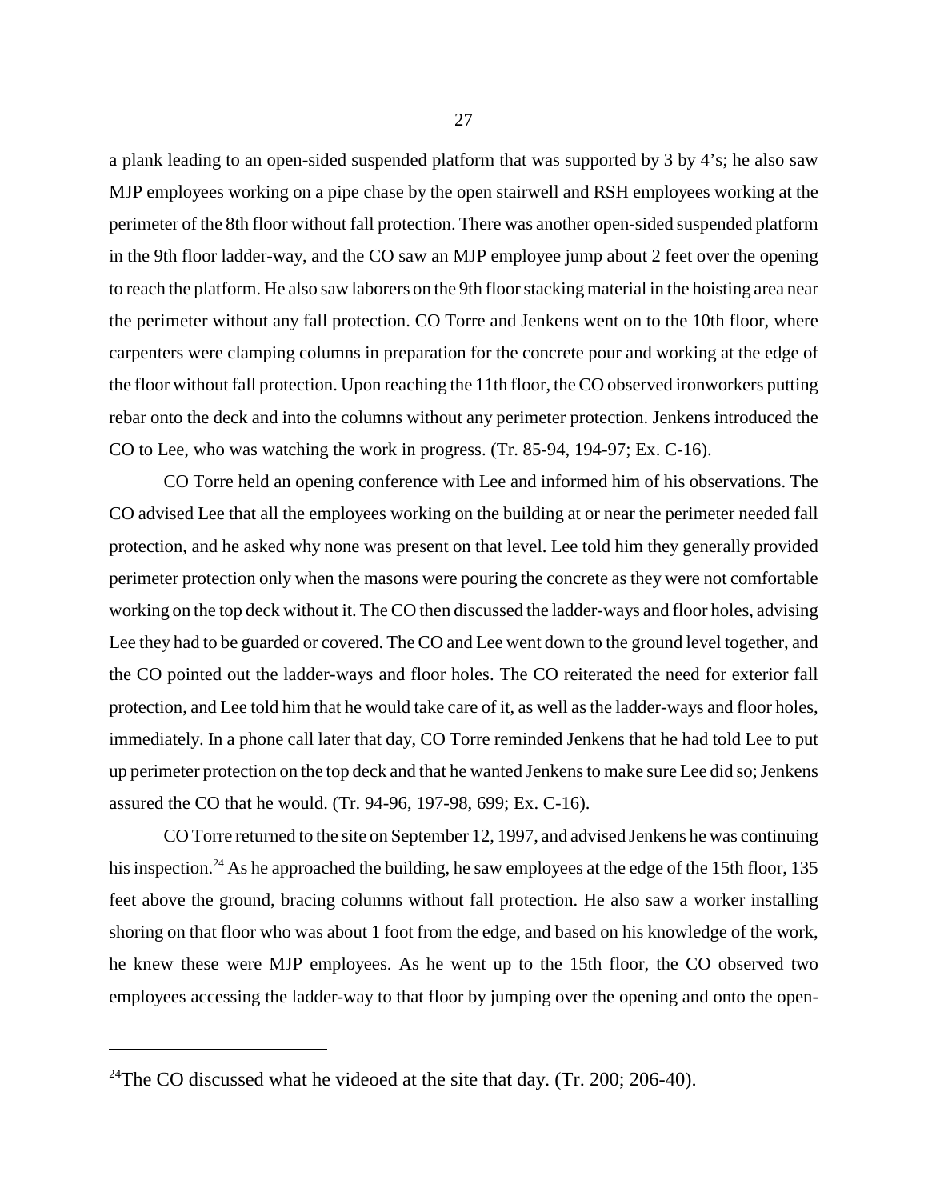a plank leading to an open-sided suspended platform that was supported by 3 by 4's; he also saw MJP employees working on a pipe chase by the open stairwell and RSH employees working at the perimeter of the 8th floor without fall protection. There was another open-sided suspended platform in the 9th floor ladder-way, and the CO saw an MJP employee jump about 2 feet over the opening to reach the platform. He also saw laborers on the 9th floor stacking material in the hoisting area near the perimeter without any fall protection. CO Torre and Jenkens went on to the 10th floor, where carpenters were clamping columns in preparation for the concrete pour and working at the edge of the floor without fall protection. Upon reaching the 11th floor, the CO observed ironworkers putting rebar onto the deck and into the columns without any perimeter protection. Jenkens introduced the CO to Lee, who was watching the work in progress. (Tr. 85-94, 194-97; Ex. C-16).

CO Torre held an opening conference with Lee and informed him of his observations. The CO advised Lee that all the employees working on the building at or near the perimeter needed fall protection, and he asked why none was present on that level. Lee told him they generally provided perimeter protection only when the masons were pouring the concrete as they were not comfortable working on the top deck without it. The CO then discussed the ladder-ways and floor holes, advising Lee they had to be guarded or covered. The CO and Lee went down to the ground level together, and the CO pointed out the ladder-ways and floor holes. The CO reiterated the need for exterior fall protection, and Lee told him that he would take care of it, as well as the ladder-ways and floor holes, immediately. In a phone call later that day, CO Torre reminded Jenkens that he had told Lee to put up perimeter protection on the top deck and that he wanted Jenkens to make sure Lee did so; Jenkens assured the CO that he would. (Tr. 94-96, 197-98, 699; Ex. C-16).

CO Torre returned to the site on September 12, 1997, and advised Jenkens he was continuing his inspection.[24] As he approached the building, he saw employees at the edge of the 15th floor, 135 feet above the ground, bracing columns without fall protection. He also saw a worker installing shoring on that floor who was about 1 foot from the edge, and based on his knowledge of the work, he knew these were MJP employees. As he went up to the 15th floor, the CO observed two employees accessing the ladder-way to that floor by jumping over the opening and onto the open-

[24] The CO discussed what he videoed at the site that day. (Tr. 200; 206-40).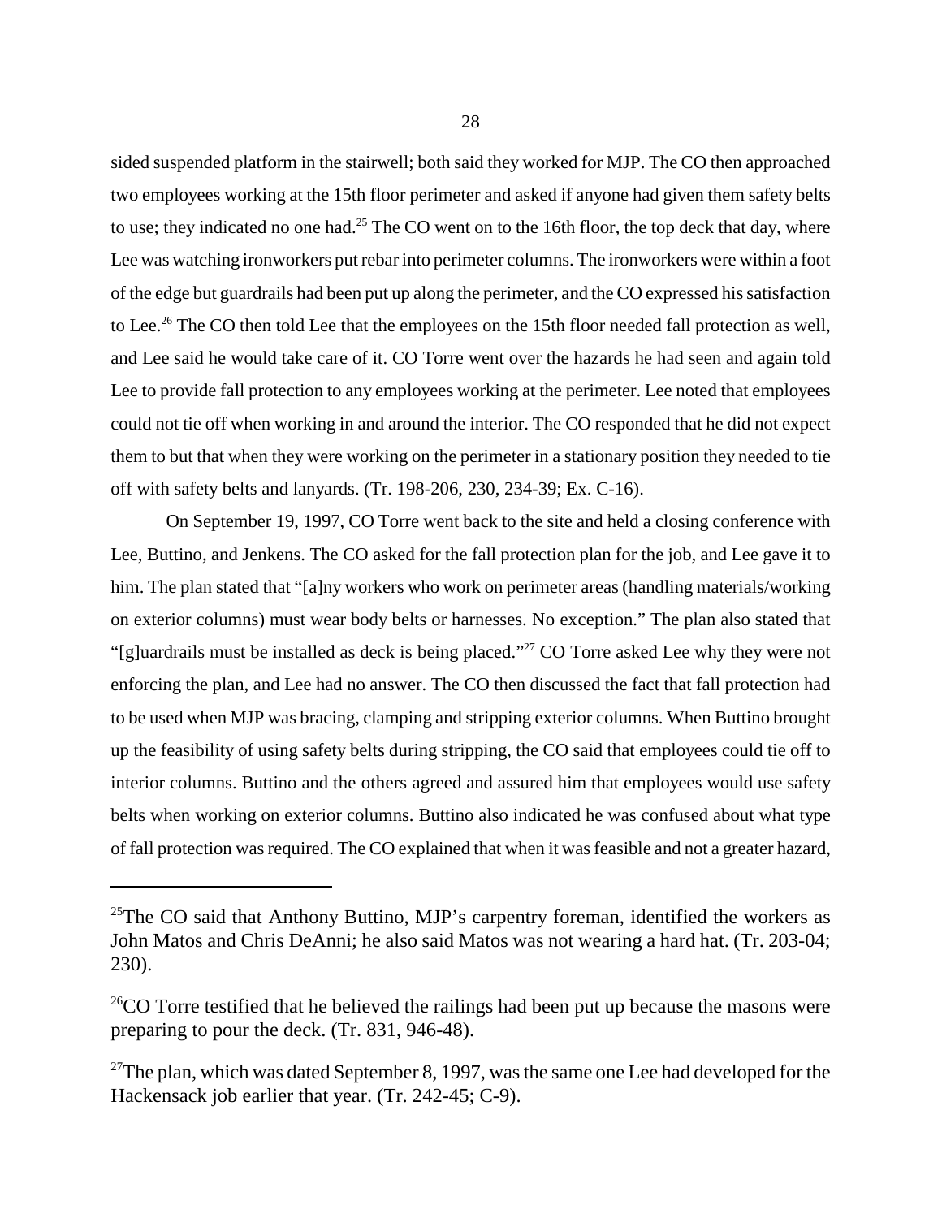sided suspended platform in the stairwell; both said they worked for MJP. The CO then approached two employees working at the 15th floor perimeter and asked if anyone had given them safety belts to use; they indicated no one had.[25] The CO went on to the 16th floor, the top deck that day, where Lee was watching ironworkers put rebar into perimeter columns. The ironworkers were within a foot of the edge but guardrails had been put up along the perimeter, and the CO expressed his satisfaction to Lee.[26] The CO then told Lee that the employees on the 15th floor needed fall protection as well, and Lee said he would take care of it. CO Torre went over the hazards he had seen and again told Lee to provide fall protection to any employees working at the perimeter. Lee noted that employees could not tie off when working in and around the interior. The CO responded that he did not expect them to but that when they were working on the perimeter in a stationary position they needed to tie off with safety belts and lanyards. (Tr. 198-206, 230, 234-39; Ex. C-16).

On September 19, 1997, CO Torre went back to the site and held a closing conference with Lee, Buttino, and Jenkens. The CO asked for the fall protection plan for the job, and Lee gave it to him. The plan stated that "[a]ny workers who work on perimeter areas (handling materials/working on exterior columns) must wear body belts or harnesses. No exception." The plan also stated that "[g]uardrails must be installed as deck is being placed."[27] CO Torre asked Lee why they were not enforcing the plan, and Lee had no answer. The CO then discussed the fact that fall protection had to be used when MJP was bracing, clamping and stripping exterior columns. When Buttino brought up the feasibility of using safety belts during stripping, the CO said that employees could tie off to interior columns. Buttino and the others agreed and assured him that employees would use safety belts when working on exterior columns. Buttino also indicated he was confused about what type of fall protection was required. The CO explained that when it was feasible and not a greater hazard,

---

[25]The CO said that Anthony Buttino, MJP's carpentry foreman, identified the workers as John Matos and Chris DeAnni; he also said Matos was not wearing a hard hat. (Tr. 203-04; 230).

[26]CO Torre testified that he believed the railings had been put up because the masons were preparing to pour the deck. (Tr. 831, 946-48).

[27]The plan, which was dated September 8, 1997, was the same one Lee had developed for the Hackensack job earlier that year. (Tr. 242-45; C-9).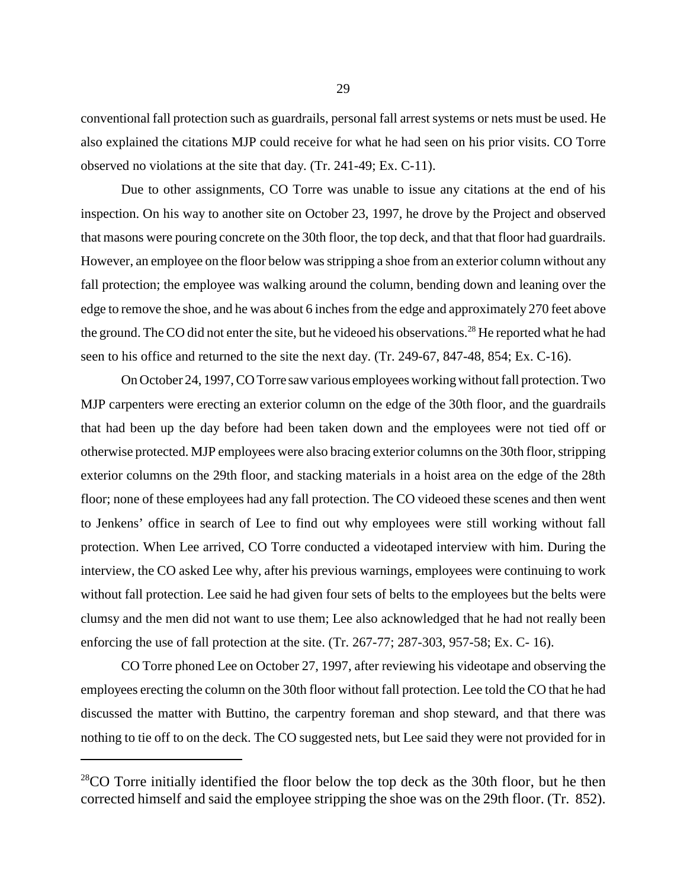conventional fall protection such as guardrails, personal fall arrest systems or nets must be used. He also explained the citations MJP could receive for what he had seen on his prior visits. CO Torre observed no violations at the site that day. (Tr. 241-49; Ex. C-11).

Due to other assignments, CO Torre was unable to issue any citations at the end of his inspection. On his way to another site on October 23, 1997, he drove by the Project and observed that masons were pouring concrete on the 30th floor, the top deck, and that that floor had guardrails. However, an employee on the floor below was stripping a shoe from an exterior column without any fall protection; the employee was walking around the column, bending down and leaning over the edge to remove the shoe, and he was about 6 inches from the edge and approximately 270 feet above the ground. The CO did not enter the site, but he videoed his observations.[28] He reported what he had seen to his office and returned to the site the next day. (Tr. 249-67, 847-48, 854; Ex. C-16).

On October 24, 1997, CO Torre saw various employees working without fall protection. Two MJP carpenters were erecting an exterior column on the edge of the 30th floor, and the guardrails that had been up the day before had been taken down and the employees were not tied off or otherwise protected. MJP employees were also bracing exterior columns on the 30th floor, stripping exterior columns on the 29th floor, and stacking materials in a hoist area on the edge of the 28th floor; none of these employees had any fall protection. The CO videoed these scenes and then went to Jenkens' office in search of Lee to find out why employees were still working without fall protection. When Lee arrived, CO Torre conducted a videotaped interview with him. During the interview, the CO asked Lee why, after his previous warnings, employees were continuing to work without fall protection. Lee said he had given four sets of belts to the employees but the belts were clumsy and the men did not want to use them; Lee also acknowledged that he had not really been enforcing the use of fall protection at the site. (Tr. 267-77; 287-303, 957-58; Ex. C- 16).

CO Torre phoned Lee on October 27, 1997, after reviewing his videotape and observing the employees erecting the column on the 30th floor without fall protection. Lee told the CO that he had discussed the matter with Buttino, the carpentry foreman and shop steward, and that there was nothing to tie off to on the deck. The CO suggested nets, but Lee said they were not provided for in

---

[28] CO Torre initially identified the floor below the top deck as the 30th floor, but he then corrected himself and said the employee stripping the shoe was on the 29th floor. (Tr. 852).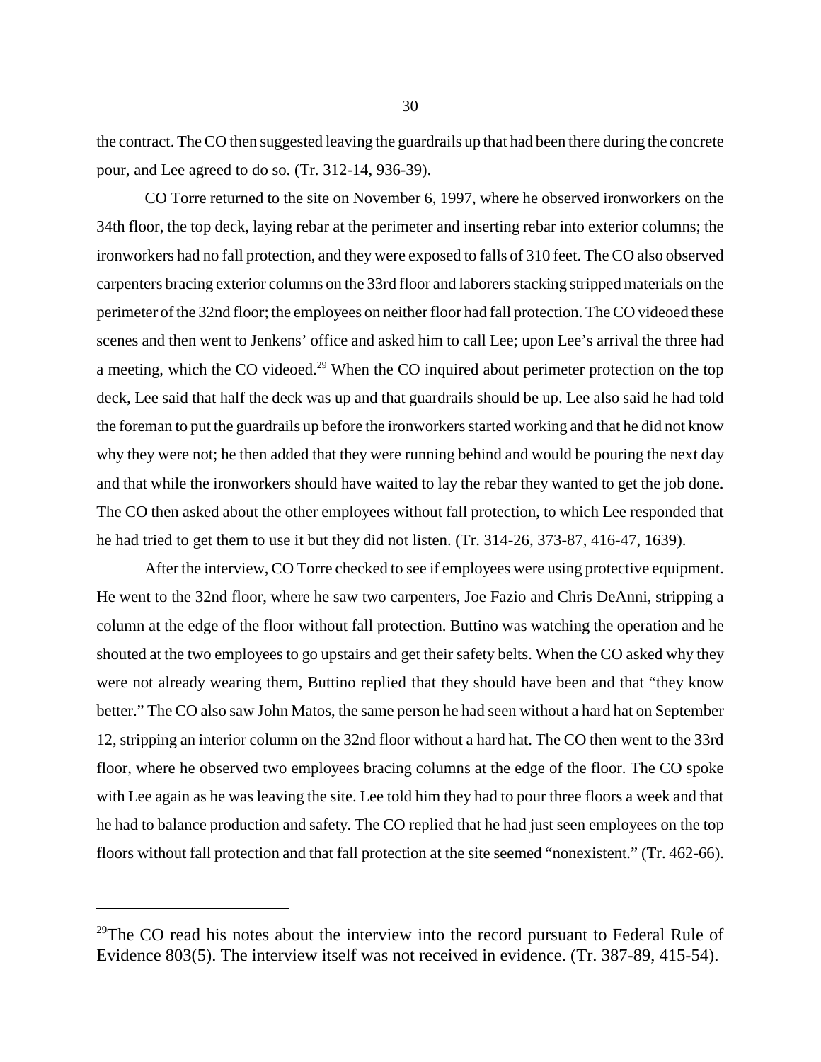the contract. The CO then suggested leaving the guardrails up that had been there during the concrete pour, and Lee agreed to do so. (Tr. 312-14, 936-39).

CO Torre returned to the site on November 6, 1997, where he observed ironworkers on the 34th floor, the top deck, laying rebar at the perimeter and inserting rebar into exterior columns; the ironworkers had no fall protection, and they were exposed to falls of 310 feet. The CO also observed carpenters bracing exterior columns on the 33rd floor and laborers stacking stripped materials on the perimeter of the 32nd floor; the employees on neither floor had fall protection. The CO videoed these scenes and then went to Jenkens' office and asked him to call Lee; upon Lee's arrival the three had a meeting, which the CO videoed.[29] When the CO inquired about perimeter protection on the top deck, Lee said that half the deck was up and that guardrails should be up. Lee also said he had told the foreman to put the guardrails up before the ironworkers started working and that he did not know why they were not; he then added that they were running behind and would be pouring the next day and that while the ironworkers should have waited to lay the rebar they wanted to get the job done. The CO then asked about the other employees without fall protection, to which Lee responded that he had tried to get them to use it but they did not listen. (Tr. 314-26, 373-87, 416-47, 1639).

After the interview, CO Torre checked to see if employees were using protective equipment. He went to the 32nd floor, where he saw two carpenters, Joe Fazio and Chris DeAnni, stripping a column at the edge of the floor without fall protection. Buttino was watching the operation and he shouted at the two employees to go upstairs and get their safety belts. When the CO asked why they were not already wearing them, Buttino replied that they should have been and that "they know better." The CO also saw John Matos, the same person he had seen without a hard hat on September 12, stripping an interior column on the 32nd floor without a hard hat. The CO then went to the 33rd floor, where he observed two employees bracing columns at the edge of the floor. The CO spoke with Lee again as he was leaving the site. Lee told him they had to pour three floors a week and that he had to balance production and safety. The CO replied that he had just seen employees on the top floors without fall protection and that fall protection at the site seemed "nonexistent." (Tr. 462-66).

---

[29]The CO read his notes about the interview into the record pursuant to Federal Rule of Evidence 803(5). The interview itself was not received in evidence. (Tr. 387-89, 415-54).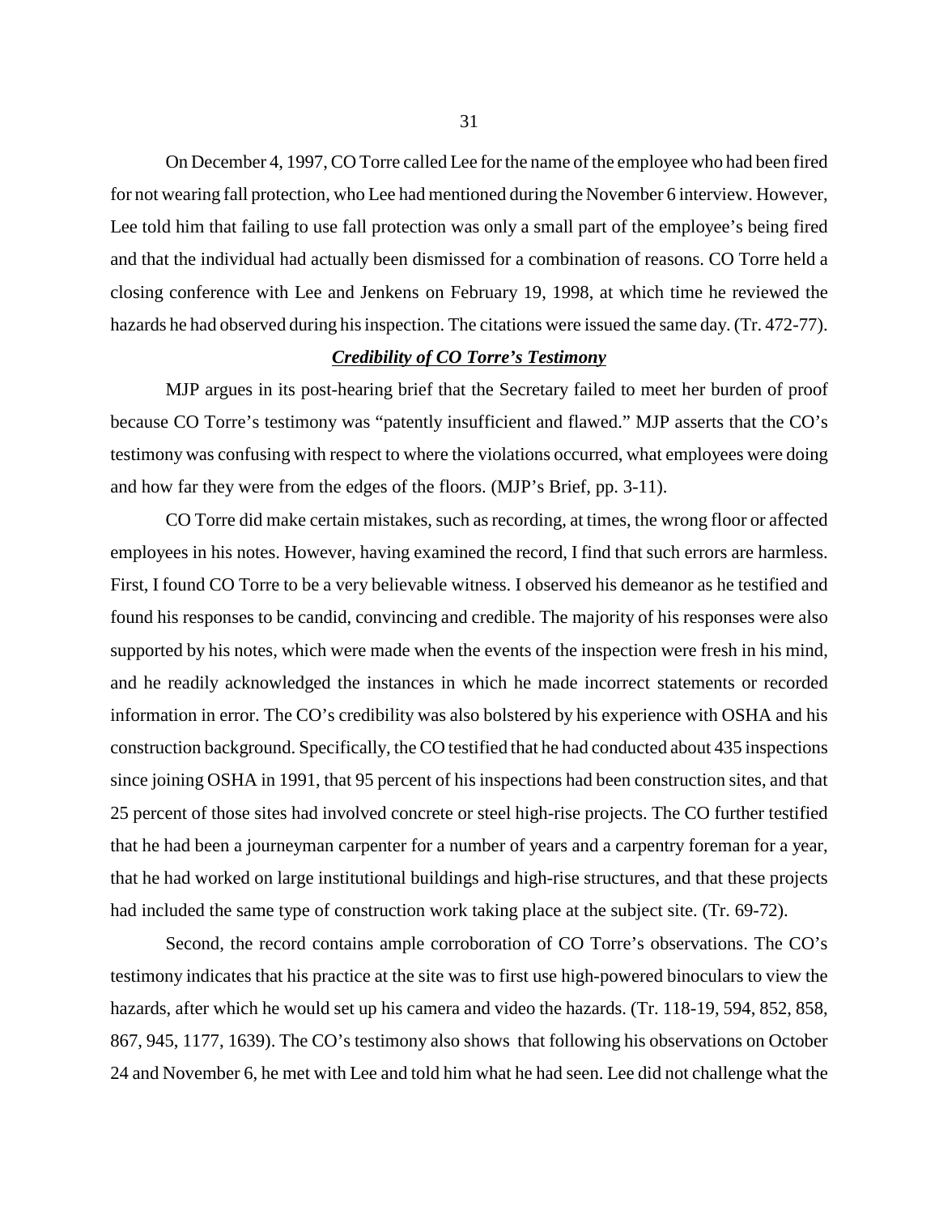On December 4, 1997, CO Torre called Lee for the name of the employee who had been fired for not wearing fall protection, who Lee had mentioned during the November 6 interview. However, Lee told him that failing to use fall protection was only a small part of the employee's being fired and that the individual had actually been dismissed for a combination of reasons. CO Torre held a closing conference with Lee and Jenkens on February 19, 1998, at which time he reviewed the hazards he had observed during his inspection. The citations were issued the same day. (Tr. 472-77).

### ***Credibility of CO Torre's Testimony***

MJP argues in its post-hearing brief that the Secretary failed to meet her burden of proof because CO Torre's testimony was "patently insufficient and flawed." MJP asserts that the CO's testimony was confusing with respect to where the violations occurred, what employees were doing and how far they were from the edges of the floors. (MJP's Brief, pp. 3-11).

CO Torre did make certain mistakes, such as recording, at times, the wrong floor or affected employees in his notes. However, having examined the record, I find that such errors are harmless. First, I found CO Torre to be a very believable witness. I observed his demeanor as he testified and found his responses to be candid, convincing and credible. The majority of his responses were also supported by his notes, which were made when the events of the inspection were fresh in his mind, and he readily acknowledged the instances in which he made incorrect statements or recorded information in error. The CO's credibility was also bolstered by his experience with OSHA and his construction background. Specifically, the CO testified that he had conducted about 435 inspections since joining OSHA in 1991, that 95 percent of his inspections had been construction sites, and that 25 percent of those sites had involved concrete or steel high-rise projects. The CO further testified that he had been a journeyman carpenter for a number of years and a carpentry foreman for a year, that he had worked on large institutional buildings and high-rise structures, and that these projects had included the same type of construction work taking place at the subject site. (Tr. 69-72).

Second, the record contains ample corroboration of CO Torre's observations. The CO's testimony indicates that his practice at the site was to first use high-powered binoculars to view the hazards, after which he would set up his camera and video the hazards. (Tr. 118-19, 594, 852, 858, 867, 945, 1177, 1639). The CO's testimony also shows that following his observations on October 24 and November 6, he met with Lee and told him what he had seen. Lee did not challenge what the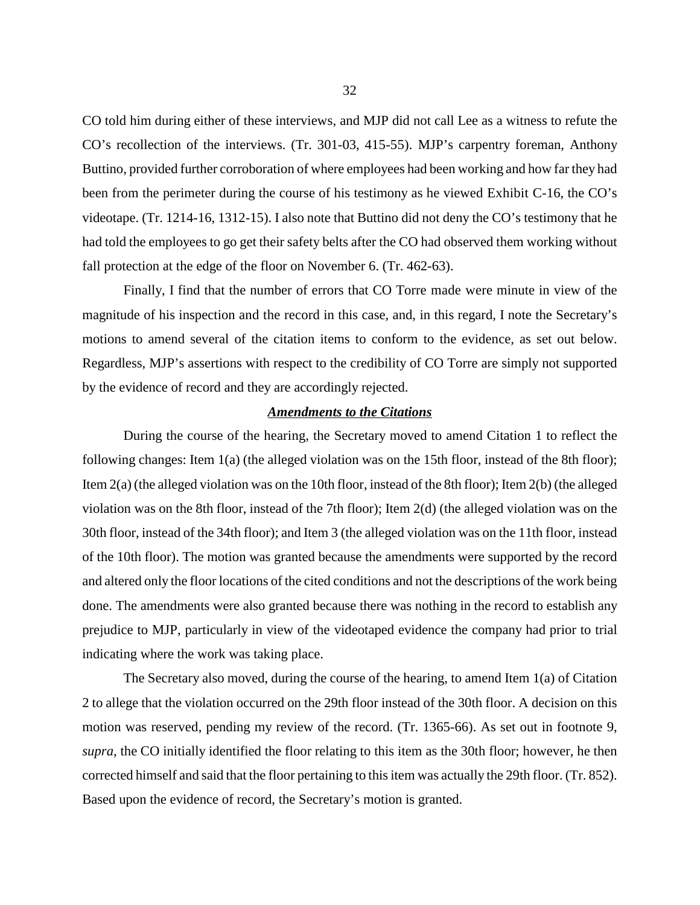CO told him during either of these interviews, and MJP did not call Lee as a witness to refute the CO's recollection of the interviews. (Tr. 301-03, 415-55). MJP's carpentry foreman, Anthony Buttino, provided further corroboration of where employees had been working and how far they had been from the perimeter during the course of his testimony as he viewed Exhibit C-16, the CO's videotape. (Tr. 1214-16, 1312-15). I also note that Buttino did not deny the CO's testimony that he had told the employees to go get their safety belts after the CO had observed them working without fall protection at the edge of the floor on November 6. (Tr. 462-63).

Finally, I find that the number of errors that CO Torre made were minute in view of the magnitude of his inspection and the record in this case, and, in this regard, I note the Secretary's motions to amend several of the citation items to conform to the evidence, as set out below. Regardless, MJP's assertions with respect to the credibility of CO Torre are simply not supported by the evidence of record and they are accordingly rejected.

***Amendments to the Citations***

During the course of the hearing, the Secretary moved to amend Citation 1 to reflect the following changes: Item 1(a) (the alleged violation was on the 15th floor, instead of the 8th floor); Item 2(a) (the alleged violation was on the 10th floor, instead of the 8th floor); Item 2(b) (the alleged violation was on the 8th floor, instead of the 7th floor); Item 2(d) (the alleged violation was on the 30th floor, instead of the 34th floor); and Item 3 (the alleged violation was on the 11th floor, instead of the 10th floor). The motion was granted because the amendments were supported by the record and altered only the floor locations of the cited conditions and not the descriptions of the work being done. The amendments were also granted because there was nothing in the record to establish any prejudice to MJP, particularly in view of the videotaped evidence the company had prior to trial indicating where the work was taking place.

The Secretary also moved, during the course of the hearing, to amend Item 1(a) of Citation 2 to allege that the violation occurred on the 29th floor instead of the 30th floor. A decision on this motion was reserved, pending my review of the record. (Tr. 1365-66). As set out in footnote 9, *supra*, the CO initially identified the floor relating to this item as the 30th floor; however, he then corrected himself and said that the floor pertaining to this item was actually the 29th floor. (Tr. 852). Based upon the evidence of record, the Secretary's motion is granted.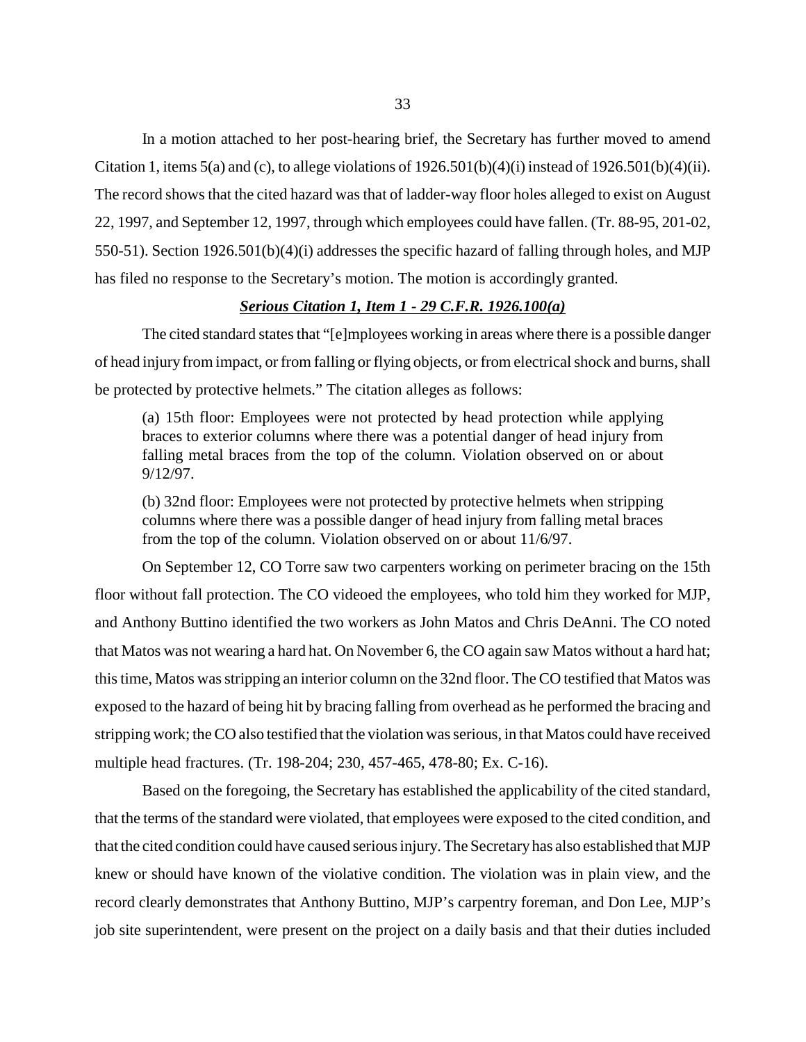In a motion attached to her post-hearing brief, the Secretary has further moved to amend Citation 1, items 5(a) and (c), to allege violations of 1926.501(b)(4)(i) instead of 1926.501(b)(4)(ii). The record shows that the cited hazard was that of ladder-way floor holes alleged to exist on August 22, 1997, and September 12, 1997, through which employees could have fallen. (Tr. 88-95, 201-02, 550-51). Section 1926.501(b)(4)(i) addresses the specific hazard of falling through holes, and MJP has filed no response to the Secretary's motion. The motion is accordingly granted.

***Serious Citation 1, Item 1 - 29 C.F.R. 1926.100(a)***

The cited standard states that "[e]mployees working in areas where there is a possible danger of head injury from impact, or from falling or flying objects, or from electrical shock and burns, shall be protected by protective helmets." The citation alleges as follows:

> (a) 15th floor: Employees were not protected by head protection while applying braces to exterior columns where there was a potential danger of head injury from falling metal braces from the top of the column. Violation observed on or about 9/12/97.
>
> (b) 32nd floor: Employees were not protected by protective helmets when stripping columns where there was a possible danger of head injury from falling metal braces from the top of the column. Violation observed on or about 11/6/97.

On September 12, CO Torre saw two carpenters working on perimeter bracing on the 15th floor without fall protection. The CO videoed the employees, who told him they worked for MJP, and Anthony Buttino identified the two workers as John Matos and Chris DeAnni. The CO noted that Matos was not wearing a hard hat. On November 6, the CO again saw Matos without a hard hat; this time, Matos was stripping an interior column on the 32nd floor. The CO testified that Matos was exposed to the hazard of being hit by bracing falling from overhead as he performed the bracing and stripping work; the CO also testified that the violation was serious, in that Matos could have received multiple head fractures. (Tr. 198-204; 230, 457-465, 478-80; Ex. C-16).

Based on the foregoing, the Secretary has established the applicability of the cited standard, that the terms of the standard were violated, that employees were exposed to the cited condition, and that the cited condition could have caused serious injury. The Secretary has also established that MJP knew or should have known of the violative condition. The violation was in plain view, and the record clearly demonstrates that Anthony Buttino, MJP's carpentry foreman, and Don Lee, MJP's job site superintendent, were present on the project on a daily basis and that their duties included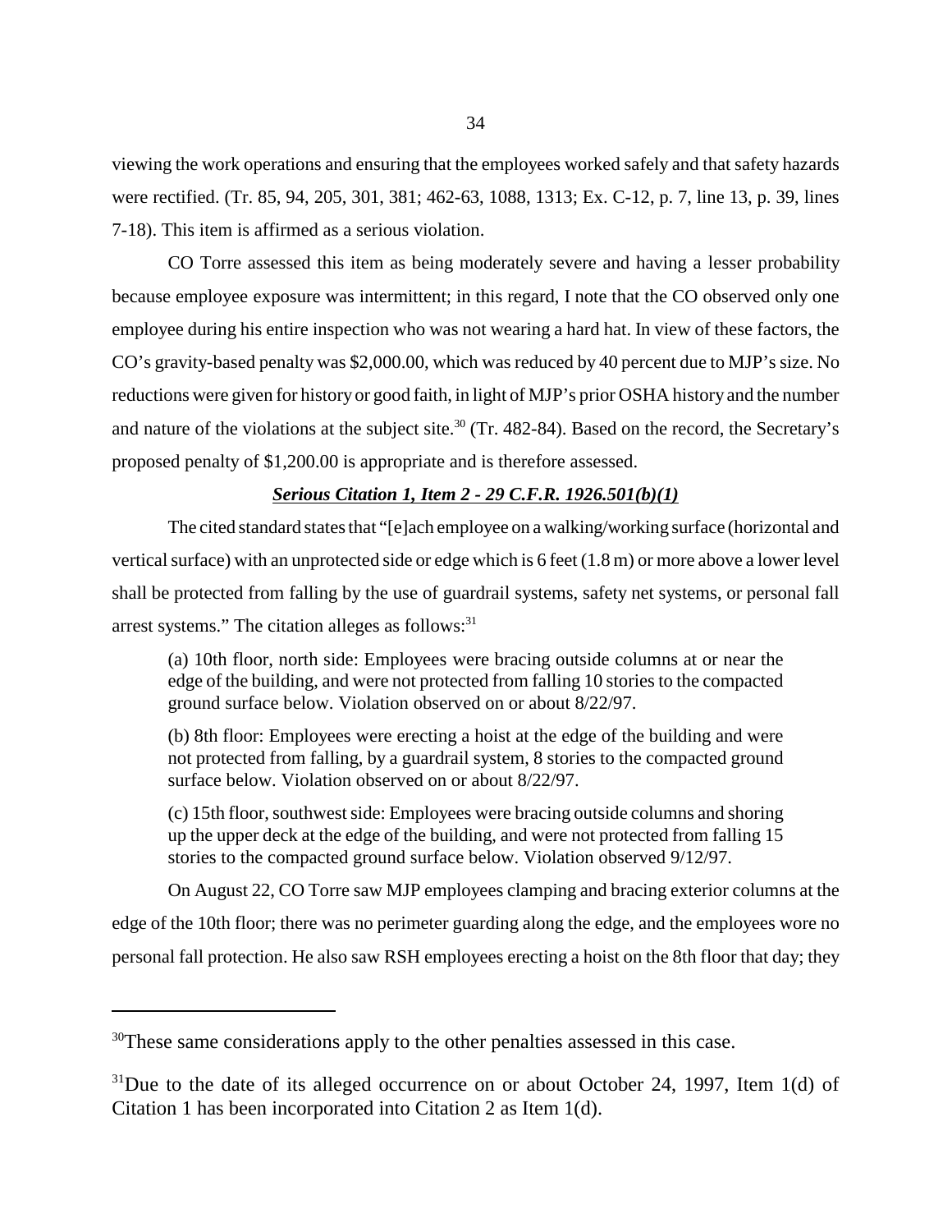viewing the work operations and ensuring that the employees worked safely and that safety hazards were rectified. (Tr. 85, 94, 205, 301, 381; 462-63, 1088, 1313; Ex. C-12, p. 7, line 13, p. 39, lines 7-18). This item is affirmed as a serious violation.

CO Torre assessed this item as being moderately severe and having a lesser probability because employee exposure was intermittent; in this regard, I note that the CO observed only one employee during his entire inspection who was not wearing a hard hat. In view of these factors, the CO's gravity-based penalty was $2,000.00, which was reduced by 40 percent due to MJP's size. No reductions were given for history or good faith, in light of MJP's prior OSHA history and the number and nature of the violations at the subject site.[30] (Tr. 482-84). Based on the record, the Secretary's proposed penalty of $1,200.00 is appropriate and is therefore assessed.

***Serious Citation 1, Item 2 - 29 C.F.R. 1926.501(b)(1)***

The cited standard states that "[e]ach employee on a walking/working surface (horizontal and vertical surface) with an unprotected side or edge which is 6 feet (1.8 m) or more above a lower level shall be protected from falling by the use of guardrail systems, safety net systems, or personal fall arrest systems." The citation alleges as follows:[31]

> (a) 10th floor, north side: Employees were bracing outside columns at or near the edge of the building, and were not protected from falling 10 stories to the compacted ground surface below. Violation observed on or about 8/22/97.
>
> (b) 8th floor: Employees were erecting a hoist at the edge of the building and were not protected from falling, by a guardrail system, 8 stories to the compacted ground surface below. Violation observed on or about 8/22/97.
>
> (c) 15th floor, southwest side: Employees were bracing outside columns and shoring up the upper deck at the edge of the building, and were not protected from falling 15 stories to the compacted ground surface below. Violation observed 9/12/97.

On August 22, CO Torre saw MJP employees clamping and bracing exterior columns at the edge of the 10th floor; there was no perimeter guarding along the edge, and the employees wore no personal fall protection. He also saw RSH employees erecting a hoist on the 8th floor that day; they

---

[30]These same considerations apply to the other penalties assessed in this case.

[31]Due to the date of its alleged occurrence on or about October 24, 1997, Item 1(d) of Citation 1 has been incorporated into Citation 2 as Item 1(d).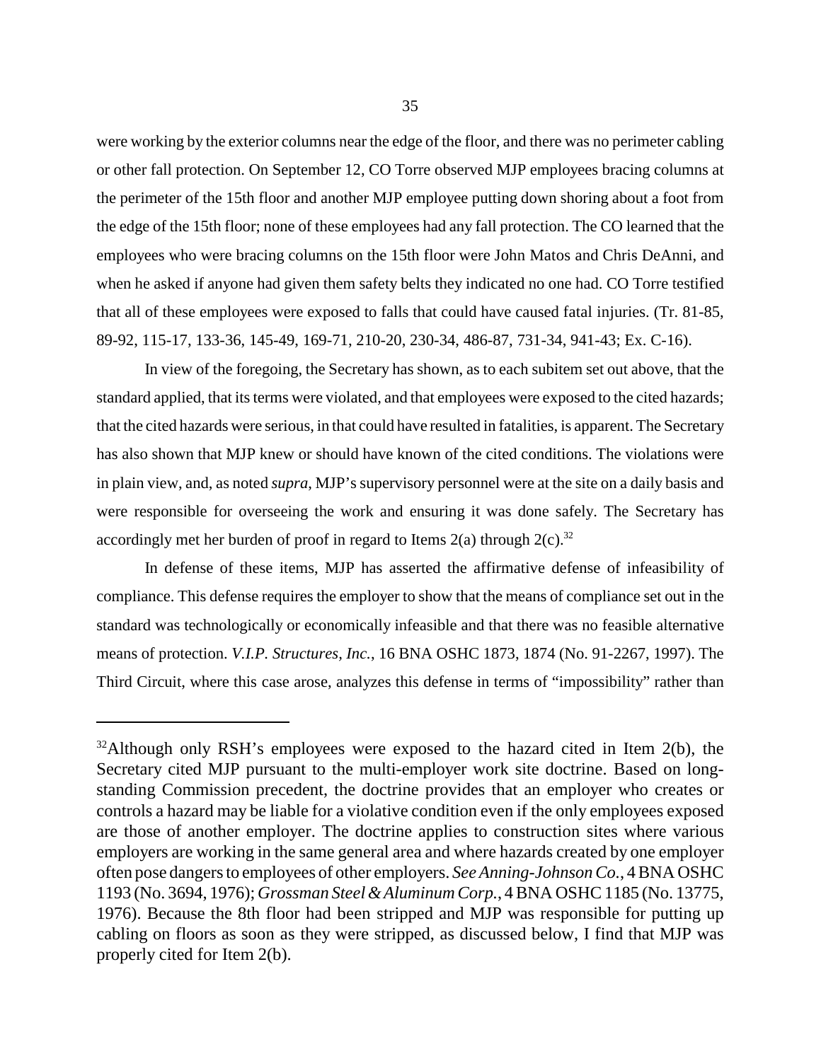were working by the exterior columns near the edge of the floor, and there was no perimeter cabling or other fall protection. On September 12, CO Torre observed MJP employees bracing columns at the perimeter of the 15th floor and another MJP employee putting down shoring about a foot from the edge of the 15th floor; none of these employees had any fall protection. The CO learned that the employees who were bracing columns on the 15th floor were John Matos and Chris DeAnni, and when he asked if anyone had given them safety belts they indicated no one had. CO Torre testified that all of these employees were exposed to falls that could have caused fatal injuries. (Tr. 81-85, 89-92, 115-17, 133-36, 145-49, 169-71, 210-20, 230-34, 486-87, 731-34, 941-43; Ex. C-16).

In view of the foregoing, the Secretary has shown, as to each subitem set out above, that the standard applied, that its terms were violated, and that employees were exposed to the cited hazards; that the cited hazards were serious, in that could have resulted in fatalities, is apparent. The Secretary has also shown that MJP knew or should have known of the cited conditions. The violations were in plain view, and, as noted *supra*, MJP's supervisory personnel were at the site on a daily basis and were responsible for overseeing the work and ensuring it was done safely. The Secretary has accordingly met her burden of proof in regard to Items 2(a) through 2(c).[32]

In defense of these items, MJP has asserted the affirmative defense of infeasibility of compliance. This defense requires the employer to show that the means of compliance set out in the standard was technologically or economically infeasible and that there was no feasible alternative means of protection. *V.I.P. Structures, Inc.*, 16 BNA OSHC 1873, 1874 (No. 91-2267, 1997). The Third Circuit, where this case arose, analyzes this defense in terms of "impossibility" rather than

---

[32]Although only RSH's employees were exposed to the hazard cited in Item 2(b), the Secretary cited MJP pursuant to the multi-employer work site doctrine. Based on long-standing Commission precedent, the doctrine provides that an employer who creates or controls a hazard may be liable for a violative condition even if the only employees exposed are those of another employer. The doctrine applies to construction sites where various employers are working in the same general area and where hazards created by one employer often pose dangers to employees of other employers. *See Anning-Johnson Co.*, 4 BNA OSHC 1193 (No. 3694, 1976); *Grossman Steel & Aluminum Corp.*, 4 BNA OSHC 1185 (No. 13775, 1976). Because the 8th floor had been stripped and MJP was responsible for putting up cabling on floors as soon as they were stripped, as discussed below, I find that MJP was properly cited for Item 2(b).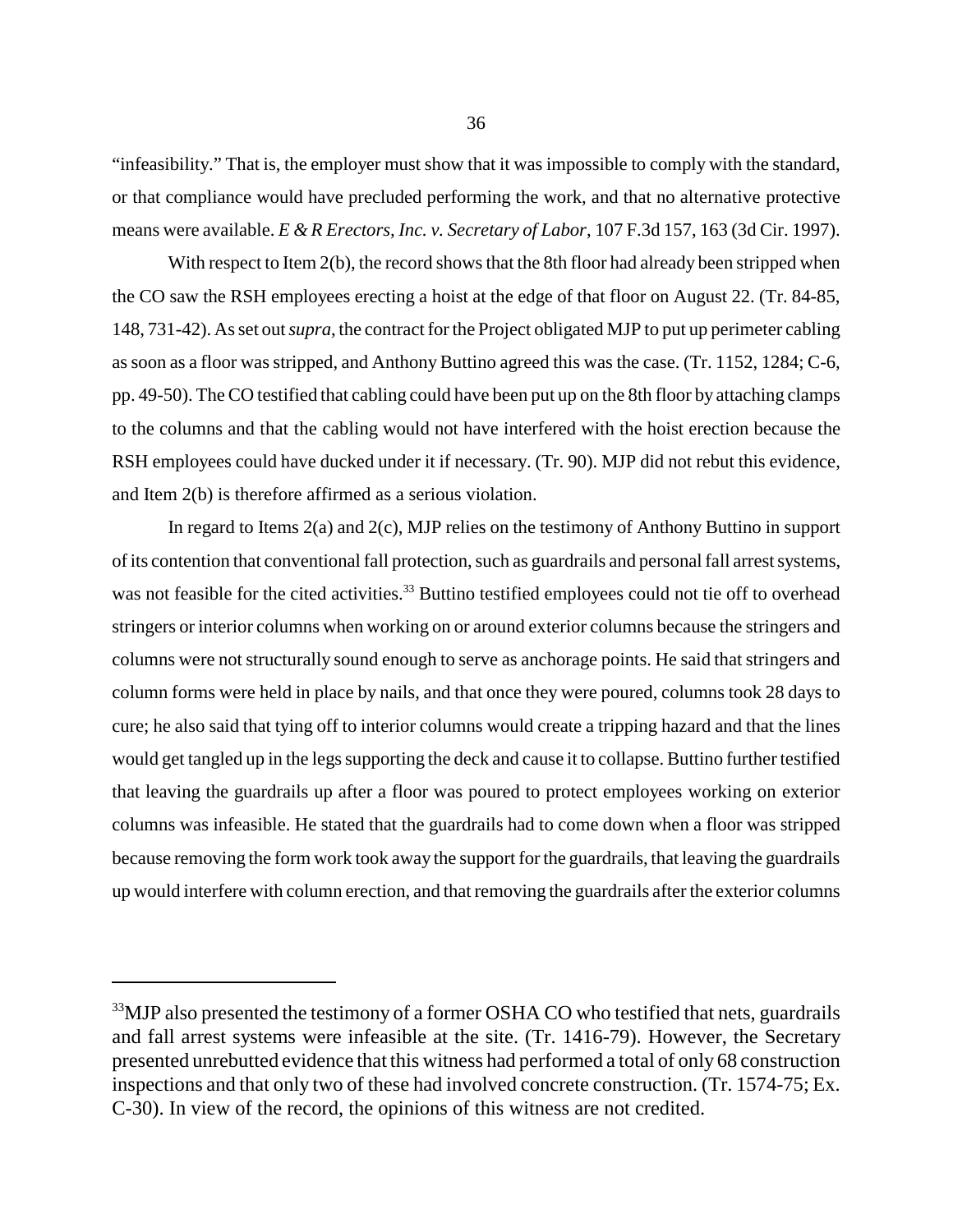"infeasibility." That is, the employer must show that it was impossible to comply with the standard, or that compliance would have precluded performing the work, and that no alternative protective means were available. *E & R Erectors, Inc. v. Secretary of Labor*, 107 F.3d 157, 163 (3d Cir. 1997).

With respect to Item 2(b), the record shows that the 8th floor had already been stripped when the CO saw the RSH employees erecting a hoist at the edge of that floor on August 22. (Tr. 84-85, 148, 731-42). As set out *supra*, the contract for the Project obligated MJP to put up perimeter cabling as soon as a floor was stripped, and Anthony Buttino agreed this was the case. (Tr. 1152, 1284; C-6, pp. 49-50). The CO testified that cabling could have been put up on the 8th floor by attaching clamps to the columns and that the cabling would not have interfered with the hoist erection because the RSH employees could have ducked under it if necessary. (Tr. 90). MJP did not rebut this evidence, and Item 2(b) is therefore affirmed as a serious violation.

In regard to Items 2(a) and 2(c), MJP relies on the testimony of Anthony Buttino in support of its contention that conventional fall protection, such as guardrails and personal fall arrest systems, was not feasible for the cited activities.[33] Buttino testified employees could not tie off to overhead stringers or interior columns when working on or around exterior columns because the stringers and columns were not structurally sound enough to serve as anchorage points. He said that stringers and column forms were held in place by nails, and that once they were poured, columns took 28 days to cure; he also said that tying off to interior columns would create a tripping hazard and that the lines would get tangled up in the legs supporting the deck and cause it to collapse. Buttino further testified that leaving the guardrails up after a floor was poured to protect employees working on exterior columns was infeasible. He stated that the guardrails had to come down when a floor was stripped because removing the form work took away the support for the guardrails, that leaving the guardrails up would interfere with column erection, and that removing the guardrails after the exterior columns

[33]MJP also presented the testimony of a former OSHA CO who testified that nets, guardrails and fall arrest systems were infeasible at the site. (Tr. 1416-79). However, the Secretary presented unrebutted evidence that this witness had performed a total of only 68 construction inspections and that only two of these had involved concrete construction. (Tr. 1574-75; Ex. C-30). In view of the record, the opinions of this witness are not credited.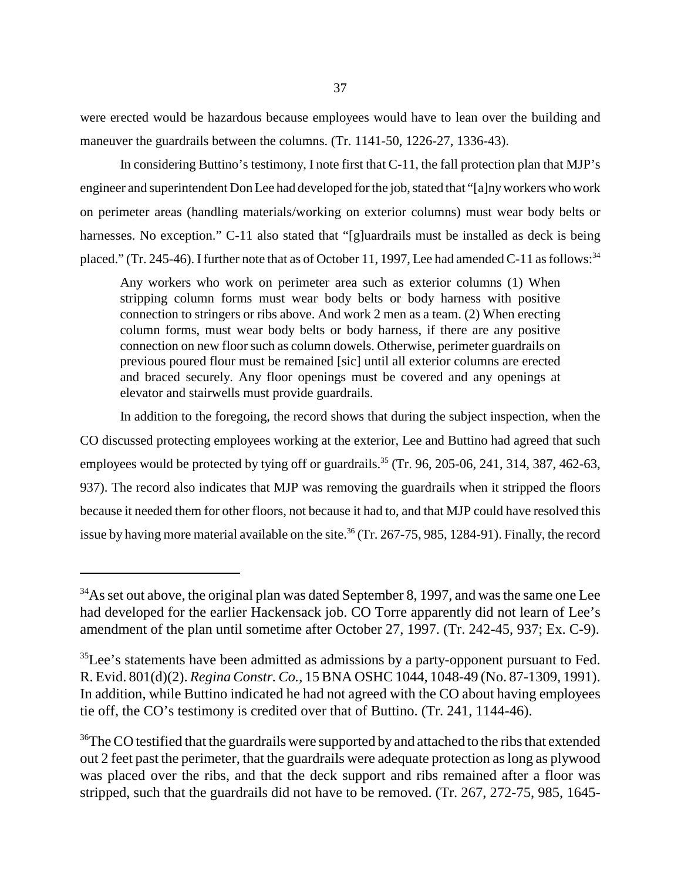were erected would be hazardous because employees would have to lean over the building and maneuver the guardrails between the columns. (Tr. 1141-50, 1226-27, 1336-43).

In considering Buttino's testimony, I note first that C-11, the fall protection plan that MJP's engineer and superintendent Don Lee had developed for the job, stated that "[a]ny workers who work on perimeter areas (handling materials/working on exterior columns) must wear body belts or harnesses. No exception." C-11 also stated that "[g]uardrails must be installed as deck is being placed." (Tr. 245-46). I further note that as of October 11, 1997, Lee had amended C-11 as follows:[34]

> Any workers who work on perimeter area such as exterior columns (1) When stripping column forms must wear body belts or body harness with positive connection to stringers or ribs above. And work 2 men as a team. (2) When erecting column forms, must wear body belts or body harness, if there are any positive connection on new floor such as column dowels. Otherwise, perimeter guardrails on previous poured flour must be remained [sic] until all exterior columns are erected and braced securely. Any floor openings must be covered and any openings at elevator and stairwells must provide guardrails.

In addition to the foregoing, the record shows that during the subject inspection, when the CO discussed protecting employees working at the exterior, Lee and Buttino had agreed that such employees would be protected by tying off or guardrails.[35] (Tr. 96, 205-06, 241, 314, 387, 462-63, 937). The record also indicates that MJP was removing the guardrails when it stripped the floors because it needed them for other floors, not because it had to, and that MJP could have resolved this issue by having more material available on the site.[36] (Tr. 267-75, 985, 1284-91). Finally, the record

---

[34] As set out above, the original plan was dated September 8, 1997, and was the same one Lee had developed for the earlier Hackensack job. CO Torre apparently did not learn of Lee's amendment of the plan until sometime after October 27, 1997. (Tr. 242-45, 937; Ex. C-9).

[35] Lee's statements have been admitted as admissions by a party-opponent pursuant to Fed. R. Evid. 801(d)(2). *Regina Constr. Co.*, 15 BNA OSHC 1044, 1048-49 (No. 87-1309, 1991). In addition, while Buttino indicated he had not agreed with the CO about having employees tie off, the CO's testimony is credited over that of Buttino. (Tr. 241, 1144-46).

[36] The CO testified that the guardrails were supported by and attached to the ribs that extended out 2 feet past the perimeter, that the guardrails were adequate protection as long as plywood was placed over the ribs, and that the deck support and ribs remained after a floor was stripped, such that the guardrails did not have to be removed. (Tr. 267, 272-75, 985, 1645-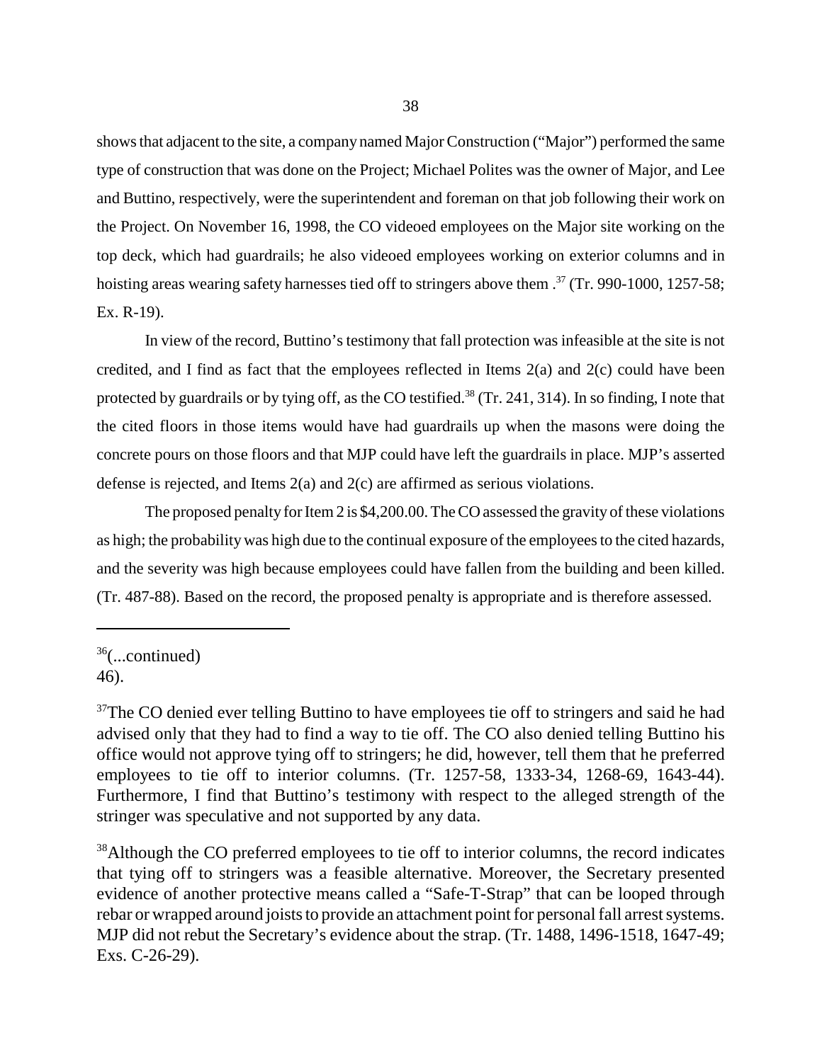shows that adjacent to the site, a company named Major Construction ("Major") performed the same type of construction that was done on the Project; Michael Polites was the owner of Major, and Lee and Buttino, respectively, were the superintendent and foreman on that job following their work on the Project. On November 16, 1998, the CO videoed employees on the Major site working on the top deck, which had guardrails; he also videoed employees working on exterior columns and in hoisting areas wearing safety harnesses tied off to stringers above them .[37] (Tr. 990-1000, 1257-58; Ex. R-19).

In view of the record, Buttino's testimony that fall protection was infeasible at the site is not credited, and I find as fact that the employees reflected in Items 2(a) and 2(c) could have been protected by guardrails or by tying off, as the CO testified.[38] (Tr. 241, 314). In so finding, I note that the cited floors in those items would have had guardrails up when the masons were doing the concrete pours on those floors and that MJP could have left the guardrails in place. MJP's asserted defense is rejected, and Items 2(a) and 2(c) are affirmed as serious violations.

The proposed penalty for Item 2 is $4,200.00. The CO assessed the gravity of these violations as high; the probability was high due to the continual exposure of the employees to the cited hazards, and the severity was high because employees could have fallen from the building and been killed. (Tr. 487-88). Based on the record, the proposed penalty is appropriate and is therefore assessed.

---

[36](...continued)
46).

[37]The CO denied ever telling Buttino to have employees tie off to stringers and said he had advised only that they had to find a way to tie off. The CO also denied telling Buttino his office would not approve tying off to stringers; he did, however, tell them that he preferred employees to tie off to interior columns. (Tr. 1257-58, 1333-34, 1268-69, 1643-44). Furthermore, I find that Buttino's testimony with respect to the alleged strength of the stringer was speculative and not supported by any data.

[38]Although the CO preferred employees to tie off to interior columns, the record indicates that tying off to stringers was a feasible alternative. Moreover, the Secretary presented evidence of another protective means called a "Safe-T-Strap" that can be looped through rebar or wrapped around joists to provide an attachment point for personal fall arrest systems. MJP did not rebut the Secretary's evidence about the strap. (Tr. 1488, 1496-1518, 1647-49; Exs. C-26-29).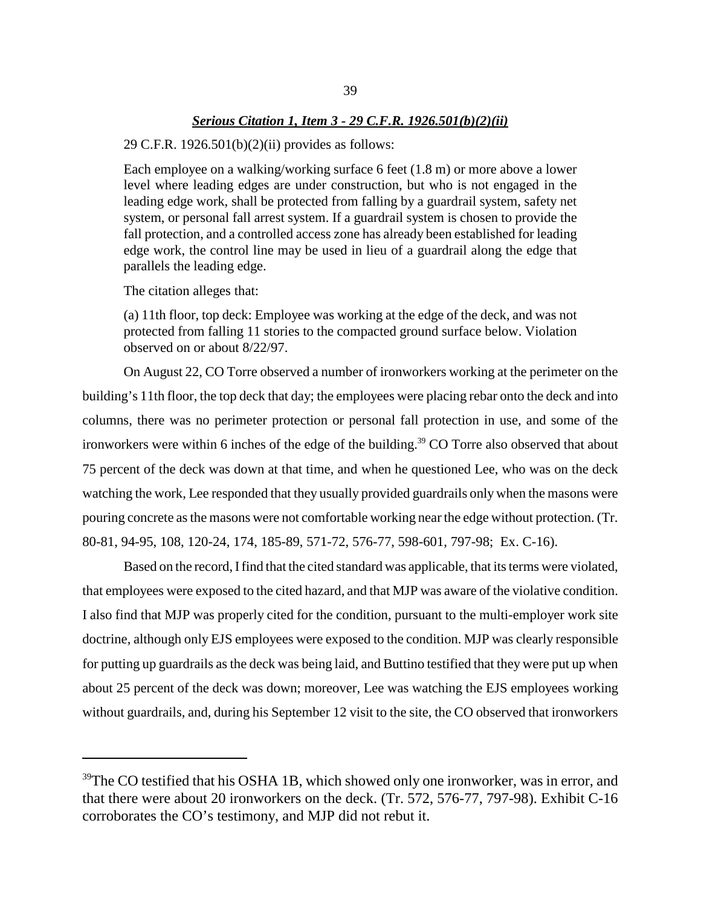***Serious Citation 1, Item 3 - 29 C.F.R. 1926.501(b)(2)(ii)***

29 C.F.R. 1926.501(b)(2)(ii) provides as follows:

> Each employee on a walking/working surface 6 feet (1.8 m) or more above a lower level where leading edges are under construction, but who is not engaged in the leading edge work, shall be protected from falling by a guardrail system, safety net system, or personal fall arrest system. If a guardrail system is chosen to provide the fall protection, and a controlled access zone has already been established for leading edge work, the control line may be used in lieu of a guardrail along the edge that parallels the leading edge.

The citation alleges that:

> (a) 11th floor, top deck: Employee was working at the edge of the deck, and was not protected from falling 11 stories to the compacted ground surface below. Violation observed on or about 8/22/97.

On August 22, CO Torre observed a number of ironworkers working at the perimeter on the building's 11th floor, the top deck that day; the employees were placing rebar onto the deck and into columns, there was no perimeter protection or personal fall protection in use, and some of the ironworkers were within 6 inches of the edge of the building.[39] CO Torre also observed that about 75 percent of the deck was down at that time, and when he questioned Lee, who was on the deck watching the work, Lee responded that they usually provided guardrails only when the masons were pouring concrete as the masons were not comfortable working near the edge without protection. (Tr. 80-81, 94-95, 108, 120-24, 174, 185-89, 571-72, 576-77, 598-601, 797-98; Ex. C-16).

Based on the record, I find that the cited standard was applicable, that its terms were violated, that employees were exposed to the cited hazard, and that MJP was aware of the violative condition. I also find that MJP was properly cited for the condition, pursuant to the multi-employer work site doctrine, although only EJS employees were exposed to the condition. MJP was clearly responsible for putting up guardrails as the deck was being laid, and Buttino testified that they were put up when about 25 percent of the deck was down; moreover, Lee was watching the EJS employees working without guardrails, and, during his September 12 visit to the site, the CO observed that ironworkers

---

[39] The CO testified that his OSHA 1B, which showed only one ironworker, was in error, and that there were about 20 ironworkers on the deck. (Tr. 572, 576-77, 797-98). Exhibit C-16 corroborates the CO's testimony, and MJP did not rebut it.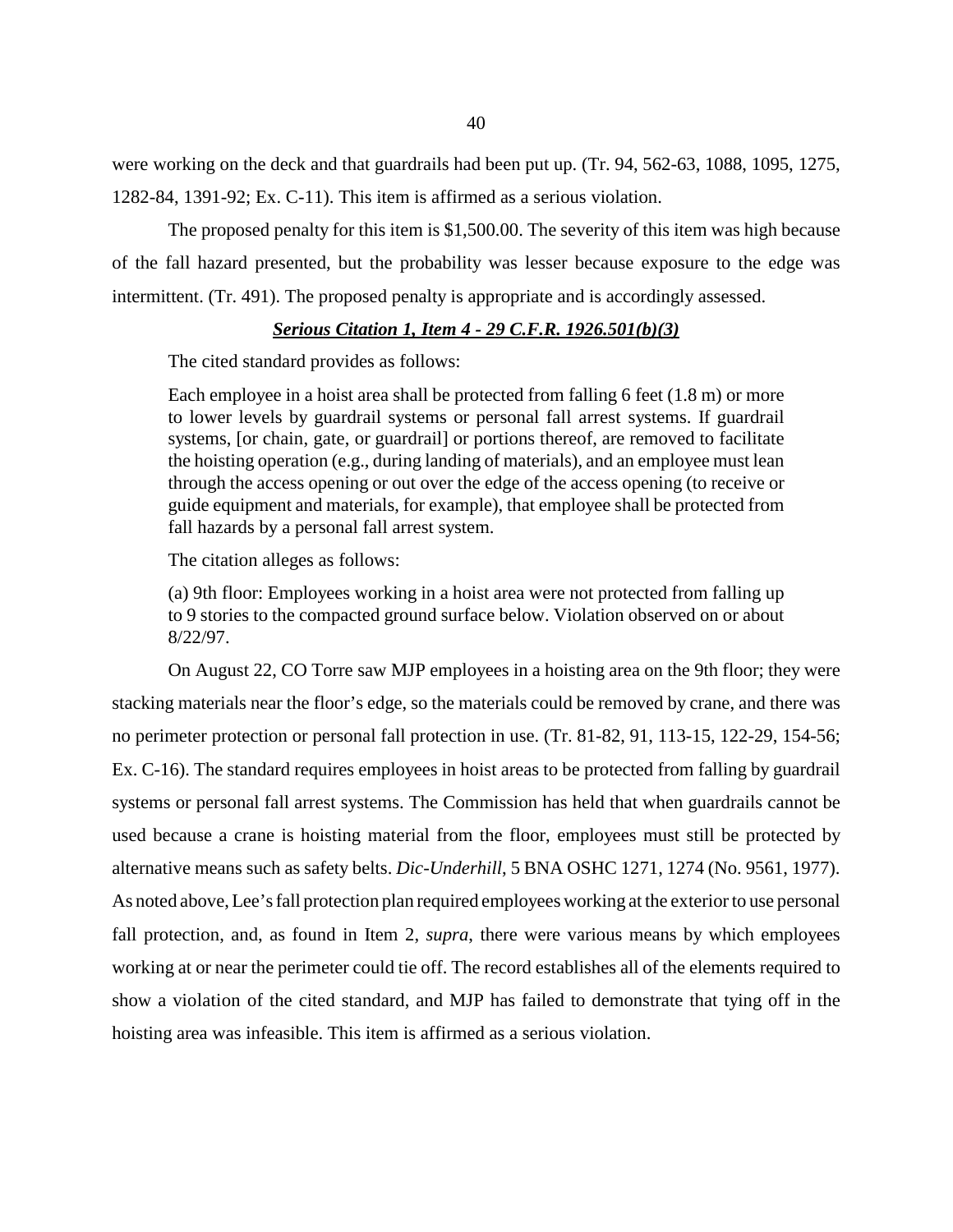were working on the deck and that guardrails had been put up. (Tr. 94, 562-63, 1088, 1095, 1275, 1282-84, 1391-92; Ex. C-11). This item is affirmed as a serious violation.

The proposed penalty for this item is $1,500.00. The severity of this item was high because of the fall hazard presented, but the probability was lesser because exposure to the edge was intermittent. (Tr. 491). The proposed penalty is appropriate and is accordingly assessed.

***Serious Citation 1, Item 4 - 29 C.F.R. 1926.501(b)(3)***

The cited standard provides as follows:

> Each employee in a hoist area shall be protected from falling 6 feet (1.8 m) or more to lower levels by guardrail systems or personal fall arrest systems. If guardrail systems, [or chain, gate, or guardrail] or portions thereof, are removed to facilitate the hoisting operation (e.g., during landing of materials), and an employee must lean through the access opening or out over the edge of the access opening (to receive or guide equipment and materials, for example), that employee shall be protected from fall hazards by a personal fall arrest system.

The citation alleges as follows:

> (a) 9th floor: Employees working in a hoist area were not protected from falling up to 9 stories to the compacted ground surface below. Violation observed on or about 8/22/97.

On August 22, CO Torre saw MJP employees in a hoisting area on the 9th floor; they were stacking materials near the floor's edge, so the materials could be removed by crane, and there was no perimeter protection or personal fall protection in use. (Tr. 81-82, 91, 113-15, 122-29, 154-56; Ex. C-16). The standard requires employees in hoist areas to be protected from falling by guardrail systems or personal fall arrest systems. The Commission has held that when guardrails cannot be used because a crane is hoisting material from the floor, employees must still be protected by alternative means such as safety belts. *Dic-Underhill*, 5 BNA OSHC 1271, 1274 (No. 9561, 1977). As noted above, Lee's fall protection plan required employees working at the exterior to use personal fall protection, and, as found in Item 2, *supra*, there were various means by which employees working at or near the perimeter could tie off. The record establishes all of the elements required to show a violation of the cited standard, and MJP has failed to demonstrate that tying off in the hoisting area was infeasible. This item is affirmed as a serious violation.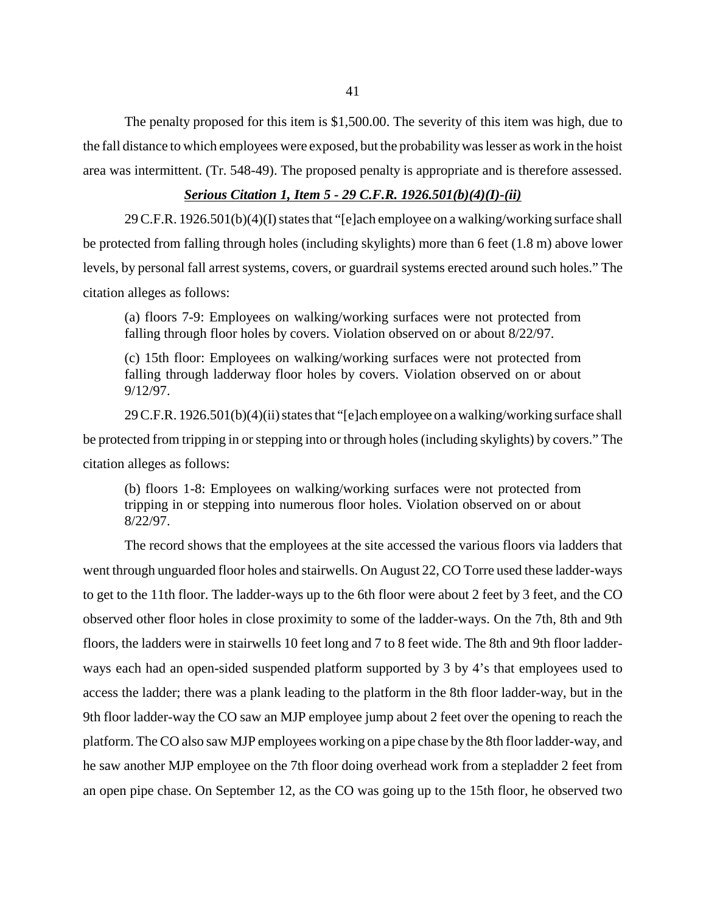The penalty proposed for this item is $1,500.00. The severity of this item was high, due to the fall distance to which employees were exposed, but the probability was lesser as work in the hoist area was intermittent. (Tr. 548-49). The proposed penalty is appropriate and is therefore assessed.

***Serious Citation 1, Item 5 - 29 C.F.R. 1926.501(b)(4)(I)-(ii)***

29 C.F.R. 1926.501(b)(4)(I) states that "[e]ach employee on a walking/working surface shall be protected from falling through holes (including skylights) more than 6 feet (1.8 m) above lower levels, by personal fall arrest systems, covers, or guardrail systems erected around such holes." The citation alleges as follows:

> (a) floors 7-9: Employees on walking/working surfaces were not protected from falling through floor holes by covers. Violation observed on or about 8/22/97.
>
> (c) 15th floor: Employees on walking/working surfaces were not protected from falling through ladderway floor holes by covers. Violation observed on or about 9/12/97.

29 C.F.R. 1926.501(b)(4)(ii) states that "[e]ach employee on a walking/working surface shall be protected from tripping in or stepping into or through holes (including skylights) by covers." The citation alleges as follows:

> (b) floors 1-8: Employees on walking/working surfaces were not protected from tripping in or stepping into numerous floor holes. Violation observed on or about 8/22/97.

The record shows that the employees at the site accessed the various floors via ladders that went through unguarded floor holes and stairwells. On August 22, CO Torre used these ladder-ways to get to the 11th floor. The ladder-ways up to the 6th floor were about 2 feet by 3 feet, and the CO observed other floor holes in close proximity to some of the ladder-ways. On the 7th, 8th and 9th floors, the ladders were in stairwells 10 feet long and 7 to 8 feet wide. The 8th and 9th floor ladder-ways each had an open-sided suspended platform supported by 3 by 4's that employees used to access the ladder; there was a plank leading to the platform in the 8th floor ladder-way, but in the 9th floor ladder-way the CO saw an MJP employee jump about 2 feet over the opening to reach the platform. The CO also saw MJP employees working on a pipe chase by the 8th floor ladder-way, and he saw another MJP employee on the 7th floor doing overhead work from a stepladder 2 feet from an open pipe chase. On September 12, as the CO was going up to the 15th floor, he observed two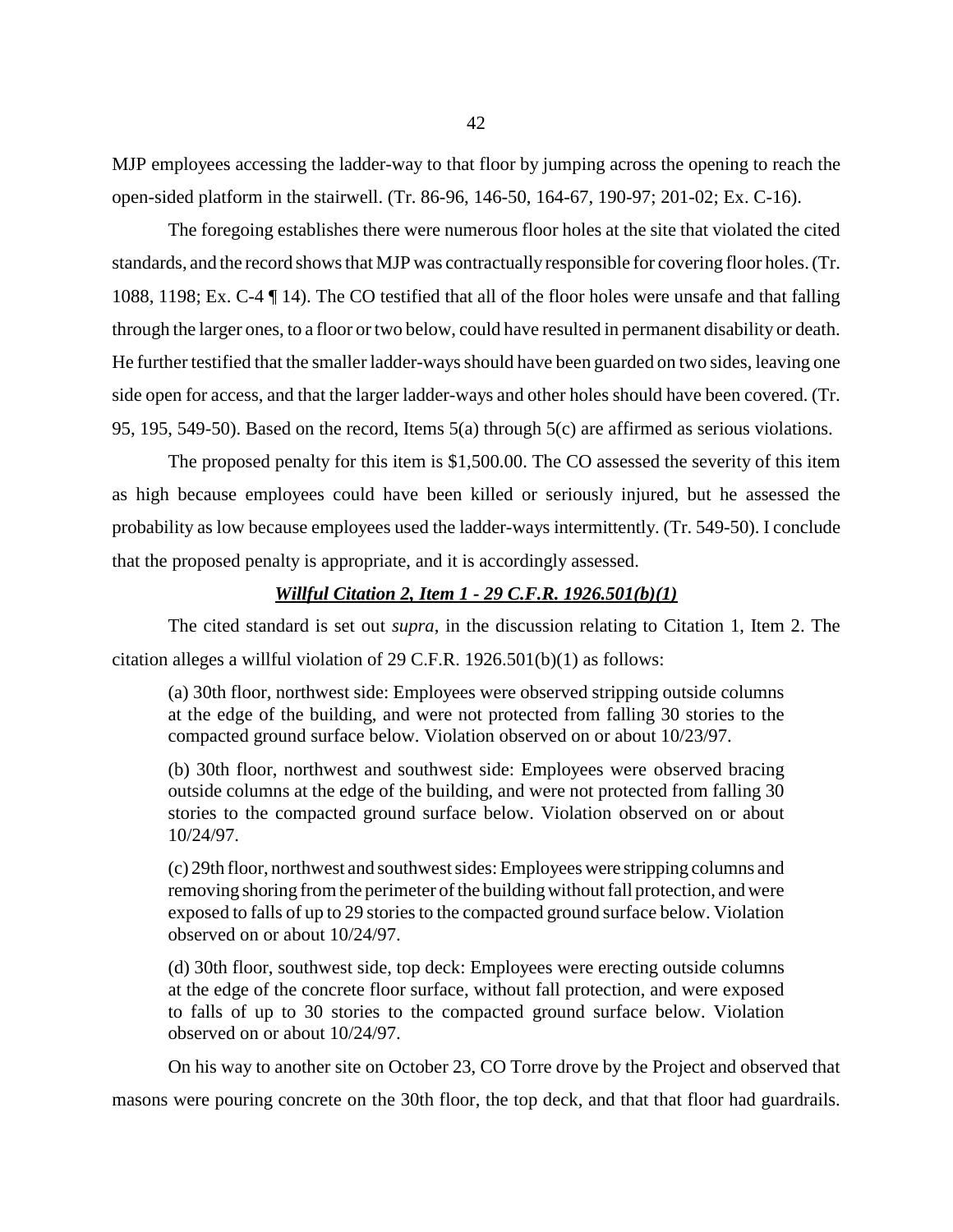MJP employees accessing the ladder-way to that floor by jumping across the opening to reach the open-sided platform in the stairwell. (Tr. 86-96, 146-50, 164-67, 190-97; 201-02; Ex. C-16).

The foregoing establishes there were numerous floor holes at the site that violated the cited standards, and the record shows that MJP was contractually responsible for covering floor holes. (Tr. 1088, 1198; Ex. C-4 ¶ 14). The CO testified that all of the floor holes were unsafe and that falling through the larger ones, to a floor or two below, could have resulted in permanent disability or death. He further testified that the smaller ladder-ways should have been guarded on two sides, leaving one side open for access, and that the larger ladder-ways and other holes should have been covered. (Tr. 95, 195, 549-50). Based on the record, Items 5(a) through 5(c) are affirmed as serious violations.

The proposed penalty for this item is $1,500.00. The CO assessed the severity of this item as high because employees could have been killed or seriously injured, but he assessed the probability as low because employees used the ladder-ways intermittently. (Tr. 549-50). I conclude that the proposed penalty is appropriate, and it is accordingly assessed.

### ***Willful Citation 2, Item 1 - 29 C.F.R. 1926.501(b)(1)***

The cited standard is set out *supra*, in the discussion relating to Citation 1, Item 2. The citation alleges a willful violation of 29 C.F.R. 1926.501(b)(1) as follows:

> (a) 30th floor, northwest side: Employees were observed stripping outside columns at the edge of the building, and were not protected from falling 30 stories to the compacted ground surface below. Violation observed on or about 10/23/97.
>
> (b) 30th floor, northwest and southwest side: Employees were observed bracing outside columns at the edge of the building, and were not protected from falling 30 stories to the compacted ground surface below. Violation observed on or about 10/24/97.
>
> (c) 29th floor, northwest and southwest sides: Employees were stripping columns and removing shoring from the perimeter of the building without fall protection, and were exposed to falls of up to 29 stories to the compacted ground surface below. Violation observed on or about 10/24/97.
>
> (d) 30th floor, southwest side, top deck: Employees were erecting outside columns at the edge of the concrete floor surface, without fall protection, and were exposed to falls of up to 30 stories to the compacted ground surface below. Violation observed on or about 10/24/97.

On his way to another site on October 23, CO Torre drove by the Project and observed that masons were pouring concrete on the 30th floor, the top deck, and that that floor had guardrails.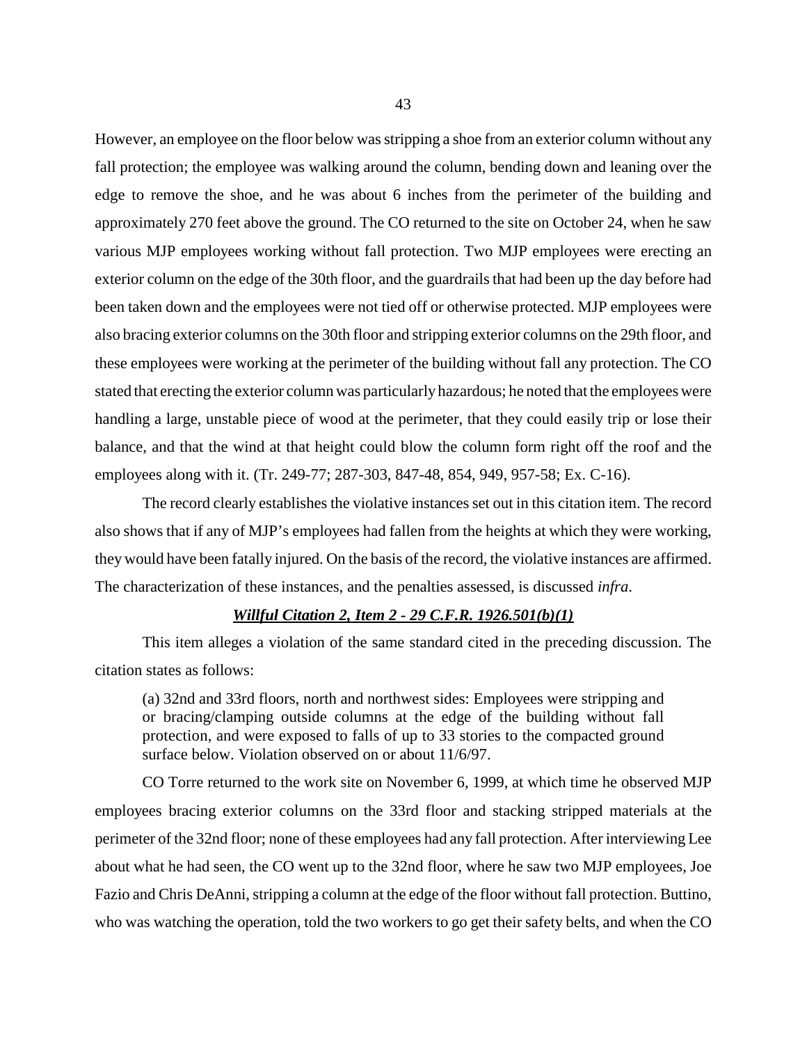However, an employee on the floor below was stripping a shoe from an exterior column without any fall protection; the employee was walking around the column, bending down and leaning over the edge to remove the shoe, and he was about 6 inches from the perimeter of the building and approximately 270 feet above the ground. The CO returned to the site on October 24, when he saw various MJP employees working without fall protection. Two MJP employees were erecting an exterior column on the edge of the 30th floor, and the guardrails that had been up the day before had been taken down and the employees were not tied off or otherwise protected. MJP employees were also bracing exterior columns on the 30th floor and stripping exterior columns on the 29th floor, and these employees were working at the perimeter of the building without fall any protection. The CO stated that erecting the exterior column was particularly hazardous; he noted that the employees were handling a large, unstable piece of wood at the perimeter, that they could easily trip or lose their balance, and that the wind at that height could blow the column form right off the roof and the employees along with it. (Tr. 249-77; 287-303, 847-48, 854, 949, 957-58; Ex. C-16).

The record clearly establishes the violative instances set out in this citation item. The record also shows that if any of MJP's employees had fallen from the heights at which they were working, they would have been fatally injured. On the basis of the record, the violative instances are affirmed. The characterization of these instances, and the penalties assessed, is discussed *infra*.

***Willful Citation 2, Item 2 - 29 C.F.R. 1926.501(b)(1)***

This item alleges a violation of the same standard cited in the preceding discussion. The citation states as follows:

> (a) 32nd and 33rd floors, north and northwest sides: Employees were stripping and or bracing/clamping outside columns at the edge of the building without fall protection, and were exposed to falls of up to 33 stories to the compacted ground surface below. Violation observed on or about 11/6/97.

CO Torre returned to the work site on November 6, 1999, at which time he observed MJP employees bracing exterior columns on the 33rd floor and stacking stripped materials at the perimeter of the 32nd floor; none of these employees had any fall protection. After interviewing Lee about what he had seen, the CO went up to the 32nd floor, where he saw two MJP employees, Joe Fazio and Chris DeAnni, stripping a column at the edge of the floor without fall protection. Buttino, who was watching the operation, told the two workers to go get their safety belts, and when the CO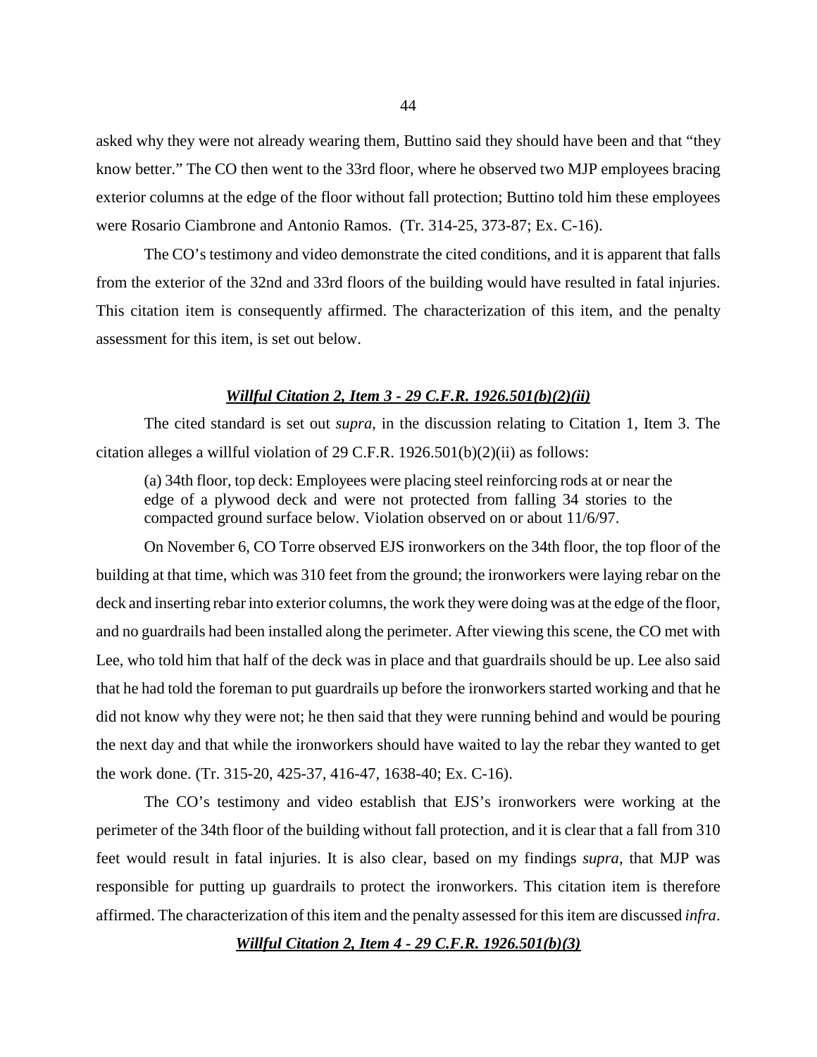asked why they were not already wearing them, Buttino said they should have been and that "they know better." The CO then went to the 33rd floor, where he observed two MJP employees bracing exterior columns at the edge of the floor without fall protection; Buttino told him these employees were Rosario Ciambrone and Antonio Ramos. (Tr. 314-25, 373-87; Ex. C-16).

The CO's testimony and video demonstrate the cited conditions, and it is apparent that falls from the exterior of the 32nd and 33rd floors of the building would have resulted in fatal injuries. This citation item is consequently affirmed. The characterization of this item, and the penalty assessment for this item, is set out below.

### ***Willful Citation 2, Item 3 - 29 C.F.R. 1926.501(b)(2)(ii)***

The cited standard is set out *supra*, in the discussion relating to Citation 1, Item 3. The citation alleges a willful violation of 29 C.F.R. 1926.501(b)(2)(ii) as follows:

> (a) 34th floor, top deck: Employees were placing steel reinforcing rods at or near the edge of a plywood deck and were not protected from falling 34 stories to the compacted ground surface below. Violation observed on or about 11/6/97.

On November 6, CO Torre observed EJS ironworkers on the 34th floor, the top floor of the building at that time, which was 310 feet from the ground; the ironworkers were laying rebar on the deck and inserting rebar into exterior columns, the work they were doing was at the edge of the floor, and no guardrails had been installed along the perimeter. After viewing this scene, the CO met with Lee, who told him that half of the deck was in place and that guardrails should be up. Lee also said that he had told the foreman to put guardrails up before the ironworkers started working and that he did not know why they were not; he then said that they were running behind and would be pouring the next day and that while the ironworkers should have waited to lay the rebar they wanted to get the work done. (Tr. 315-20, 425-37, 416-47, 1638-40; Ex. C-16).

The CO's testimony and video establish that EJS's ironworkers were working at the perimeter of the 34th floor of the building without fall protection, and it is clear that a fall from 310 feet would result in fatal injuries. It is also clear, based on my findings *supra*, that MJP was responsible for putting up guardrails to protect the ironworkers. This citation item is therefore affirmed. The characterization of this item and the penalty assessed for this item are discussed *infra*.

### ***Willful Citation 2, Item 4 - 29 C.F.R. 1926.501(b)(3)***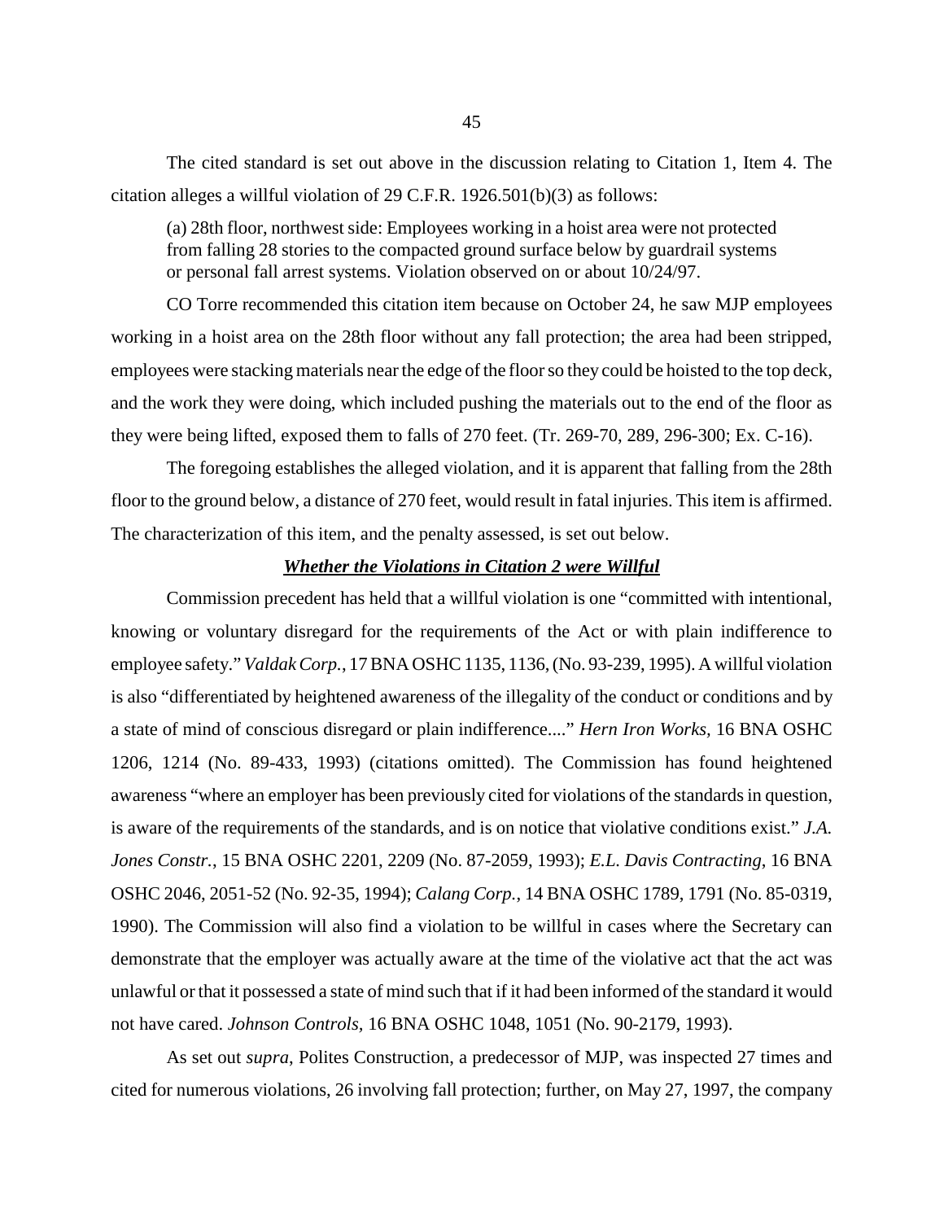The cited standard is set out above in the discussion relating to Citation 1, Item 4. The citation alleges a willful violation of 29 C.F.R. 1926.501(b)(3) as follows:

> (a) 28th floor, northwest side: Employees working in a hoist area were not protected from falling 28 stories to the compacted ground surface below by guardrail systems or personal fall arrest systems. Violation observed on or about 10/24/97.

CO Torre recommended this citation item because on October 24, he saw MJP employees working in a hoist area on the 28th floor without any fall protection; the area had been stripped, employees were stacking materials near the edge of the floor so they could be hoisted to the top deck, and the work they were doing, which included pushing the materials out to the end of the floor as they were being lifted, exposed them to falls of 270 feet. (Tr. 269-70, 289, 296-300; Ex. C-16).

The foregoing establishes the alleged violation, and it is apparent that falling from the 28th floor to the ground below, a distance of 270 feet, would result in fatal injuries. This item is affirmed. The characterization of this item, and the penalty assessed, is set out below.

***Whether the Violations in Citation 2 were Willful***

Commission precedent has held that a willful violation is one "committed with intentional, knowing or voluntary disregard for the requirements of the Act or with plain indifference to employee safety." *Valdak Corp.*, 17 BNA OSHC 1135, 1136, (No. 93-239, 1995). A willful violation is also "differentiated by heightened awareness of the illegality of the conduct or conditions and by a state of mind of conscious disregard or plain indifference...." *Hern Iron Works*, 16 BNA OSHC 1206, 1214 (No. 89-433, 1993) (citations omitted). The Commission has found heightened awareness "where an employer has been previously cited for violations of the standards in question, is aware of the requirements of the standards, and is on notice that violative conditions exist." *J.A. Jones Constr.*, 15 BNA OSHC 2201, 2209 (No. 87-2059, 1993); *E.L. Davis Contracting*, 16 BNA OSHC 2046, 2051-52 (No. 92-35, 1994); *Calang Corp.*, 14 BNA OSHC 1789, 1791 (No. 85-0319, 1990). The Commission will also find a violation to be willful in cases where the Secretary can demonstrate that the employer was actually aware at the time of the violative act that the act was unlawful or that it possessed a state of mind such that if it had been informed of the standard it would not have cared. *Johnson Controls*, 16 BNA OSHC 1048, 1051 (No. 90-2179, 1993).

As set out *supra*, Polites Construction, a predecessor of MJP, was inspected 27 times and cited for numerous violations, 26 involving fall protection; further, on May 27, 1997, the company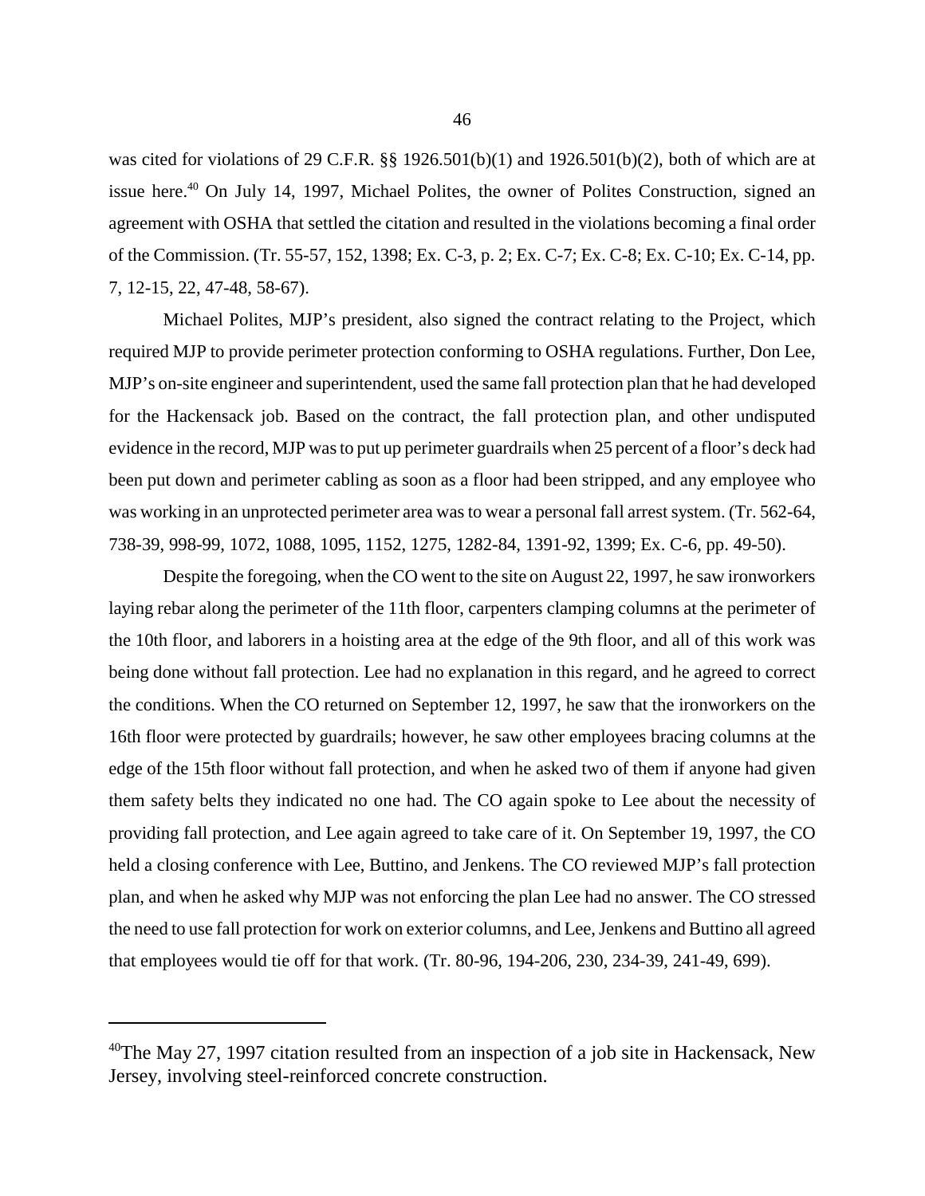was cited for violations of 29 C.F.R. §§ 1926.501(b)(1) and 1926.501(b)(2), both of which are at issue here.[40] On July 14, 1997, Michael Polites, the owner of Polites Construction, signed an agreement with OSHA that settled the citation and resulted in the violations becoming a final order of the Commission. (Tr. 55-57, 152, 1398; Ex. C-3, p. 2; Ex. C-7; Ex. C-8; Ex. C-10; Ex. C-14, pp. 7, 12-15, 22, 47-48, 58-67).

Michael Polites, MJP's president, also signed the contract relating to the Project, which required MJP to provide perimeter protection conforming to OSHA regulations. Further, Don Lee, MJP's on-site engineer and superintendent, used the same fall protection plan that he had developed for the Hackensack job. Based on the contract, the fall protection plan, and other undisputed evidence in the record, MJP was to put up perimeter guardrails when 25 percent of a floor's deck had been put down and perimeter cabling as soon as a floor had been stripped, and any employee who was working in an unprotected perimeter area was to wear a personal fall arrest system. (Tr. 562-64, 738-39, 998-99, 1072, 1088, 1095, 1152, 1275, 1282-84, 1391-92, 1399; Ex. C-6, pp. 49-50).

Despite the foregoing, when the CO went to the site on August 22, 1997, he saw ironworkers laying rebar along the perimeter of the 11th floor, carpenters clamping columns at the perimeter of the 10th floor, and laborers in a hoisting area at the edge of the 9th floor, and all of this work was being done without fall protection. Lee had no explanation in this regard, and he agreed to correct the conditions. When the CO returned on September 12, 1997, he saw that the ironworkers on the 16th floor were protected by guardrails; however, he saw other employees bracing columns at the edge of the 15th floor without fall protection, and when he asked two of them if anyone had given them safety belts they indicated no one had. The CO again spoke to Lee about the necessity of providing fall protection, and Lee again agreed to take care of it. On September 19, 1997, the CO held a closing conference with Lee, Buttino, and Jenkens. The CO reviewed MJP's fall protection plan, and when he asked why MJP was not enforcing the plan Lee had no answer. The CO stressed the need to use fall protection for work on exterior columns, and Lee, Jenkens and Buttino all agreed that employees would tie off for that work. (Tr. 80-96, 194-206, 230, 234-39, 241-49, 699).

---

[40]The May 27, 1997 citation resulted from an inspection of a job site in Hackensack, New Jersey, involving steel-reinforced concrete construction.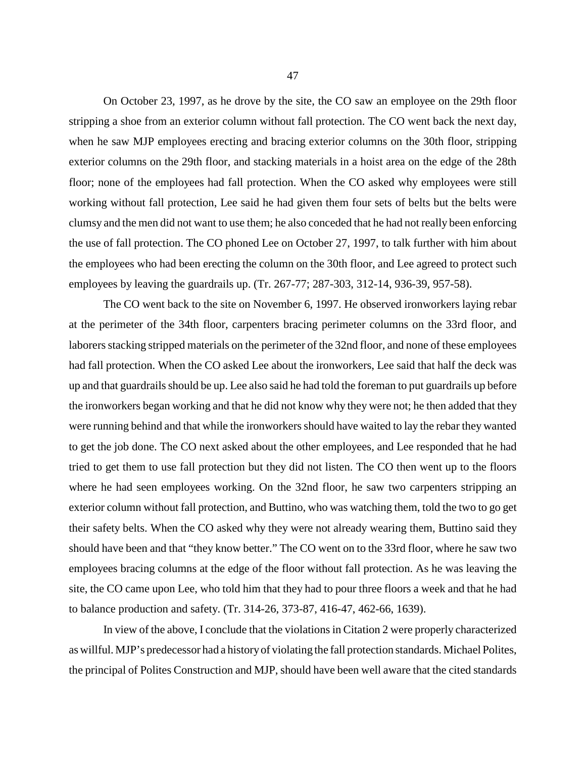On October 23, 1997, as he drove by the site, the CO saw an employee on the 29th floor stripping a shoe from an exterior column without fall protection. The CO went back the next day, when he saw MJP employees erecting and bracing exterior columns on the 30th floor, stripping exterior columns on the 29th floor, and stacking materials in a hoist area on the edge of the 28th floor; none of the employees had fall protection. When the CO asked why employees were still working without fall protection, Lee said he had given them four sets of belts but the belts were clumsy and the men did not want to use them; he also conceded that he had not really been enforcing the use of fall protection. The CO phoned Lee on October 27, 1997, to talk further with him about the employees who had been erecting the column on the 30th floor, and Lee agreed to protect such employees by leaving the guardrails up. (Tr. 267-77; 287-303, 312-14, 936-39, 957-58).

The CO went back to the site on November 6, 1997. He observed ironworkers laying rebar at the perimeter of the 34th floor, carpenters bracing perimeter columns on the 33rd floor, and laborers stacking stripped materials on the perimeter of the 32nd floor, and none of these employees had fall protection. When the CO asked Lee about the ironworkers, Lee said that half the deck was up and that guardrails should be up. Lee also said he had told the foreman to put guardrails up before the ironworkers began working and that he did not know why they were not; he then added that they were running behind and that while the ironworkers should have waited to lay the rebar they wanted to get the job done. The CO next asked about the other employees, and Lee responded that he had tried to get them to use fall protection but they did not listen. The CO then went up to the floors where he had seen employees working. On the 32nd floor, he saw two carpenters stripping an exterior column without fall protection, and Buttino, who was watching them, told the two to go get their safety belts. When the CO asked why they were not already wearing them, Buttino said they should have been and that "they know better." The CO went on to the 33rd floor, where he saw two employees bracing columns at the edge of the floor without fall protection. As he was leaving the site, the CO came upon Lee, who told him that they had to pour three floors a week and that he had to balance production and safety. (Tr. 314-26, 373-87, 416-47, 462-66, 1639).

In view of the above, I conclude that the violations in Citation 2 were properly characterized as willful. MJP's predecessor had a history of violating the fall protection standards. Michael Polites, the principal of Polites Construction and MJP, should have been well aware that the cited standards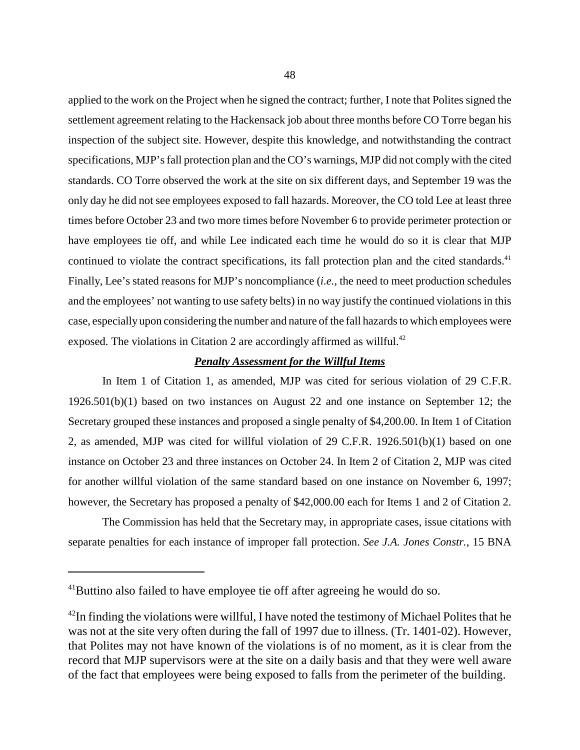applied to the work on the Project when he signed the contract; further, I note that Polites signed the settlement agreement relating to the Hackensack job about three months before CO Torre began his inspection of the subject site. However, despite this knowledge, and notwithstanding the contract specifications, MJP's fall protection plan and the CO's warnings, MJP did not comply with the cited standards. CO Torre observed the work at the site on six different days, and September 19 was the only day he did not see employees exposed to fall hazards. Moreover, the CO told Lee at least three times before October 23 and two more times before November 6 to provide perimeter protection or have employees tie off, and while Lee indicated each time he would do so it is clear that MJP continued to violate the contract specifications, its fall protection plan and the cited standards.[41] Finally, Lee's stated reasons for MJP's noncompliance (*i.e.*, the need to meet production schedules and the employees' not wanting to use safety belts) in no way justify the continued violations in this case, especially upon considering the number and nature of the fall hazards to which employees were exposed. The violations in Citation 2 are accordingly affirmed as willful.[42]

## ***Penalty Assessment for the Willful Items***

In Item 1 of Citation 1, as amended, MJP was cited for serious violation of 29 C.F.R. 1926.501(b)(1) based on two instances on August 22 and one instance on September 12; the Secretary grouped these instances and proposed a single penalty of $4,200.00. In Item 1 of Citation 2, as amended, MJP was cited for willful violation of 29 C.F.R. 1926.501(b)(1) based on one instance on October 23 and three instances on October 24. In Item 2 of Citation 2, MJP was cited for another willful violation of the same standard based on one instance on November 6, 1997; however, the Secretary has proposed a penalty of $42,000.00 each for Items 1 and 2 of Citation 2.

The Commission has held that the Secretary may, in appropriate cases, issue citations with separate penalties for each instance of improper fall protection. *See J.A. Jones Constr.*, 15 BNA

---

[41]Buttino also failed to have employee tie off after agreeing he would do so.

[42]In finding the violations were willful, I have noted the testimony of Michael Polites that he was not at the site very often during the fall of 1997 due to illness. (Tr. 1401-02). However, that Polites may not have known of the violations is of no moment, as it is clear from the record that MJP supervisors were at the site on a daily basis and that they were well aware of the fact that employees were being exposed to falls from the perimeter of the building.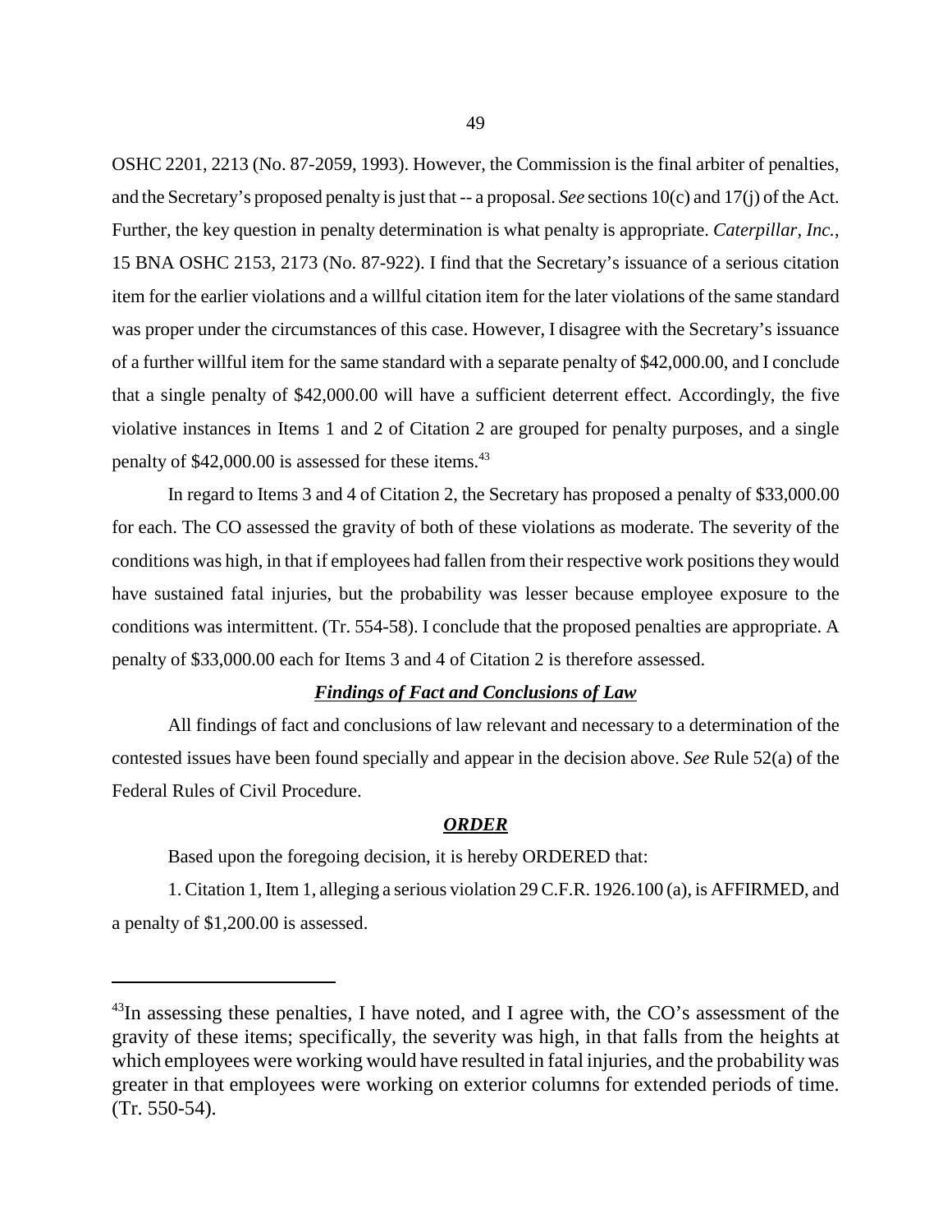OSHC 2201, 2213 (No. 87-2059, 1993). However, the Commission is the final arbiter of penalties, and the Secretary's proposed penalty is just that -- a proposal. *See* sections 10(c) and 17(j) of the Act. Further, the key question in penalty determination is what penalty is appropriate. *Caterpillar, Inc.*, 15 BNA OSHC 2153, 2173 (No. 87-922). I find that the Secretary's issuance of a serious citation item for the earlier violations and a willful citation item for the later violations of the same standard was proper under the circumstances of this case. However, I disagree with the Secretary's issuance of a further willful item for the same standard with a separate penalty of $42,000.00, and I conclude that a single penalty of $42,000.00 will have a sufficient deterrent effect. Accordingly, the five violative instances in Items 1 and 2 of Citation 2 are grouped for penalty purposes, and a single penalty of $42,000.00 is assessed for these items.[43]

In regard to Items 3 and 4 of Citation 2, the Secretary has proposed a penalty of $33,000.00 for each. The CO assessed the gravity of both of these violations as moderate. The severity of the conditions was high, in that if employees had fallen from their respective work positions they would have sustained fatal injuries, but the probability was lesser because employee exposure to the conditions was intermittent. (Tr. 554-58). I conclude that the proposed penalties are appropriate. A penalty of $33,000.00 each for Items 3 and 4 of Citation 2 is therefore assessed.

### ***Findings of Fact and Conclusions of Law***

All findings of fact and conclusions of law relevant and necessary to a determination of the contested issues have been found specially and appear in the decision above. *See* Rule 52(a) of the Federal Rules of Civil Procedure.

### ***ORDER***

Based upon the foregoing decision, it is hereby ORDERED that:

1. Citation 1, Item 1, alleging a serious violation 29 C.F.R. 1926.100 (a), is AFFIRMED, and a penalty of $1,200.00 is assessed.

---

[43]In assessing these penalties, I have noted, and I agree with, the CO's assessment of the gravity of these items; specifically, the severity was high, in that falls from the heights at which employees were working would have resulted in fatal injuries, and the probability was greater in that employees were working on exterior columns for extended periods of time. (Tr. 550-54).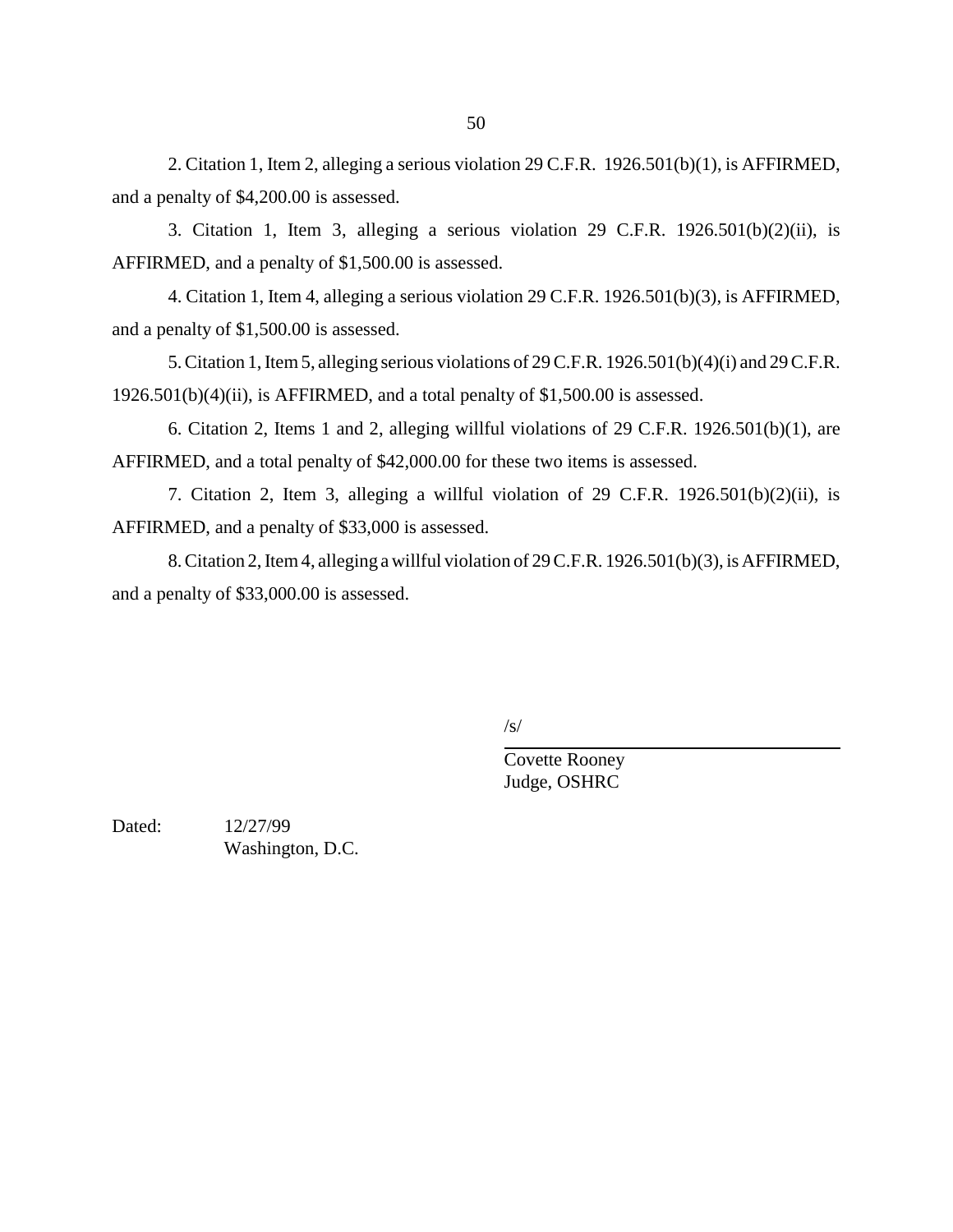2. Citation 1, Item 2, alleging a serious violation 29 C.F.R. 1926.501(b)(1), is AFFIRMED, and a penalty of $4,200.00 is assessed.

3. Citation 1, Item 3, alleging a serious violation 29 C.F.R. 1926.501(b)(2)(ii), is AFFIRMED, and a penalty of $1,500.00 is assessed.

4. Citation 1, Item 4, alleging a serious violation 29 C.F.R. 1926.501(b)(3), is AFFIRMED, and a penalty of $1,500.00 is assessed.

5. Citation 1, Item 5, alleging serious violations of 29 C.F.R. 1926.501(b)(4)(i) and 29 C.F.R. 1926.501(b)(4)(ii), is AFFIRMED, and a total penalty of $1,500.00 is assessed.

6. Citation 2, Items 1 and 2, alleging willful violations of 29 C.F.R. 1926.501(b)(1), are AFFIRMED, and a total penalty of $42,000.00 for these two items is assessed.

7. Citation 2, Item 3, alleging a willful violation of 29 C.F.R. 1926.501(b)(2)(ii), is AFFIRMED, and a penalty of $33,000 is assessed.

8. Citation 2, Item 4, alleging a willful violation of 29 C.F.R. 1926.501(b)(3), is AFFIRMED, and a penalty of $33,000.00 is assessed.

/s/

Covette Rooney
Judge, OSHRC

Dated: 12/27/99
Washington, D.C.